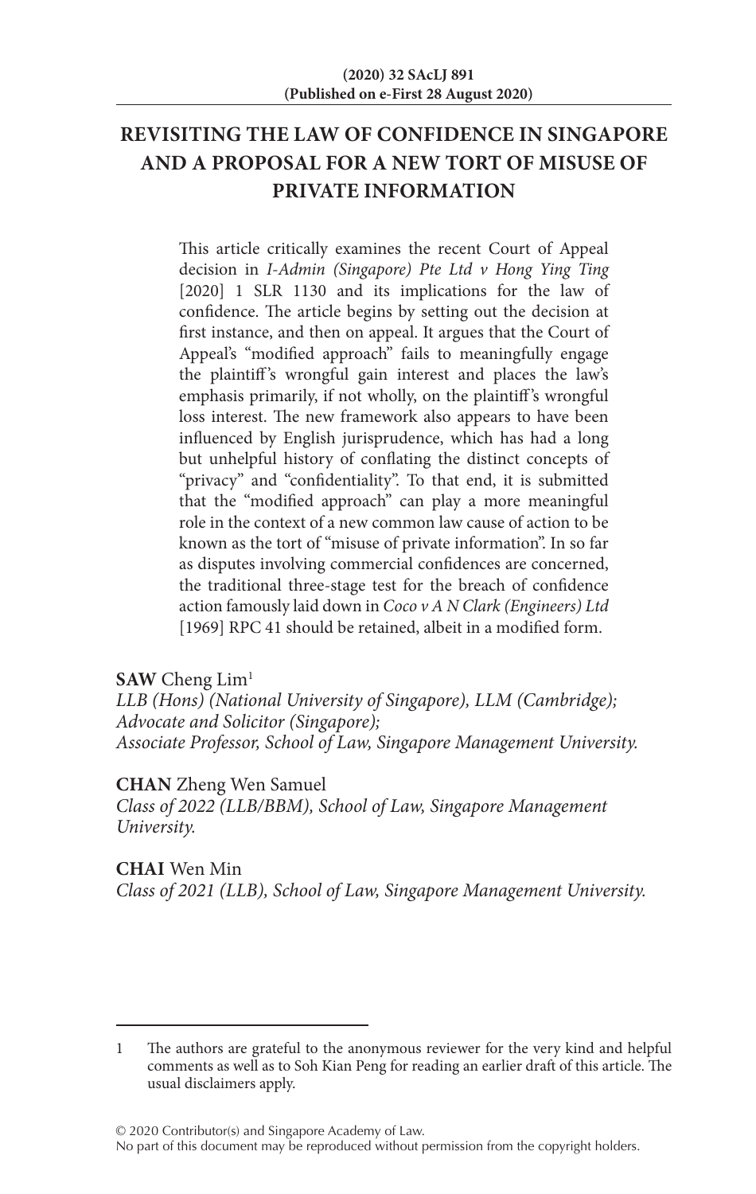# REVISITING THE LAW OF CONFIDENCE IN SINGAPORE AND A PROPOSAL FOR A NEW TORT OF MISUSE OF PRIVATE INFORMATION

This article critically examines the recent Court of Appeal decision in *I-Admin (Singapore) Pte Ltd v Hong Ying Ting* [2020] 1 SLR 1130 and its implications for the law of confidence. The article begins by setting out the decision at first instance, and then on appeal. It argues that the Court of Appeal's "modified approach" fails to meaningfully engage the plaintiff's wrongful gain interest and places the law's emphasis primarily, if not wholly, on the plaintiff's wrongful loss interest. The new framework also appears to have been influenced by English jurisprudence, which has had a long but unhelpful history of conflating the distinct concepts of "privacy" and "confidentiality". To that end, it is submitted that the "modified approach" can play a more meaningful role in the context of a new common law cause of action to be known as the tort of "misuse of private information". In so far as disputes involving commercial confidences are concerned, the traditional three-stage test for the breach of confidence action famously laid down in *Coco v A N Clark (Engineers) Ltd* [1969] RPC 41 should be retained, albeit in a modified form.

**SAW** Cheng Lim[1]
*LLB (Hons) (National University of Singapore), LLM (Cambridge);*
*Advocate and Solicitor (Singapore);*
*Associate Professor, School of Law, Singapore Management University.*

**CHAN** Zheng Wen Samuel
*Class of 2022 (LLB/BBM), School of Law, Singapore Management University.*

**CHAI** Wen Min
*Class of 2021 (LLB), School of Law, Singapore Management University.*

---

1 The authors are grateful to the anonymous reviewer for the very kind and helpful comments as well as to Soh Kian Peng for reading an earlier draft of this article. The usual disclaimers apply.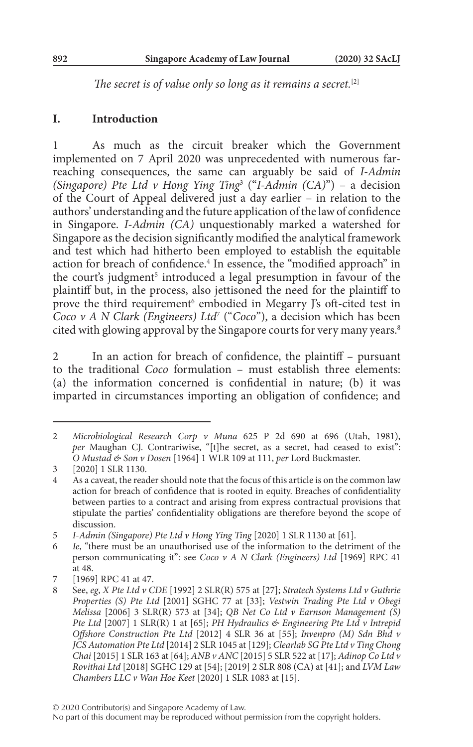*The secret is of value only so long as it remains a secret.*[2]

## I. Introduction

1 As much as the circuit breaker which the Government implemented on 7 April 2020 was unprecedented with numerous far-reaching consequences, the same can arguably be said of *I-Admin (Singapore) Pte Ltd v Hong Ying Ting*[3] ("*I-Admin (CA)*") – a decision of the Court of Appeal delivered just a day earlier – in relation to the authors' understanding and the future application of the law of confidence in Singapore. *I-Admin (CA)* unquestionably marked a watershed for Singapore as the decision significantly modified the analytical framework and test which had hitherto been employed to establish the equitable action for breach of confidence.[4] In essence, the "modified approach" in the court's judgment[5] introduced a legal presumption in favour of the plaintiff but, in the process, also jettisoned the need for the plaintiff to prove the third requirement[6] embodied in Megarry J's oft-cited test in *Coco v A N Clark (Engineers) Ltd*[7] ("*Coco*"), a decision which has been cited with glowing approval by the Singapore courts for very many years.[8]

2 In an action for breach of confidence, the plaintiff – pursuant to the traditional *Coco* formulation – must establish three elements: (a) the information concerned is confidential in nature; (b) it was imparted in circumstances importing an obligation of confidence; and

---

2 *Microbiological Research Corp v Muna* 625 P 2d 690 at 696 (Utah, 1981), *per* Maughan CJ. Contrariwise, "[t]he secret, as a secret, had ceased to exist": *O Mustad & Son v Dosen* [1964] 1 WLR 109 at 111, *per* Lord Buckmaster.

3 [2020] 1 SLR 1130.

4 As a caveat, the reader should note that the focus of this article is on the common law action for breach of confidence that is rooted in equity. Breaches of confidentiality between parties to a contract and arising from express contractual provisions that stipulate the parties' confidentiality obligations are therefore beyond the scope of discussion.

5 *I-Admin (Singapore) Pte Ltd v Hong Ying Ting* [2020] 1 SLR 1130 at [61].

6 *Ie*, "there must be an unauthorised use of the information to the detriment of the person communicating it": see *Coco v A N Clark (Engineers) Ltd* [1969] RPC 41 at 48.

7 [1969] RPC 41 at 47.

8 See, *eg*, *X Pte Ltd v CDE* [1992] 2 SLR(R) 575 at [27]; *Stratech Systems Ltd v Guthrie Properties (S) Pte Ltd* [2001] SGHC 77 at [33]; *Vestwin Trading Pte Ltd v Obegi Melissa* [2006] 3 SLR(R) 573 at [34]; *QB Net Co Ltd v Earnson Management (S) Pte Ltd* [2007] 1 SLR(R) 1 at [65]; *PH Hydraulics & Engineering Pte Ltd v Intrepid Offshore Construction Pte Ltd* [2012] 4 SLR 36 at [55]; *Invenpro (M) Sdn Bhd v JCS Automation Pte Ltd* [2014] 2 SLR 1045 at [129]; *Clearlab SG Pte Ltd v Ting Chong Chai* [2015] 1 SLR 163 at [64]; *ANB v ANC* [2015] 5 SLR 522 at [17]; *Adinop Co Ltd v Rovithai Ltd* [2018] SGHC 129 at [54]; [2019] 2 SLR 808 (CA) at [41]; and *LVM Law Chambers LLC v Wan Hoe Keet* [2020] 1 SLR 1083 at [15].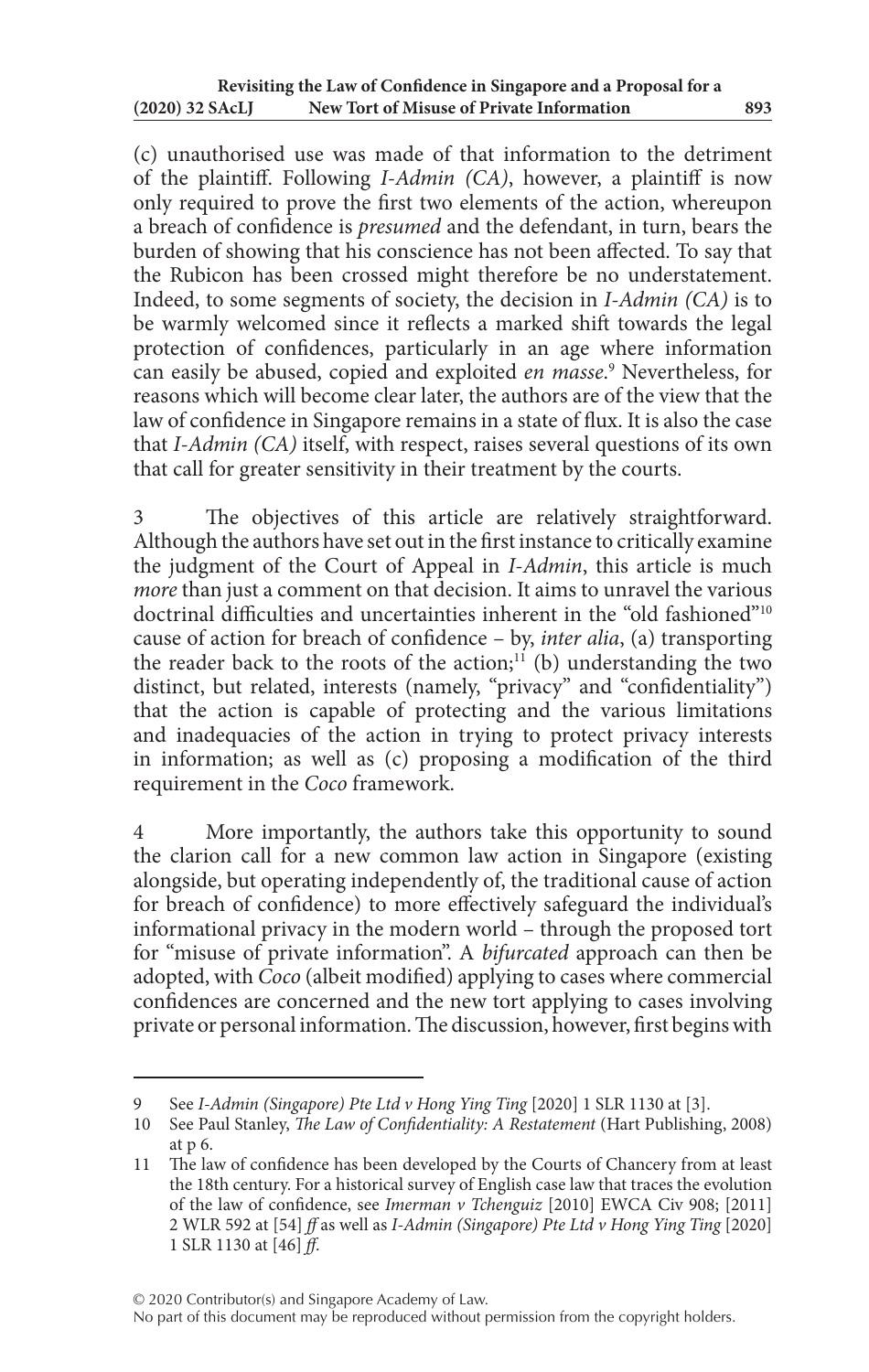(c) unauthorised use was made of that information to the detriment of the plaintiff. Following *I-Admin (CA)*, however, a plaintiff is now only required to prove the first two elements of the action, whereupon a breach of confidence is *presumed* and the defendant, in turn, bears the burden of showing that his conscience has not been affected. To say that the Rubicon has been crossed might therefore be no understatement. Indeed, to some segments of society, the decision in *I-Admin (CA)* is to be warmly welcomed since it reflects a marked shift towards the legal protection of confidences, particularly in an age where information can easily be abused, copied and exploited *en masse*.[9] Nevertheless, for reasons which will become clear later, the authors are of the view that the law of confidence in Singapore remains in a state of flux. It is also the case that *I-Admin (CA)* itself, with respect, raises several questions of its own that call for greater sensitivity in their treatment by the courts.

3 The objectives of this article are relatively straightforward. Although the authors have set out in the first instance to critically examine the judgment of the Court of Appeal in *I-Admin*, this article is much *more* than just a comment on that decision. It aims to unravel the various doctrinal difficulties and uncertainties inherent in the "old fashioned"[10] cause of action for breach of confidence – by, *inter alia*, (a) transporting the reader back to the roots of the action;[11] (b) understanding the two distinct, but related, interests (namely, "privacy" and "confidentiality") that the action is capable of protecting and the various limitations and inadequacies of the action in trying to protect privacy interests in information; as well as (c) proposing a modification of the third requirement in the *Coco* framework.

4 More importantly, the authors take this opportunity to sound the clarion call for a new common law action in Singapore (existing alongside, but operating independently of, the traditional cause of action for breach of confidence) to more effectively safeguard the individual's informational privacy in the modern world – through the proposed tort for "misuse of private information". A *bifurcated* approach can then be adopted, with *Coco* (albeit modified) applying to cases where commercial confidences are concerned and the new tort applying to cases involving private or personal information. The discussion, however, first begins with

---

9 See *I-Admin (Singapore) Pte Ltd v Hong Ying Ting* [2020] 1 SLR 1130 at [3].

10 See Paul Stanley, *The Law of Confidentiality: A Restatement* (Hart Publishing, 2008) at p 6.

11 The law of confidence has been developed by the Courts of Chancery from at least the 18th century. For a historical survey of English case law that traces the evolution of the law of confidence, see *Imerman v Tchenguiz* [2010] EWCA Civ 908; [2011] 2 WLR 592 at [54] *ff* as well as *I-Admin (Singapore) Pte Ltd v Hong Ying Ting* [2020] 1 SLR 1130 at [46] *ff*.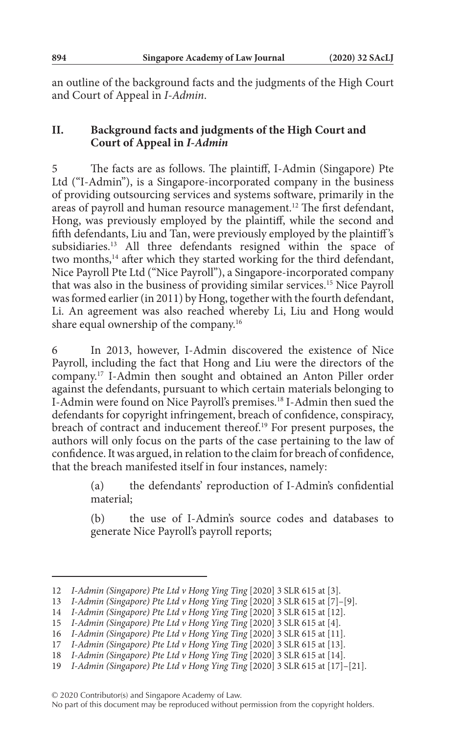an outline of the background facts and the judgments of the High Court and Court of Appeal in *I-Admin*.

## II. Background facts and judgments of the High Court and Court of Appeal in *I-Admin*

5 The facts are as follows. The plaintiff, I-Admin (Singapore) Pte Ltd ("I-Admin"), is a Singapore-incorporated company in the business of providing outsourcing services and systems software, primarily in the areas of payroll and human resource management.[12] The first defendant, Hong, was previously employed by the plaintiff, while the second and fifth defendants, Liu and Tan, were previously employed by the plaintiff's subsidiaries.[13] All three defendants resigned within the space of two months,[14] after which they started working for the third defendant, Nice Payroll Pte Ltd ("Nice Payroll"), a Singapore-incorporated company that was also in the business of providing similar services.[15] Nice Payroll was formed earlier (in 2011) by Hong, together with the fourth defendant, Li. An agreement was also reached whereby Li, Liu and Hong would share equal ownership of the company.[16]

6 In 2013, however, I-Admin discovered the existence of Nice Payroll, including the fact that Hong and Liu were the directors of the company.[17] I-Admin then sought and obtained an Anton Piller order against the defendants, pursuant to which certain materials belonging to I-Admin were found on Nice Payroll's premises.[18] I-Admin then sued the defendants for copyright infringement, breach of confidence, conspiracy, breach of contract and inducement thereof.[19] For present purposes, the authors will only focus on the parts of the case pertaining to the law of confidence. It was argued, in relation to the claim for breach of confidence, that the breach manifested itself in four instances, namely:

> (a) the defendants' reproduction of I-Admin's confidential material;
>
> (b) the use of I-Admin's source codes and databases to generate Nice Payroll's payroll reports;

---

12 *I-Admin (Singapore) Pte Ltd v Hong Ying Ting* [2020] 3 SLR 615 at [3].

13 *I-Admin (Singapore) Pte Ltd v Hong Ying Ting* [2020] 3 SLR 615 at [7]–[9].

14 *I-Admin (Singapore) Pte Ltd v Hong Ying Ting* [2020] 3 SLR 615 at [12].

15 *I-Admin (Singapore) Pte Ltd v Hong Ying Ting* [2020] 3 SLR 615 at [4].

16 *I-Admin (Singapore) Pte Ltd v Hong Ying Ting* [2020] 3 SLR 615 at [11].

17 *I-Admin (Singapore) Pte Ltd v Hong Ying Ting* [2020] 3 SLR 615 at [13].

18 *I-Admin (Singapore) Pte Ltd v Hong Ying Ting* [2020] 3 SLR 615 at [14].

19 *I-Admin (Singapore) Pte Ltd v Hong Ying Ting* [2020] 3 SLR 615 at [17]–[21].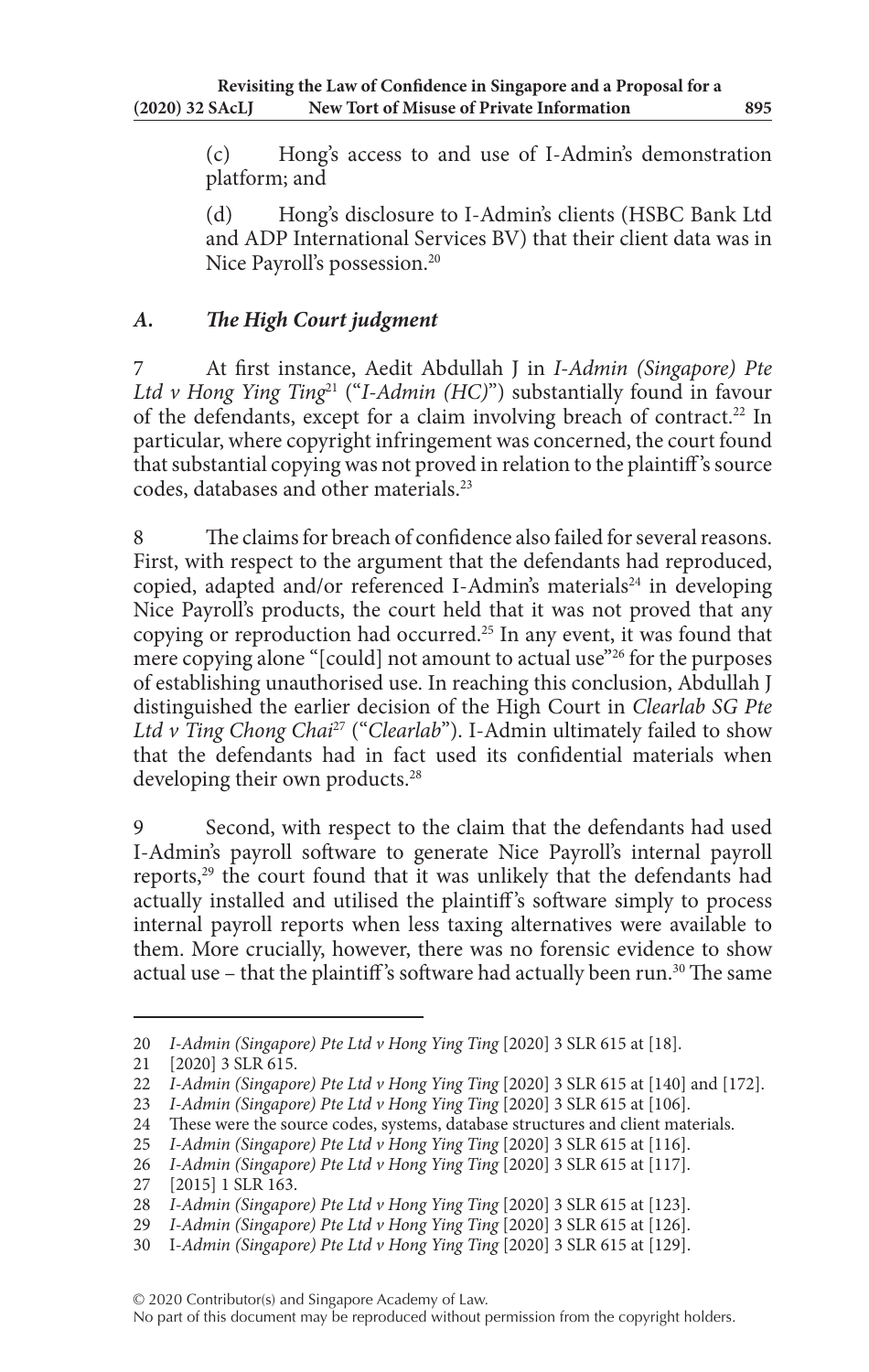(c) Hong's access to and use of I-Admin's demonstration platform; and

(d) Hong's disclosure to I-Admin's clients (HSBC Bank Ltd and ADP International Services BV) that their client data was in Nice Payroll's possession.[20]

### *A. The High Court judgment*

7 At first instance, Aedit Abdullah J in *I-Admin (Singapore) Pte Ltd v Hong Ying Ting*[21] ("*I-Admin (HC)*") substantially found in favour of the defendants, except for a claim involving breach of contract.[22] In particular, where copyright infringement was concerned, the court found that substantial copying was not proved in relation to the plaintiff's source codes, databases and other materials.[23]

8 The claims for breach of confidence also failed for several reasons. First, with respect to the argument that the defendants had reproduced, copied, adapted and/or referenced I-Admin's materials[24] in developing Nice Payroll's products, the court held that it was not proved that any copying or reproduction had occurred.[25] In any event, it was found that mere copying alone "[could] not amount to actual use"[26] for the purposes of establishing unauthorised use. In reaching this conclusion, Abdullah J distinguished the earlier decision of the High Court in *Clearlab SG Pte Ltd v Ting Chong Chai*[27] ("*Clearlab*"). I-Admin ultimately failed to show that the defendants had in fact used its confidential materials when developing their own products.[28]

9 Second, with respect to the claim that the defendants had used I-Admin's payroll software to generate Nice Payroll's internal payroll reports,[29] the court found that it was unlikely that the defendants had actually installed and utilised the plaintiff's software simply to process internal payroll reports when less taxing alternatives were available to them. More crucially, however, there was no forensic evidence to show actual use – that the plaintiff's software had actually been run.[30] The same

---

20 *I-Admin (Singapore) Pte Ltd v Hong Ying Ting* [2020] 3 SLR 615 at [18].

21 [2020] 3 SLR 615.

22 *I-Admin (Singapore) Pte Ltd v Hong Ying Ting* [2020] 3 SLR 615 at [140] and [172].

23 *I-Admin (Singapore) Pte Ltd v Hong Ying Ting* [2020] 3 SLR 615 at [106].

24 These were the source codes, systems, database structures and client materials.

25 *I-Admin (Singapore) Pte Ltd v Hong Ying Ting* [2020] 3 SLR 615 at [116].

26 *I-Admin (Singapore) Pte Ltd v Hong Ying Ting* [2020] 3 SLR 615 at [117].

27 [2015] 1 SLR 163.

28 *I-Admin (Singapore) Pte Ltd v Hong Ying Ting* [2020] 3 SLR 615 at [123].

29 *I-Admin (Singapore) Pte Ltd v Hong Ying Ting* [2020] 3 SLR 615 at [126].

30 I-*Admin (Singapore) Pte Ltd v Hong Ying Ting* [2020] 3 SLR 615 at [129].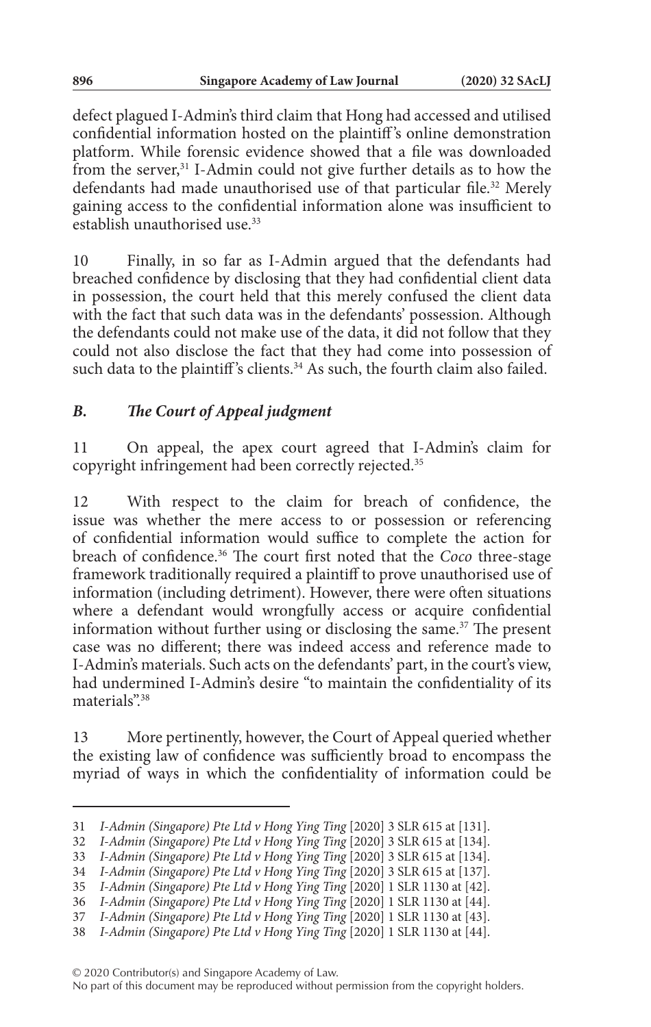defect plagued I-Admin's third claim that Hong had accessed and utilised confidential information hosted on the plaintiff's online demonstration platform. While forensic evidence showed that a file was downloaded from the server,[31] I-Admin could not give further details as to how the defendants had made unauthorised use of that particular file.[32] Merely gaining access to the confidential information alone was insufficient to establish unauthorised use.[33]

10 Finally, in so far as I-Admin argued that the defendants had breached confidence by disclosing that they had confidential client data in possession, the court held that this merely confused the client data with the fact that such data was in the defendants' possession. Although the defendants could not make use of the data, it did not follow that they could not also disclose the fact that they had come into possession of such data to the plaintiff's clients.[34] As such, the fourth claim also failed.

### *B. The Court of Appeal judgment*

11 On appeal, the apex court agreed that I-Admin's claim for copyright infringement had been correctly rejected.[35]

12 With respect to the claim for breach of confidence, the issue was whether the mere access to or possession or referencing of confidential information would suffice to complete the action for breach of confidence.[36] The court first noted that the *Coco* three-stage framework traditionally required a plaintiff to prove unauthorised use of information (including detriment). However, there were often situations where a defendant would wrongfully access or acquire confidential information without further using or disclosing the same.[37] The present case was no different; there was indeed access and reference made to I-Admin's materials. Such acts on the defendants' part, in the court's view, had undermined I-Admin's desire "to maintain the confidentiality of its materials".[38]

13 More pertinently, however, the Court of Appeal queried whether the existing law of confidence was sufficiently broad to encompass the myriad of ways in which the confidentiality of information could be

---

31 *I-Admin (Singapore) Pte Ltd v Hong Ying Ting* [2020] 3 SLR 615 at [131].

32 *I-Admin (Singapore) Pte Ltd v Hong Ying Ting* [2020] 3 SLR 615 at [134].

33 *I-Admin (Singapore) Pte Ltd v Hong Ying Ting* [2020] 3 SLR 615 at [134].

34 *I-Admin (Singapore) Pte Ltd v Hong Ying Ting* [2020] 3 SLR 615 at [137].

35 *I-Admin (Singapore) Pte Ltd v Hong Ying Ting* [2020] 1 SLR 1130 at [42].

36 *I-Admin (Singapore) Pte Ltd v Hong Ying Ting* [2020] 1 SLR 1130 at [44].

37 *I-Admin (Singapore) Pte Ltd v Hong Ying Ting* [2020] 1 SLR 1130 at [43].

38 *I-Admin (Singapore) Pte Ltd v Hong Ying Ting* [2020] 1 SLR 1130 at [44].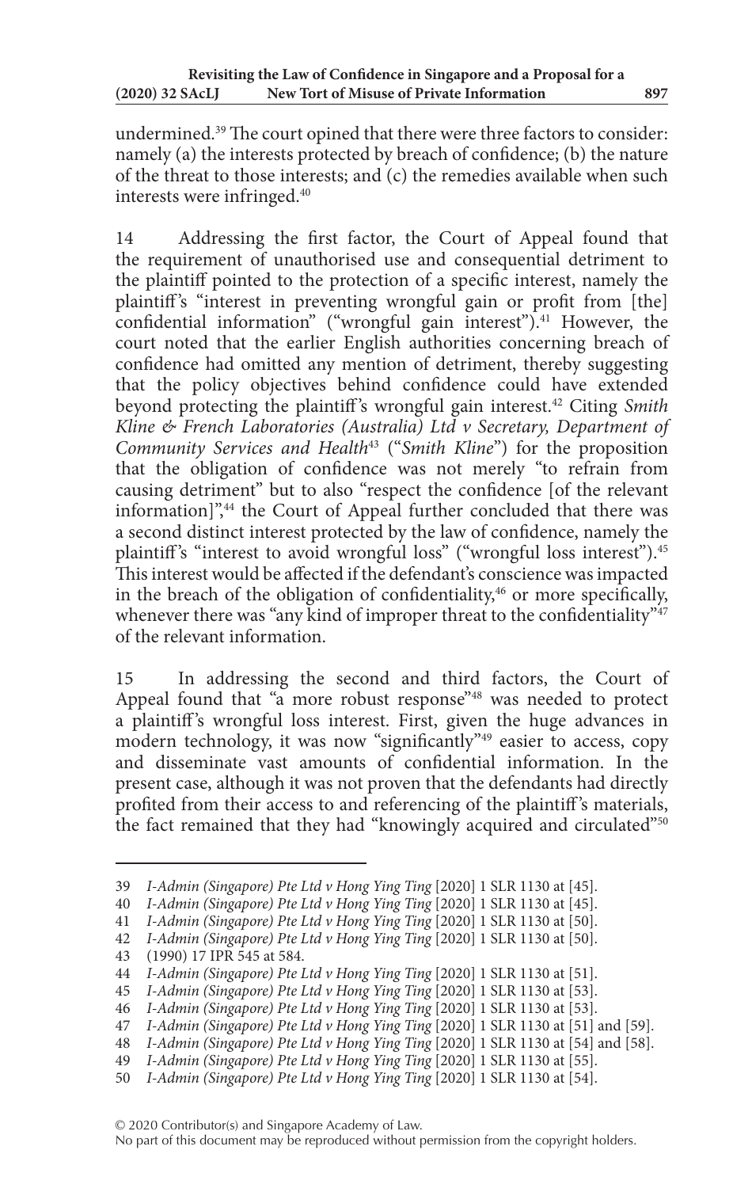undermined.[39] The court opined that there were three factors to consider: namely (a) the interests protected by breach of confidence; (b) the nature of the threat to those interests; and (c) the remedies available when such interests were infringed.[40]

14 Addressing the first factor, the Court of Appeal found that the requirement of unauthorised use and consequential detriment to the plaintiff pointed to the protection of a specific interest, namely the plaintiff's "interest in preventing wrongful gain or profit from [the] confidential information" ("wrongful gain interest").[41] However, the court noted that the earlier English authorities concerning breach of confidence had omitted any mention of detriment, thereby suggesting that the policy objectives behind confidence could have extended beyond protecting the plaintiff's wrongful gain interest.[42] Citing *Smith Kline & French Laboratories (Australia) Ltd v Secretary, Department of Community Services and Health*[43] ("*Smith Kline*") for the proposition that the obligation of confidence was not merely "to refrain from causing detriment" but to also "respect the confidence [of the relevant information]",[44] the Court of Appeal further concluded that there was a second distinct interest protected by the law of confidence, namely the plaintiff's "interest to avoid wrongful loss" ("wrongful loss interest").[45] This interest would be affected if the defendant's conscience was impacted in the breach of the obligation of confidentiality,[46] or more specifically, whenever there was "any kind of improper threat to the confidentiality"[47] of the relevant information.

15 In addressing the second and third factors, the Court of Appeal found that "a more robust response"[48] was needed to protect a plaintiff's wrongful loss interest. First, given the huge advances in modern technology, it was now "significantly"[49] easier to access, copy and disseminate vast amounts of confidential information. In the present case, although it was not proven that the defendants had directly profited from their access to and referencing of the plaintiff's materials, the fact remained that they had "knowingly acquired and circulated"[50]

---

39 *I-Admin (Singapore) Pte Ltd v Hong Ying Ting* [2020] 1 SLR 1130 at [45].
40 *I-Admin (Singapore) Pte Ltd v Hong Ying Ting* [2020] 1 SLR 1130 at [45].
41 *I-Admin (Singapore) Pte Ltd v Hong Ying Ting* [2020] 1 SLR 1130 at [50].
42 *I-Admin (Singapore) Pte Ltd v Hong Ying Ting* [2020] 1 SLR 1130 at [50].
43 (1990) 17 IPR 545 at 584.
44 *I-Admin (Singapore) Pte Ltd v Hong Ying Ting* [2020] 1 SLR 1130 at [51].
45 *I-Admin (Singapore) Pte Ltd v Hong Ying Ting* [2020] 1 SLR 1130 at [53].
46 *I-Admin (Singapore) Pte Ltd v Hong Ying Ting* [2020] 1 SLR 1130 at [53].
47 *I-Admin (Singapore) Pte Ltd v Hong Ying Ting* [2020] 1 SLR 1130 at [51] and [59].
48 *I-Admin (Singapore) Pte Ltd v Hong Ying Ting* [2020] 1 SLR 1130 at [54] and [58].
49 *I-Admin (Singapore) Pte Ltd v Hong Ying Ting* [2020] 1 SLR 1130 at [55].
50 *I-Admin (Singapore) Pte Ltd v Hong Ying Ting* [2020] 1 SLR 1130 at [54].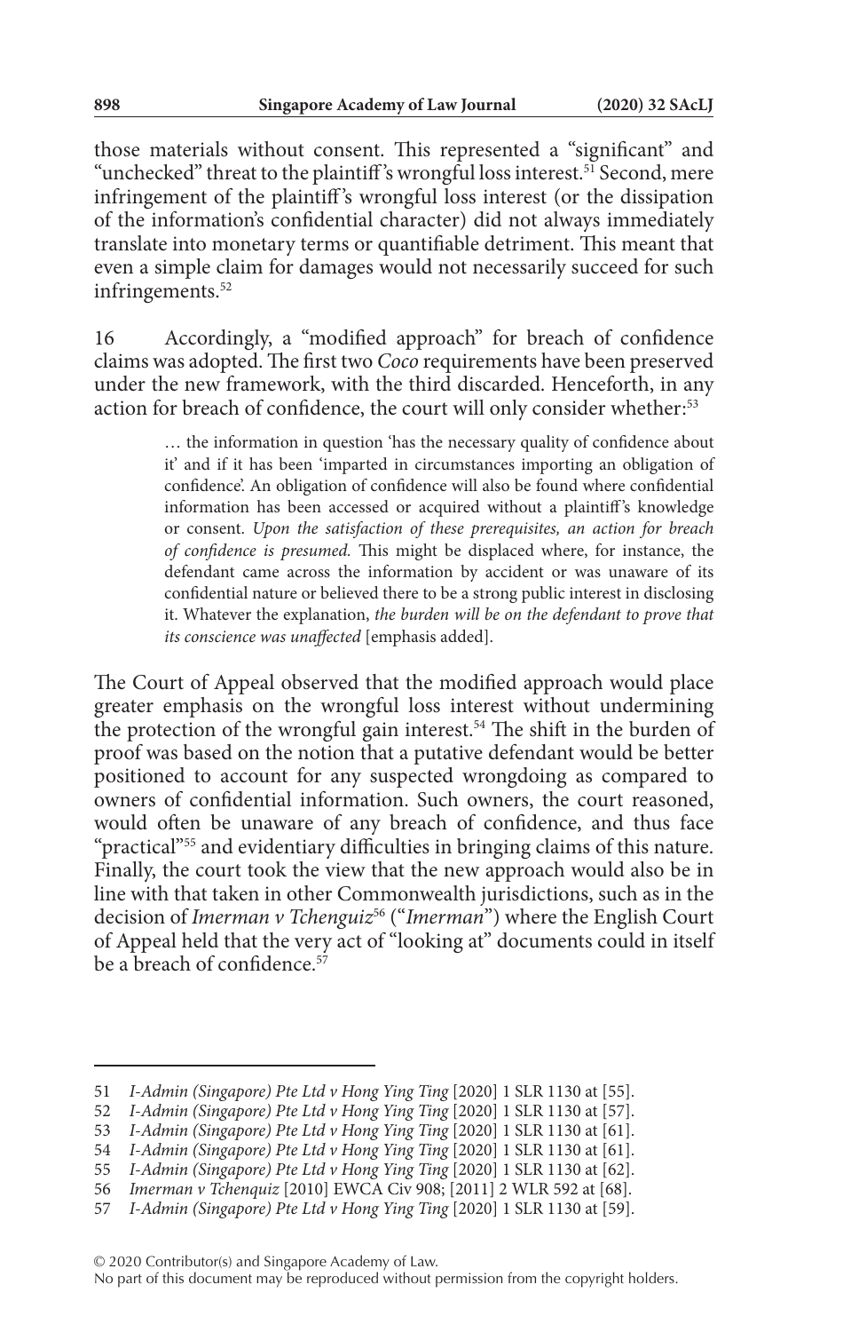those materials without consent. This represented a "significant" and "unchecked" threat to the plaintiff's wrongful loss interest.[51] Second, mere infringement of the plaintiff's wrongful loss interest (or the dissipation of the information's confidential character) did not always immediately translate into monetary terms or quantifiable detriment. This meant that even a simple claim for damages would not necessarily succeed for such infringements.[52]

16 Accordingly, a "modified approach" for breach of confidence claims was adopted. The first two *Coco* requirements have been preserved under the new framework, with the third discarded. Henceforth, in any action for breach of confidence, the court will only consider whether:[53]

> … the information in question 'has the necessary quality of confidence about it' and if it has been 'imparted in circumstances importing an obligation of confidence'. An obligation of confidence will also be found where confidential information has been accessed or acquired without a plaintiff's knowledge or consent. *Upon the satisfaction of these prerequisites, an action for breach of confidence is presumed.* This might be displaced where, for instance, the defendant came across the information by accident or was unaware of its confidential nature or believed there to be a strong public interest in disclosing it. Whatever the explanation, *the burden will be on the defendant to prove that its conscience was unaffected* [emphasis added].

The Court of Appeal observed that the modified approach would place greater emphasis on the wrongful loss interest without undermining the protection of the wrongful gain interest.[54] The shift in the burden of proof was based on the notion that a putative defendant would be better positioned to account for any suspected wrongdoing as compared to owners of confidential information. Such owners, the court reasoned, would often be unaware of any breach of confidence, and thus face "practical"[55] and evidentiary difficulties in bringing claims of this nature. Finally, the court took the view that the new approach would also be in line with that taken in other Commonwealth jurisdictions, such as in the decision of *Imerman v Tchenguiz*[56] ("*Imerman*") where the English Court of Appeal held that the very act of "looking at" documents could in itself be a breach of confidence.[57]

---

51 *I-Admin (Singapore) Pte Ltd v Hong Ying Ting* [2020] 1 SLR 1130 at [55].

52 *I-Admin (Singapore) Pte Ltd v Hong Ying Ting* [2020] 1 SLR 1130 at [57].

53 *I-Admin (Singapore) Pte Ltd v Hong Ying Ting* [2020] 1 SLR 1130 at [61].

54 *I-Admin (Singapore) Pte Ltd v Hong Ying Ting* [2020] 1 SLR 1130 at [61].

55 *I-Admin (Singapore) Pte Ltd v Hong Ying Ting* [2020] 1 SLR 1130 at [62].

56 *Imerman v Tchenquiz* [2010] EWCA Civ 908; [2011] 2 WLR 592 at [68].

57 *I-Admin (Singapore) Pte Ltd v Hong Ying Ting* [2020] 1 SLR 1130 at [59].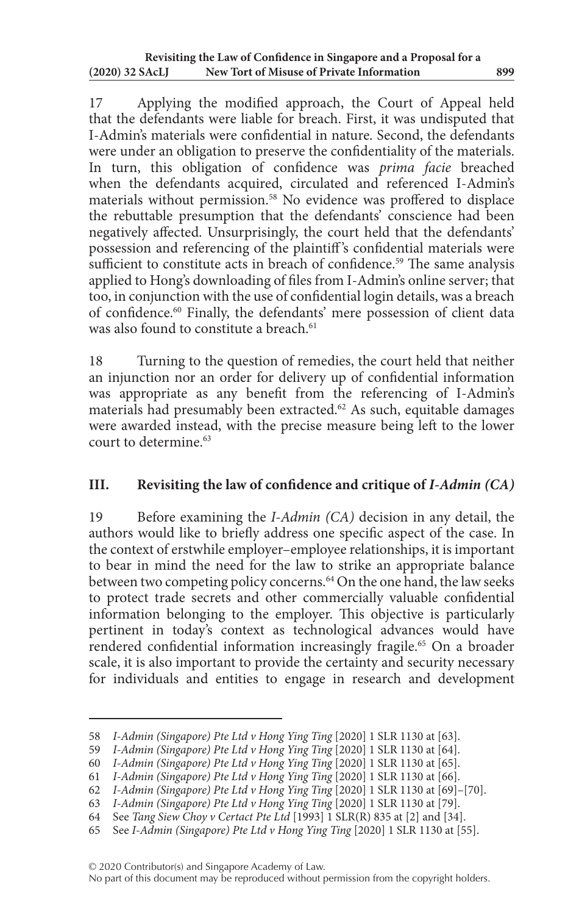17 Applying the modified approach, the Court of Appeal held that the defendants were liable for breach. First, it was undisputed that I-Admin's materials were confidential in nature. Second, the defendants were under an obligation to preserve the confidentiality of the materials. In turn, this obligation of confidence was *prima facie* breached when the defendants acquired, circulated and referenced I-Admin's materials without permission.[58] No evidence was proffered to displace the rebuttable presumption that the defendants' conscience had been negatively affected. Unsurprisingly, the court held that the defendants' possession and referencing of the plaintiff's confidential materials were sufficient to constitute acts in breach of confidence.[59] The same analysis applied to Hong's downloading of files from I-Admin's online server; that too, in conjunction with the use of confidential login details, was a breach of confidence.[60] Finally, the defendants' mere possession of client data was also found to constitute a breach.[61]

18 Turning to the question of remedies, the court held that neither an injunction nor an order for delivery up of confidential information was appropriate as any benefit from the referencing of I-Admin's materials had presumably been extracted.[62] As such, equitable damages were awarded instead, with the precise measure being left to the lower court to determine.[63]

## III. Revisiting the law of confidence and critique of *I-Admin (CA)*

19 Before examining the *I-Admin (CA)* decision in any detail, the authors would like to briefly address one specific aspect of the case. In the context of erstwhile employer–employee relationships, it is important to bear in mind the need for the law to strike an appropriate balance between two competing policy concerns.[64] On the one hand, the law seeks to protect trade secrets and other commercially valuable confidential information belonging to the employer. This objective is particularly pertinent in today's context as technological advances would have rendered confidential information increasingly fragile.[65] On a broader scale, it is also important to provide the certainty and security necessary for individuals and entities to engage in research and development

---

58 *I-Admin (Singapore) Pte Ltd v Hong Ying Ting* [2020] 1 SLR 1130 at [63].

59 *I-Admin (Singapore) Pte Ltd v Hong Ying Ting* [2020] 1 SLR 1130 at [64].

60 *I-Admin (Singapore) Pte Ltd v Hong Ying Ting* [2020] 1 SLR 1130 at [65].

61 *I-Admin (Singapore) Pte Ltd v Hong Ying Ting* [2020] 1 SLR 1130 at [66].

62 *I-Admin (Singapore) Pte Ltd v Hong Ying Ting* [2020] 1 SLR 1130 at [69]–[70].

63 *I-Admin (Singapore) Pte Ltd v Hong Ying Ting* [2020] 1 SLR 1130 at [79].

64 See *Tang Siew Choy v Certact Pte Ltd* [1993] 1 SLR(R) 835 at [2] and [34].

65 See *I-Admin (Singapore) Pte Ltd v Hong Ying Ting* [2020] 1 SLR 1130 at [55].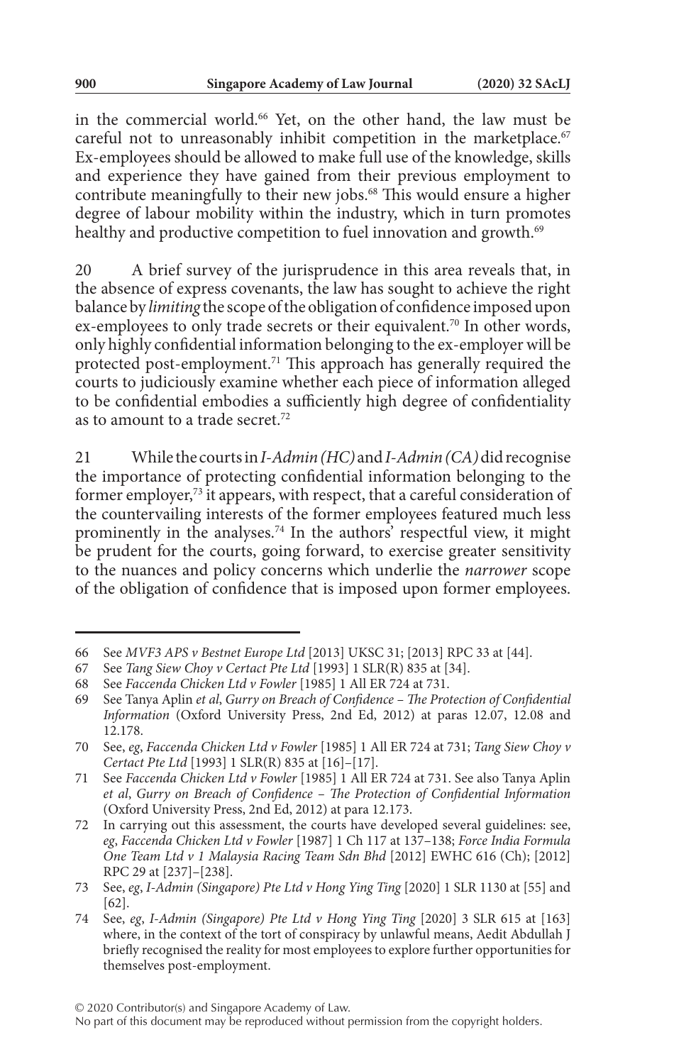in the commercial world.[66] Yet, on the other hand, the law must be careful not to unreasonably inhibit competition in the marketplace.[67] Ex-employees should be allowed to make full use of the knowledge, skills and experience they have gained from their previous employment to contribute meaningfully to their new jobs.[68] This would ensure a higher degree of labour mobility within the industry, which in turn promotes healthy and productive competition to fuel innovation and growth.[69]

20 A brief survey of the jurisprudence in this area reveals that, in the absence of express covenants, the law has sought to achieve the right balance by *limiting* the scope of the obligation of confidence imposed upon ex-employees to only trade secrets or their equivalent.[70] In other words, only highly confidential information belonging to the ex-employer will be protected post-employment.[71] This approach has generally required the courts to judiciously examine whether each piece of information alleged to be confidential embodies a sufficiently high degree of confidentiality as to amount to a trade secret.[72]

21 While the courts in *I-Admin (HC)* and *I-Admin (CA)* did recognise the importance of protecting confidential information belonging to the former employer,[73] it appears, with respect, that a careful consideration of the countervailing interests of the former employees featured much less prominently in the analyses.[74] In the authors' respectful view, it might be prudent for the courts, going forward, to exercise greater sensitivity to the nuances and policy concerns which underlie the *narrower* scope of the obligation of confidence that is imposed upon former employees.

---

66 See *MVF3 APS v Bestnet Europe Ltd* [2013] UKSC 31; [2013] RPC 33 at [44].

67 See *Tang Siew Choy v Certact Pte Ltd* [1993] 1 SLR(R) 835 at [34].

68 See *Faccenda Chicken Ltd v Fowler* [1985] 1 All ER 724 at 731.

69 See Tanya Aplin *et al*, *Gurry on Breach of Confidence – The Protection of Confidential Information* (Oxford University Press, 2nd Ed, 2012) at paras 12.07, 12.08 and 12.178.

70 See, *eg*, *Faccenda Chicken Ltd v Fowler* [1985] 1 All ER 724 at 731; *Tang Siew Choy v Certact Pte Ltd* [1993] 1 SLR(R) 835 at [16]–[17].

71 See *Faccenda Chicken Ltd v Fowler* [1985] 1 All ER 724 at 731. See also Tanya Aplin *et al*, *Gurry on Breach of Confidence – The Protection of Confidential Information* (Oxford University Press, 2nd Ed, 2012) at para 12.173.

72 In carrying out this assessment, the courts have developed several guidelines: see, *eg*, *Faccenda Chicken Ltd v Fowler* [1987] 1 Ch 117 at 137–138; *Force India Formula One Team Ltd v 1 Malaysia Racing Team Sdn Bhd* [2012] EWHC 616 (Ch); [2012] RPC 29 at [237]–[238].

73 See, *eg*, *I-Admin (Singapore) Pte Ltd v Hong Ying Ting* [2020] 1 SLR 1130 at [55] and [62].

74 See, *eg*, *I-Admin (Singapore) Pte Ltd v Hong Ying Ting* [2020] 3 SLR 615 at [163] where, in the context of the tort of conspiracy by unlawful means, Aedit Abdullah J briefly recognised the reality for most employees to explore further opportunities for themselves post-employment.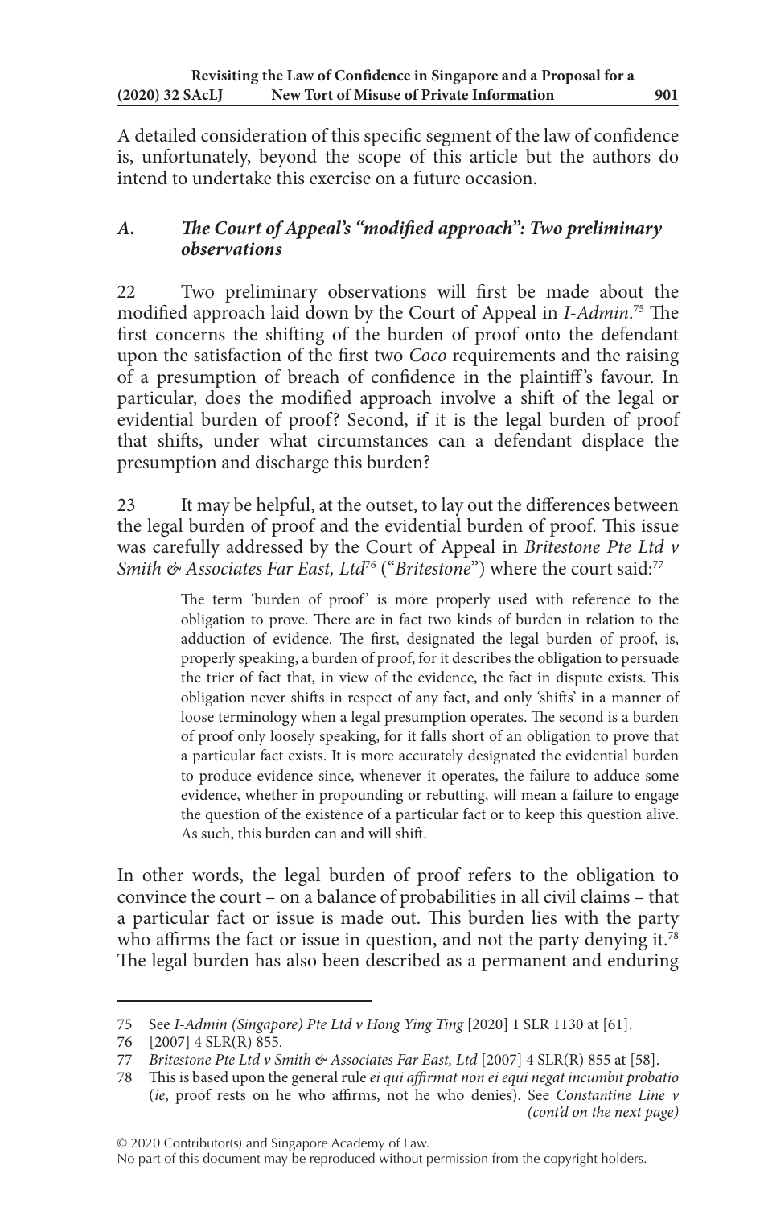A detailed consideration of this specific segment of the law of confidence is, unfortunately, beyond the scope of this article but the authors do intend to undertake this exercise on a future occasion.

### *A. The Court of Appeal's "modified approach": Two preliminary observations*

22 Two preliminary observations will first be made about the modified approach laid down by the Court of Appeal in *I-Admin*.[75] The first concerns the shifting of the burden of proof onto the defendant upon the satisfaction of the first two *Coco* requirements and the raising of a presumption of breach of confidence in the plaintiff's favour. In particular, does the modified approach involve a shift of the legal or evidential burden of proof? Second, if it is the legal burden of proof that shifts, under what circumstances can a defendant displace the presumption and discharge this burden?

23 It may be helpful, at the outset, to lay out the differences between the legal burden of proof and the evidential burden of proof. This issue was carefully addressed by the Court of Appeal in *Britestone Pte Ltd v Smith & Associates Far East, Ltd*[76] ("*Britestone*") where the court said:[77]

> The term 'burden of proof' is more properly used with reference to the obligation to prove. There are in fact two kinds of burden in relation to the adduction of evidence. The first, designated the legal burden of proof, is, properly speaking, a burden of proof, for it describes the obligation to persuade the trier of fact that, in view of the evidence, the fact in dispute exists. This obligation never shifts in respect of any fact, and only 'shifts' in a manner of loose terminology when a legal presumption operates. The second is a burden of proof only loosely speaking, for it falls short of an obligation to prove that a particular fact exists. It is more accurately designated the evidential burden to produce evidence since, whenever it operates, the failure to adduce some evidence, whether in propounding or rebutting, will mean a failure to engage the question of the existence of a particular fact or to keep this question alive. As such, this burden can and will shift.

In other words, the legal burden of proof refers to the obligation to convince the court – on a balance of probabilities in all civil claims – that a particular fact or issue is made out. This burden lies with the party who affirms the fact or issue in question, and not the party denying it.[78] The legal burden has also been described as a permanent and enduring

---

75 See *I-Admin (Singapore) Pte Ltd v Hong Ying Ting* [2020] 1 SLR 1130 at [61].

76 [2007] 4 SLR(R) 855.

77 *Britestone Pte Ltd v Smith & Associates Far East, Ltd* [2007] 4 SLR(R) 855 at [58].

78 This is based upon the general rule *ei qui affirmat non ei equi negat incumbit probatio* (*ie*, proof rests on he who affirms, not he who denies). See *Constantine Line v* *(cont'd on the next page)*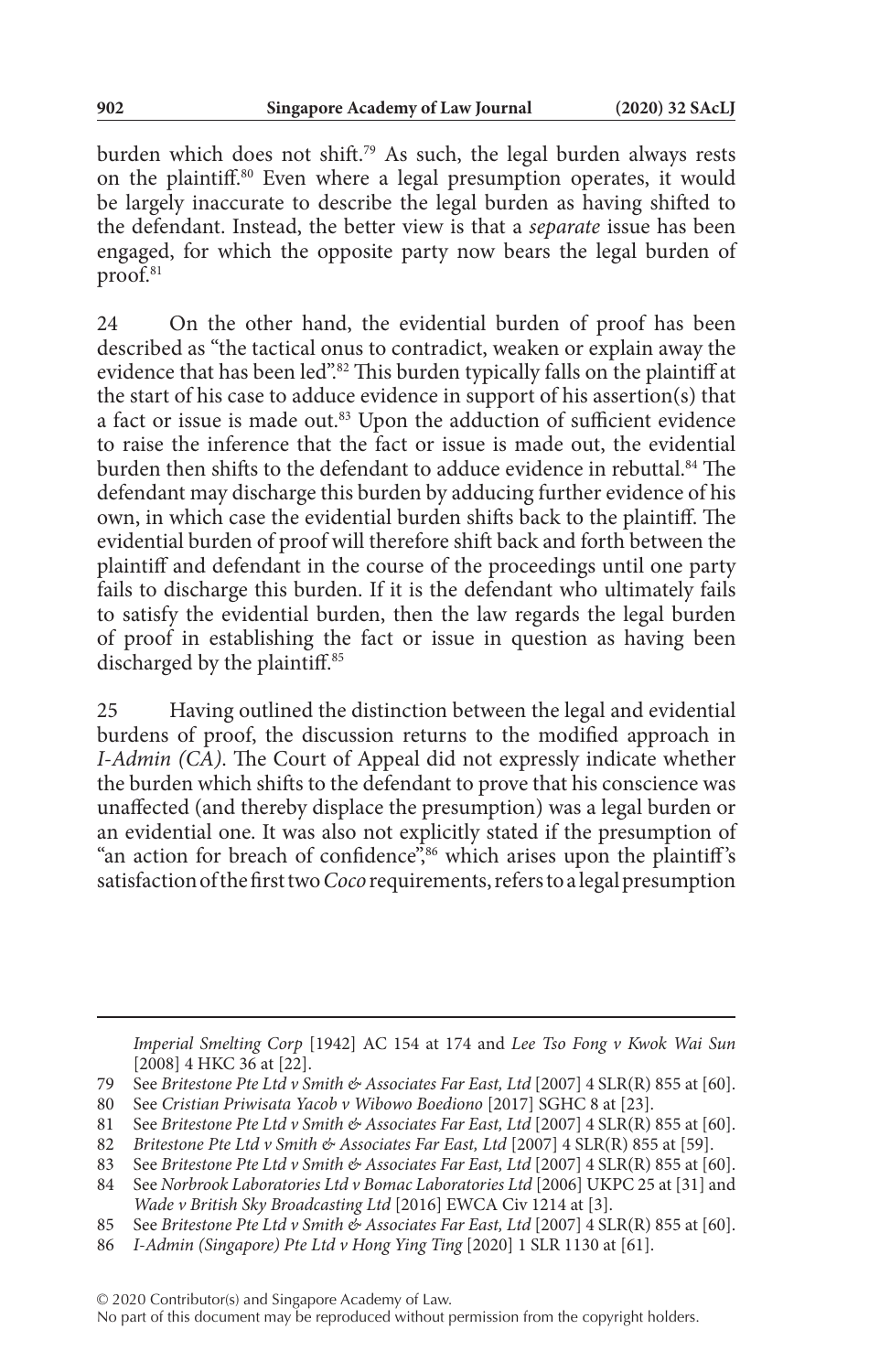burden which does not shift.[79] As such, the legal burden always rests on the plaintiff.[80] Even where a legal presumption operates, it would be largely inaccurate to describe the legal burden as having shifted to the defendant. Instead, the better view is that a *separate* issue has been engaged, for which the opposite party now bears the legal burden of proof.[81]

24 On the other hand, the evidential burden of proof has been described as "the tactical onus to contradict, weaken or explain away the evidence that has been led".[82] This burden typically falls on the plaintiff at the start of his case to adduce evidence in support of his assertion(s) that a fact or issue is made out.[83] Upon the adduction of sufficient evidence to raise the inference that the fact or issue is made out, the evidential burden then shifts to the defendant to adduce evidence in rebuttal.[84] The defendant may discharge this burden by adducing further evidence of his own, in which case the evidential burden shifts back to the plaintiff. The evidential burden of proof will therefore shift back and forth between the plaintiff and defendant in the course of the proceedings until one party fails to discharge this burden. If it is the defendant who ultimately fails to satisfy the evidential burden, then the law regards the legal burden of proof in establishing the fact or issue in question as having been discharged by the plaintiff.[85]

25 Having outlined the distinction between the legal and evidential burdens of proof, the discussion returns to the modified approach in *I-Admin (CA)*. The Court of Appeal did not expressly indicate whether the burden which shifts to the defendant to prove that his conscience was unaffected (and thereby displace the presumption) was a legal burden or an evidential one. It was also not explicitly stated if the presumption of "an action for breach of confidence",[86] which arises upon the plaintiff's satisfaction of the first two *Coco* requirements, refers to a legal presumption

---

*Imperial Smelting Corp* [1942] AC 154 at 174 and *Lee Tso Fong v Kwok Wai Sun* [2008] 4 HKC 36 at [22].

79 See *Britestone Pte Ltd v Smith & Associates Far East, Ltd* [2007] 4 SLR(R) 855 at [60].

80 See *Cristian Priwisata Yacob v Wibowo Boediono* [2017] SGHC 8 at [23].

81 See *Britestone Pte Ltd v Smith & Associates Far East, Ltd* [2007] 4 SLR(R) 855 at [60].

82 *Britestone Pte Ltd v Smith & Associates Far East, Ltd* [2007] 4 SLR(R) 855 at [59].

83 See *Britestone Pte Ltd v Smith & Associates Far East, Ltd* [2007] 4 SLR(R) 855 at [60].

84 See *Norbrook Laboratories Ltd v Bomac Laboratories Ltd* [2006] UKPC 25 at [31] and *Wade v British Sky Broadcasting Ltd* [2016] EWCA Civ 1214 at [3].

85 See *Britestone Pte Ltd v Smith & Associates Far East, Ltd* [2007] 4 SLR(R) 855 at [60].

86 *I-Admin (Singapore) Pte Ltd v Hong Ying Ting* [2020] 1 SLR 1130 at [61].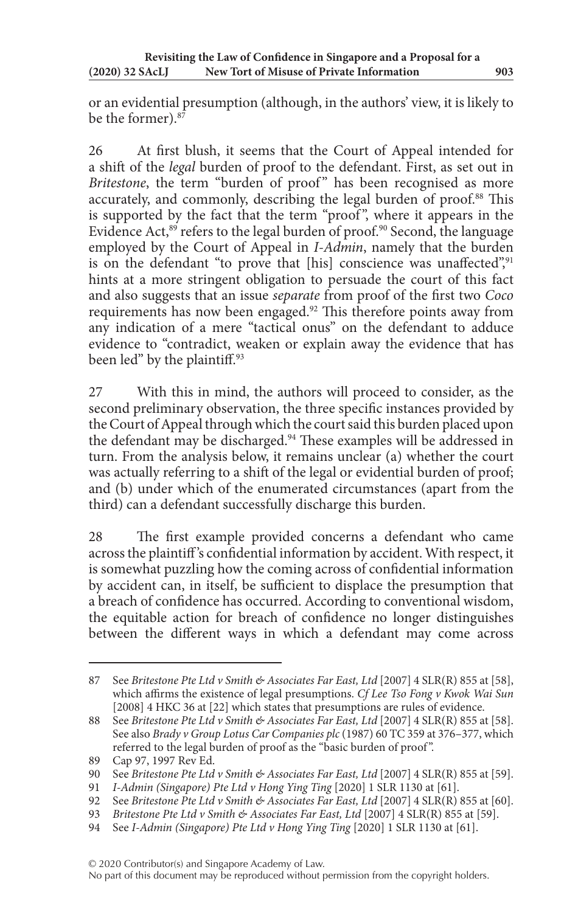or an evidential presumption (although, in the authors' view, it is likely to be the former).[87]

26 At first blush, it seems that the Court of Appeal intended for a shift of the *legal* burden of proof to the defendant. First, as set out in *Britestone*, the term "burden of proof" has been recognised as more accurately, and commonly, describing the legal burden of proof.[88] This is supported by the fact that the term "proof", where it appears in the Evidence Act,[89] refers to the legal burden of proof.[90] Second, the language employed by the Court of Appeal in *I-Admin*, namely that the burden is on the defendant "to prove that [his] conscience was unaffected",[91] hints at a more stringent obligation to persuade the court of this fact and also suggests that an issue *separate* from proof of the first two *Coco* requirements has now been engaged.[92] This therefore points away from any indication of a mere "tactical onus" on the defendant to adduce evidence to "contradict, weaken or explain away the evidence that has been led" by the plaintiff.[93]

27 With this in mind, the authors will proceed to consider, as the second preliminary observation, the three specific instances provided by the Court of Appeal through which the court said this burden placed upon the defendant may be discharged.[94] These examples will be addressed in turn. From the analysis below, it remains unclear (a) whether the court was actually referring to a shift of the legal or evidential burden of proof; and (b) under which of the enumerated circumstances (apart from the third) can a defendant successfully discharge this burden.

28 The first example provided concerns a defendant who came across the plaintiff's confidential information by accident. With respect, it is somewhat puzzling how the coming across of confidential information by accident can, in itself, be sufficient to displace the presumption that a breach of confidence has occurred. According to conventional wisdom, the equitable action for breach of confidence no longer distinguishes between the different ways in which a defendant may come across

---

87 See *Britestone Pte Ltd v Smith & Associates Far East, Ltd* [2007] 4 SLR(R) 855 at [58], which affirms the existence of legal presumptions. *Cf Lee Tso Fong v Kwok Wai Sun* [2008] 4 HKC 36 at [22] which states that presumptions are rules of evidence.

88 See *Britestone Pte Ltd v Smith & Associates Far East, Ltd* [2007] 4 SLR(R) 855 at [58]. See also *Brady v Group Lotus Car Companies plc* (1987) 60 TC 359 at 376–377, which referred to the legal burden of proof as the "basic burden of proof".

89 Cap 97, 1997 Rev Ed.

90 See *Britestone Pte Ltd v Smith & Associates Far East, Ltd* [2007] 4 SLR(R) 855 at [59].

91 *I-Admin (Singapore) Pte Ltd v Hong Ying Ting* [2020] 1 SLR 1130 at [61].

92 See *Britestone Pte Ltd v Smith & Associates Far East, Ltd* [2007] 4 SLR(R) 855 at [60].

93 *Britestone Pte Ltd v Smith & Associates Far East, Ltd* [2007] 4 SLR(R) 855 at [59].

94 See *I-Admin (Singapore) Pte Ltd v Hong Ying Ting* [2020] 1 SLR 1130 at [61].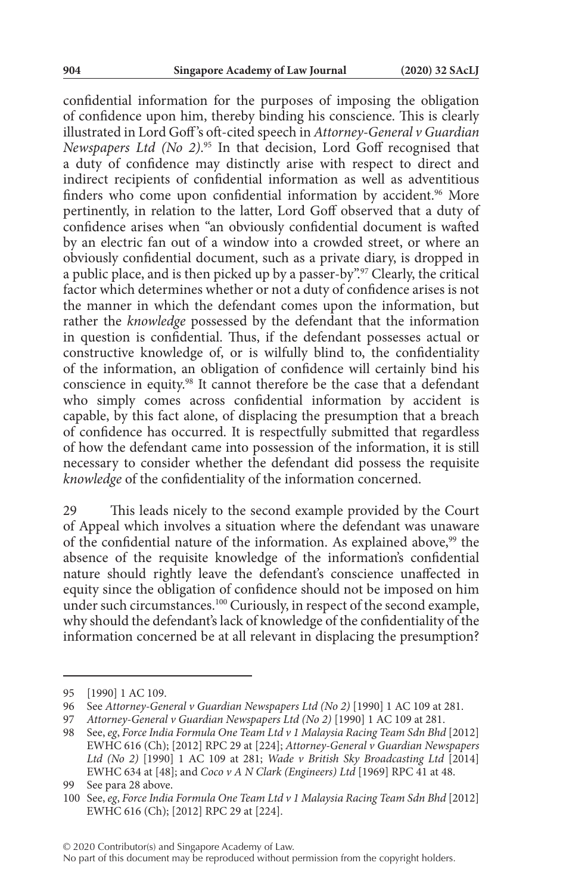confidential information for the purposes of imposing the obligation of confidence upon him, thereby binding his conscience. This is clearly illustrated in Lord Goff's oft-cited speech in *Attorney-General v Guardian Newspapers Ltd (No 2)*.[95] In that decision, Lord Goff recognised that a duty of confidence may distinctly arise with respect to direct and indirect recipients of confidential information as well as adventitious finders who come upon confidential information by accident.[96] More pertinently, in relation to the latter, Lord Goff observed that a duty of confidence arises when "an obviously confidential document is wafted by an electric fan out of a window into a crowded street, or where an obviously confidential document, such as a private diary, is dropped in a public place, and is then picked up by a passer-by".[97] Clearly, the critical factor which determines whether or not a duty of confidence arises is not the manner in which the defendant comes upon the information, but rather the *knowledge* possessed by the defendant that the information in question is confidential. Thus, if the defendant possesses actual or constructive knowledge of, or is wilfully blind to, the confidentiality of the information, an obligation of confidence will certainly bind his conscience in equity.[98] It cannot therefore be the case that a defendant who simply comes across confidential information by accident is capable, by this fact alone, of displacing the presumption that a breach of confidence has occurred. It is respectfully submitted that regardless of how the defendant came into possession of the information, it is still necessary to consider whether the defendant did possess the requisite *knowledge* of the confidentiality of the information concerned.

29 This leads nicely to the second example provided by the Court of Appeal which involves a situation where the defendant was unaware of the confidential nature of the information. As explained above,[99] the absence of the requisite knowledge of the information's confidential nature should rightly leave the defendant's conscience unaffected in equity since the obligation of confidence should not be imposed on him under such circumstances.[100] Curiously, in respect of the second example, why should the defendant's lack of knowledge of the confidentiality of the information concerned be at all relevant in displacing the presumption?

---

95 [1990] 1 AC 109.

96 See *Attorney-General v Guardian Newspapers Ltd (No 2)* [1990] 1 AC 109 at 281.

97 *Attorney-General v Guardian Newspapers Ltd (No 2)* [1990] 1 AC 109 at 281.

98 See, *eg*, *Force India Formula One Team Ltd v 1 Malaysia Racing Team Sdn Bhd* [2012] EWHC 616 (Ch); [2012] RPC 29 at [224]; *Attorney-General v Guardian Newspapers Ltd (No 2)* [1990] 1 AC 109 at 281; *Wade v British Sky Broadcasting Ltd* [2014] EWHC 634 at [48]; and *Coco v A N Clark (Engineers) Ltd* [1969] RPC 41 at 48.

99 See para 28 above.

100 See, *eg*, *Force India Formula One Team Ltd v 1 Malaysia Racing Team Sdn Bhd* [2012] EWHC 616 (Ch); [2012] RPC 29 at [224].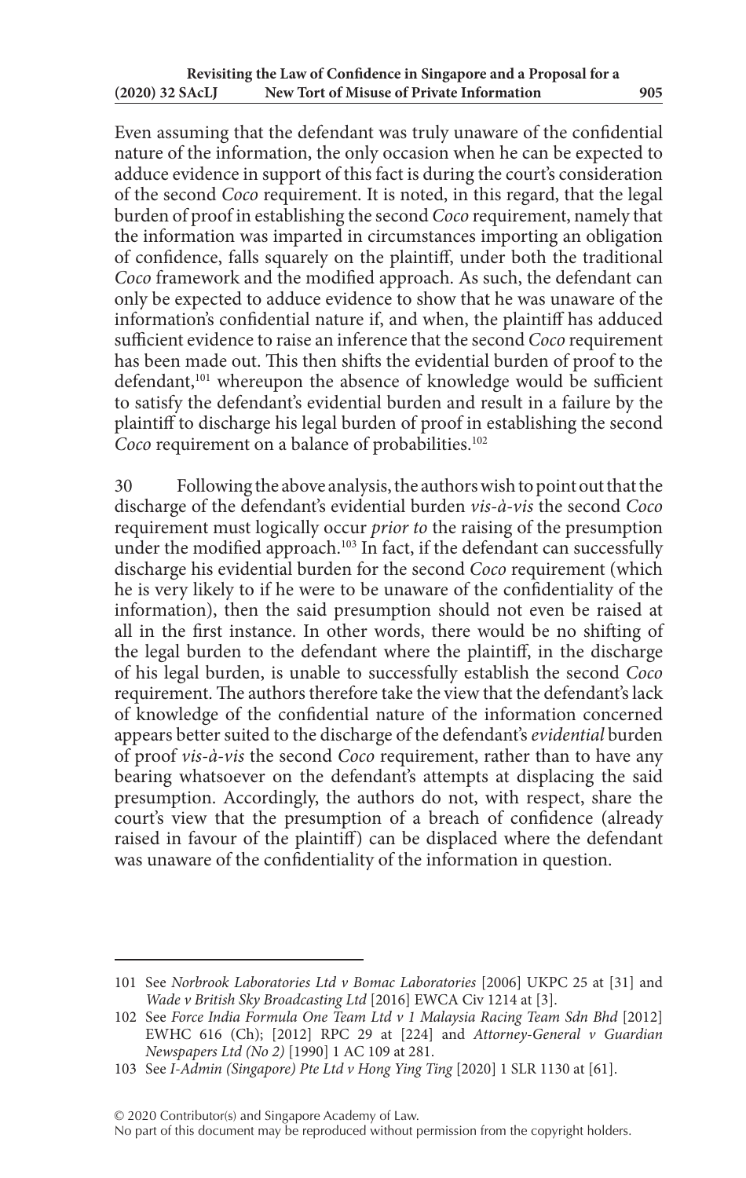Even assuming that the defendant was truly unaware of the confidential nature of the information, the only occasion when he can be expected to adduce evidence in support of this fact is during the court's consideration of the second *Coco* requirement. It is noted, in this regard, that the legal burden of proof in establishing the second *Coco* requirement, namely that the information was imparted in circumstances importing an obligation of confidence, falls squarely on the plaintiff, under both the traditional *Coco* framework and the modified approach. As such, the defendant can only be expected to adduce evidence to show that he was unaware of the information's confidential nature if, and when, the plaintiff has adduced sufficient evidence to raise an inference that the second *Coco* requirement has been made out. This then shifts the evidential burden of proof to the defendant,[101] whereupon the absence of knowledge would be sufficient to satisfy the defendant's evidential burden and result in a failure by the plaintiff to discharge his legal burden of proof in establishing the second *Coco* requirement on a balance of probabilities.[102]

30 Following the above analysis, the authors wish to point out that the discharge of the defendant's evidential burden *vis-à-vis* the second *Coco* requirement must logically occur *prior to* the raising of the presumption under the modified approach.[103] In fact, if the defendant can successfully discharge his evidential burden for the second *Coco* requirement (which he is very likely to if he were to be unaware of the confidentiality of the information), then the said presumption should not even be raised at all in the first instance. In other words, there would be no shifting of the legal burden to the defendant where the plaintiff, in the discharge of his legal burden, is unable to successfully establish the second *Coco* requirement. The authors therefore take the view that the defendant's lack of knowledge of the confidential nature of the information concerned appears better suited to the discharge of the defendant's *evidential* burden of proof *vis-à-vis* the second *Coco* requirement, rather than to have any bearing whatsoever on the defendant's attempts at displacing the said presumption. Accordingly, the authors do not, with respect, share the court's view that the presumption of a breach of confidence (already raised in favour of the plaintiff) can be displaced where the defendant was unaware of the confidentiality of the information in question.

---

101 See *Norbrook Laboratories Ltd v Bomac Laboratories* [2006] UKPC 25 at [31] and *Wade v British Sky Broadcasting Ltd* [2016] EWCA Civ 1214 at [3].

102 See *Force India Formula One Team Ltd v 1 Malaysia Racing Team Sdn Bhd* [2012] EWHC 616 (Ch); [2012] RPC 29 at [224] and *Attorney-General v Guardian Newspapers Ltd (No 2)* [1990] 1 AC 109 at 281.

103 See *I-Admin (Singapore) Pte Ltd v Hong Ying Ting* [2020] 1 SLR 1130 at [61].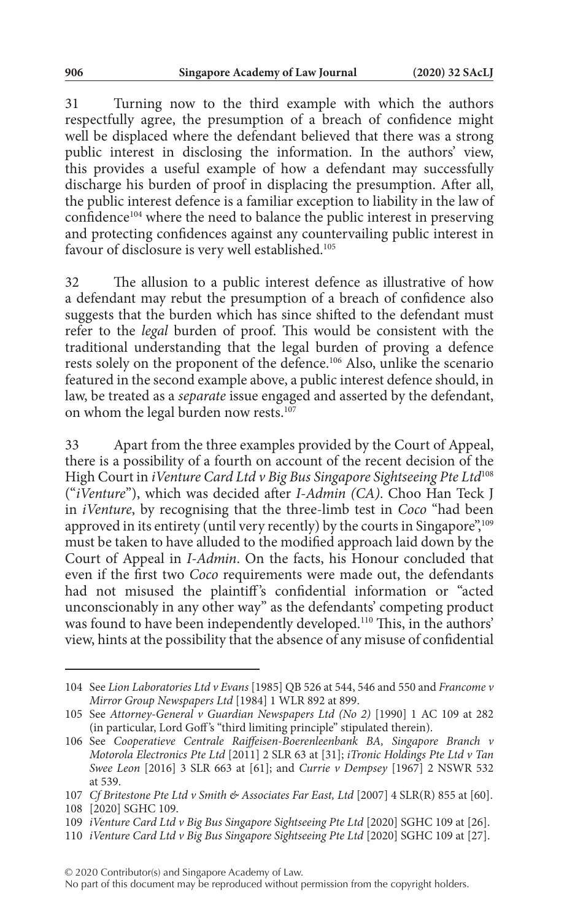31 Turning now to the third example with which the authors respectfully agree, the presumption of a breach of confidence might well be displaced where the defendant believed that there was a strong public interest in disclosing the information. In the authors' view, this provides a useful example of how a defendant may successfully discharge his burden of proof in displacing the presumption. After all, the public interest defence is a familiar exception to liability in the law of confidence[104] where the need to balance the public interest in preserving and protecting confidences against any countervailing public interest in favour of disclosure is very well established.[105]

32 The allusion to a public interest defence as illustrative of how a defendant may rebut the presumption of a breach of confidence also suggests that the burden which has since shifted to the defendant must refer to the *legal* burden of proof. This would be consistent with the traditional understanding that the legal burden of proving a defence rests solely on the proponent of the defence.[106] Also, unlike the scenario featured in the second example above, a public interest defence should, in law, be treated as a *separate* issue engaged and asserted by the defendant, on whom the legal burden now rests.[107]

33 Apart from the three examples provided by the Court of Appeal, there is a possibility of a fourth on account of the recent decision of the High Court in *iVenture Card Ltd v Big Bus Singapore Sightseeing Pte Ltd*[108] ("*iVenture*"), which was decided after *I-Admin (CA)*. Choo Han Teck J in *iVenture*, by recognising that the three-limb test in *Coco* "had been approved in its entirety (until very recently) by the courts in Singapore",[109] must be taken to have alluded to the modified approach laid down by the Court of Appeal in *I-Admin*. On the facts, his Honour concluded that even if the first two *Coco* requirements were made out, the defendants had not misused the plaintiff's confidential information or "acted unconscionably in any other way" as the defendants' competing product was found to have been independently developed.[110] This, in the authors' view, hints at the possibility that the absence of any misuse of confidential

---

104 See *Lion Laboratories Ltd v Evans* [1985] QB 526 at 544, 546 and 550 and *Francome v Mirror Group Newspapers Ltd* [1984] 1 WLR 892 at 899.

105 See *Attorney-General v Guardian Newspapers Ltd (No 2)* [1990] 1 AC 109 at 282 (in particular, Lord Goff's "third limiting principle" stipulated therein).

106 See *Cooperatieve Centrale Raiffeisen-Boerenleenbank BA, Singapore Branch v Motorola Electronics Pte Ltd* [2011] 2 SLR 63 at [31]; *iTronic Holdings Pte Ltd v Tan Swee Leon* [2016] 3 SLR 663 at [61]; and *Currie v Dempsey* [1967] 2 NSWR 532 at 539.

107 *Cf Britestone Pte Ltd v Smith & Associates Far East, Ltd* [2007] 4 SLR(R) 855 at [60].

108 [2020] SGHC 109.

109 *iVenture Card Ltd v Big Bus Singapore Sightseeing Pte Ltd* [2020] SGHC 109 at [26].

110 *iVenture Card Ltd v Big Bus Singapore Sightseeing Pte Ltd* [2020] SGHC 109 at [27].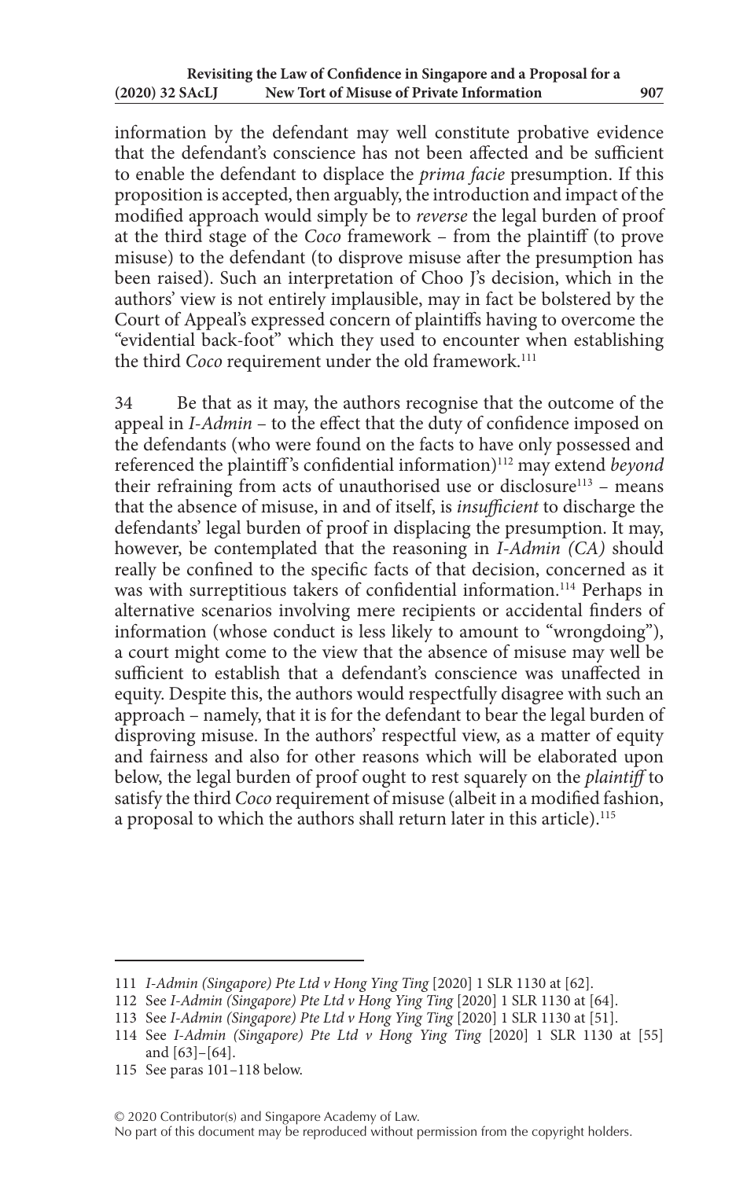information by the defendant may well constitute probative evidence that the defendant's conscience has not been affected and be sufficient to enable the defendant to displace the *prima facie* presumption. If this proposition is accepted, then arguably, the introduction and impact of the modified approach would simply be to *reverse* the legal burden of proof at the third stage of the *Coco* framework – from the plaintiff (to prove misuse) to the defendant (to disprove misuse after the presumption has been raised). Such an interpretation of Choo J's decision, which in the authors' view is not entirely implausible, may in fact be bolstered by the Court of Appeal's expressed concern of plaintiffs having to overcome the "evidential back-foot" which they used to encounter when establishing the third *Coco* requirement under the old framework.[111]

34 Be that as it may, the authors recognise that the outcome of the appeal in *I-Admin* – to the effect that the duty of confidence imposed on the defendants (who were found on the facts to have only possessed and referenced the plaintiff's confidential information)[112] may extend *beyond* their refraining from acts of unauthorised use or disclosure[113] – means that the absence of misuse, in and of itself, is *insufficient* to discharge the defendants' legal burden of proof in displacing the presumption. It may, however, be contemplated that the reasoning in *I-Admin (CA)* should really be confined to the specific facts of that decision, concerned as it was with surreptitious takers of confidential information.[114] Perhaps in alternative scenarios involving mere recipients or accidental finders of information (whose conduct is less likely to amount to "wrongdoing"), a court might come to the view that the absence of misuse may well be sufficient to establish that a defendant's conscience was unaffected in equity. Despite this, the authors would respectfully disagree with such an approach – namely, that it is for the defendant to bear the legal burden of disproving misuse. In the authors' respectful view, as a matter of equity and fairness and also for other reasons which will be elaborated upon below, the legal burden of proof ought to rest squarely on the *plaintiff* to satisfy the third *Coco* requirement of misuse (albeit in a modified fashion, a proposal to which the authors shall return later in this article).[115]

---

111 *I-Admin (Singapore) Pte Ltd v Hong Ying Ting* [2020] 1 SLR 1130 at [62].

112 See *I-Admin (Singapore) Pte Ltd v Hong Ying Ting* [2020] 1 SLR 1130 at [64].

113 See *I-Admin (Singapore) Pte Ltd v Hong Ying Ting* [2020] 1 SLR 1130 at [51].

114 See *I-Admin (Singapore) Pte Ltd v Hong Ying Ting* [2020] 1 SLR 1130 at [55] and [63]–[64].

115 See paras 101–118 below.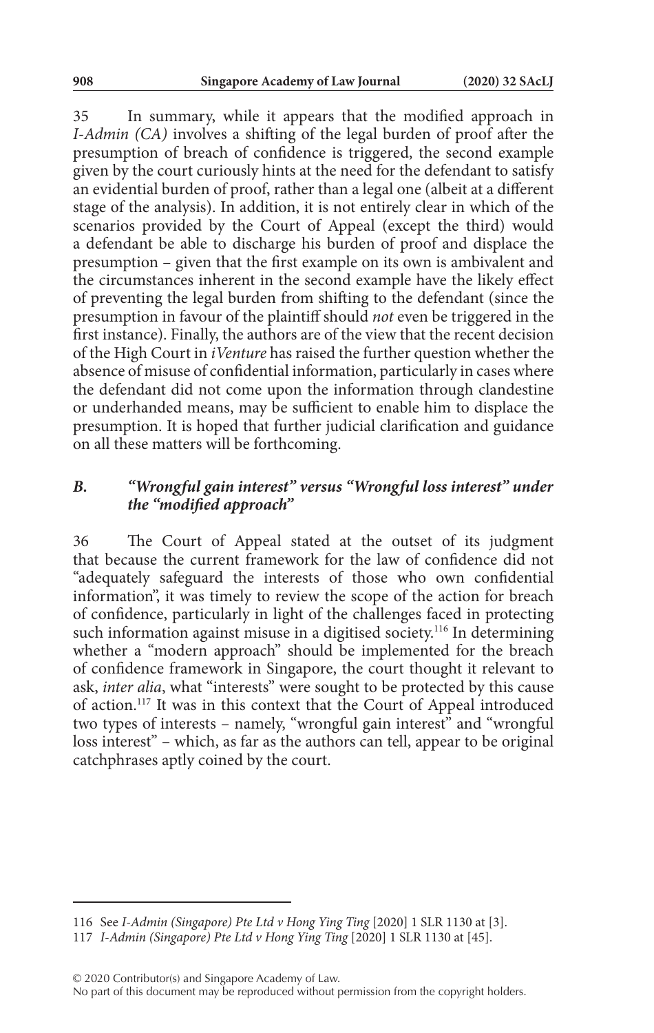35 In summary, while it appears that the modified approach in *I-Admin (CA)* involves a shifting of the legal burden of proof after the presumption of breach of confidence is triggered, the second example given by the court curiously hints at the need for the defendant to satisfy an evidential burden of proof, rather than a legal one (albeit at a different stage of the analysis). In addition, it is not entirely clear in which of the scenarios provided by the Court of Appeal (except the third) would a defendant be able to discharge his burden of proof and displace the presumption – given that the first example on its own is ambivalent and the circumstances inherent in the second example have the likely effect of preventing the legal burden from shifting to the defendant (since the presumption in favour of the plaintiff should *not* even be triggered in the first instance). Finally, the authors are of the view that the recent decision of the High Court in *iVenture* has raised the further question whether the absence of misuse of confidential information, particularly in cases where the defendant did not come upon the information through clandestine or underhanded means, may be sufficient to enable him to displace the presumption. It is hoped that further judicial clarification and guidance on all these matters will be forthcoming.

### *B. "Wrongful gain interest" versus "Wrongful loss interest" under the "modified approach"*

36 The Court of Appeal stated at the outset of its judgment that because the current framework for the law of confidence did not "adequately safeguard the interests of those who own confidential information", it was timely to review the scope of the action for breach of confidence, particularly in light of the challenges faced in protecting such information against misuse in a digitised society.[116] In determining whether a "modern approach" should be implemented for the breach of confidence framework in Singapore, the court thought it relevant to ask, *inter alia*, what "interests" were sought to be protected by this cause of action.[117] It was in this context that the Court of Appeal introduced two types of interests – namely, "wrongful gain interest" and "wrongful loss interest" – which, as far as the authors can tell, appear to be original catchphrases aptly coined by the court.

---

116 See *I-Admin (Singapore) Pte Ltd v Hong Ying Ting* [2020] 1 SLR 1130 at [3].

117 *I-Admin (Singapore) Pte Ltd v Hong Ying Ting* [2020] 1 SLR 1130 at [45].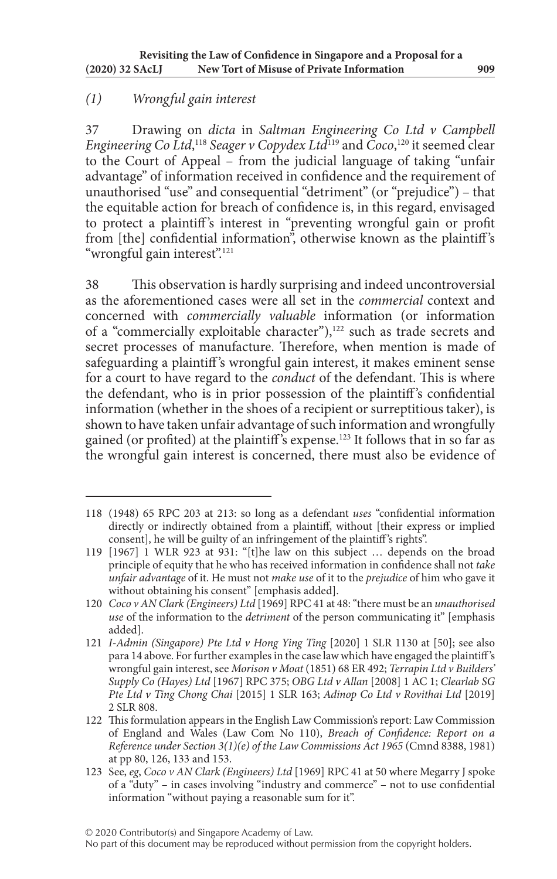### *(1) Wrongful gain interest*

37 Drawing on *dicta* in *Saltman Engineering Co Ltd v Campbell Engineering Co Ltd*,[118] *Seager v Copydex Ltd*[119] and *Coco*,[120] it seemed clear to the Court of Appeal – from the judicial language of taking "unfair advantage" of information received in confidence and the requirement of unauthorised "use" and consequential "detriment" (or "prejudice") – that the equitable action for breach of confidence is, in this regard, envisaged to protect a plaintiff's interest in "preventing wrongful gain or profit from [the] confidential information", otherwise known as the plaintiff's "wrongful gain interest".[121]

38 This observation is hardly surprising and indeed uncontroversial as the aforementioned cases were all set in the *commercial* context and concerned with *commercially valuable* information (or information of a "commercially exploitable character"),[122] such as trade secrets and secret processes of manufacture. Therefore, when mention is made of safeguarding a plaintiff's wrongful gain interest, it makes eminent sense for a court to have regard to the *conduct* of the defendant. This is where the defendant, who is in prior possession of the plaintiff's confidential information (whether in the shoes of a recipient or surreptitious taker), is shown to have taken unfair advantage of such information and wrongfully gained (or profited) at the plaintiff's expense.[123] It follows that in so far as the wrongful gain interest is concerned, there must also be evidence of

---

118 (1948) 65 RPC 203 at 213: so long as a defendant *uses* "confidential information directly or indirectly obtained from a plaintiff, without [their express or implied consent], he will be guilty of an infringement of the plaintiff's rights".

119 [1967] 1 WLR 923 at 931: "[t]he law on this subject … depends on the broad principle of equity that he who has received information in confidence shall not *take unfair advantage* of it. He must not *make use* of it to the *prejudice* of him who gave it without obtaining his consent" [emphasis added].

120 *Coco v AN Clark (Engineers) Ltd* [1969] RPC 41 at 48: "there must be an *unauthorised use* of the information to the *detriment* of the person communicating it" [emphasis added].

121 *I-Admin (Singapore) Pte Ltd v Hong Ying Ting* [2020] 1 SLR 1130 at [50]; see also para 14 above. For further examples in the case law which have engaged the plaintiff's wrongful gain interest, see *Morison v Moat* (1851) 68 ER 492; *Terrapin Ltd v Builders' Supply Co (Hayes) Ltd* [1967] RPC 375; *OBG Ltd v Allan* [2008] 1 AC 1; *Clearlab SG Pte Ltd v Ting Chong Chai* [2015] 1 SLR 163; *Adinop Co Ltd v Rovithai Ltd* [2019] 2 SLR 808.

122 This formulation appears in the English Law Commission's report: Law Commission of England and Wales (Law Com No 110), *Breach of Confidence: Report on a Reference under Section 3(1)(e) of the Law Commissions Act 1965* (Cmnd 8388, 1981) at pp 80, 126, 133 and 153.

123 See, *eg*, *Coco v AN Clark (Engineers) Ltd* [1969] RPC 41 at 50 where Megarry J spoke of a "duty" – in cases involving "industry and commerce" – not to use confidential information "without paying a reasonable sum for it".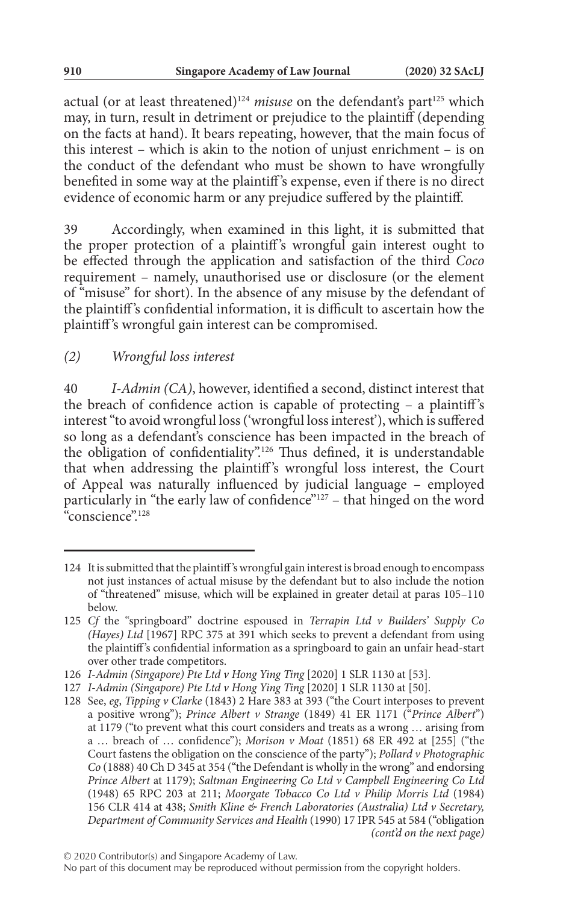actual (or at least threatened)[124] *misuse* on the defendant's part[125] which may, in turn, result in detriment or prejudice to the plaintiff (depending on the facts at hand). It bears repeating, however, that the main focus of this interest – which is akin to the notion of unjust enrichment – is on the conduct of the defendant who must be shown to have wrongfully benefited in some way at the plaintiff's expense, even if there is no direct evidence of economic harm or any prejudice suffered by the plaintiff.

39 Accordingly, when examined in this light, it is submitted that the proper protection of a plaintiff's wrongful gain interest ought to be effected through the application and satisfaction of the third *Coco* requirement – namely, unauthorised use or disclosure (or the element of "misuse" for short). In the absence of any misuse by the defendant of the plaintiff's confidential information, it is difficult to ascertain how the plaintiff's wrongful gain interest can be compromised.

### *(2) Wrongful loss interest*

40 *I-Admin (CA)*, however, identified a second, distinct interest that the breach of confidence action is capable of protecting – a plaintiff's interest "to avoid wrongful loss ('wrongful loss interest'), which is suffered so long as a defendant's conscience has been impacted in the breach of the obligation of confidentiality".[126] Thus defined, it is understandable that when addressing the plaintiff's wrongful loss interest, the Court of Appeal was naturally influenced by judicial language – employed particularly in "the early law of confidence"[127] – that hinged on the word "conscience".[128]

---

124 It is submitted that the plaintiff's wrongful gain interest is broad enough to encompass not just instances of actual misuse by the defendant but to also include the notion of "threatened" misuse, which will be explained in greater detail at paras 105–110 below.

125 *Cf* the "springboard" doctrine espoused in *Terrapin Ltd v Builders' Supply Co (Hayes) Ltd* [1967] RPC 375 at 391 which seeks to prevent a defendant from using the plaintiff's confidential information as a springboard to gain an unfair head-start over other trade competitors.

126 *I-Admin (Singapore) Pte Ltd v Hong Ying Ting* [2020] 1 SLR 1130 at [53].

127 *I-Admin (Singapore) Pte Ltd v Hong Ying Ting* [2020] 1 SLR 1130 at [50].

128 See, *eg*, *Tipping v Clarke* (1843) 2 Hare 383 at 393 ("the Court interposes to prevent a positive wrong"); *Prince Albert v Strange* (1849) 41 ER 1171 ("*Prince Albert*") at 1179 ("to prevent what this court considers and treats as a wrong … arising from a … breach of … confidence"); *Morison v Moat* (1851) 68 ER 492 at [255] ("the Court fastens the obligation on the conscience of the party"); *Pollard v Photographic Co* (1888) 40 Ch D 345 at 354 ("the Defendant is wholly in the wrong" and endorsing *Prince Albert* at 1179); *Saltman Engineering Co Ltd v Campbell Engineering Co Ltd* (1948) 65 RPC 203 at 211; *Moorgate Tobacco Co Ltd v Philip Morris Ltd* (1984) 156 CLR 414 at 438; *Smith Kline & French Laboratories (Australia) Ltd v Secretary, Department of Community Services and Health* (1990) 17 IPR 545 at 584 ("obligation *(cont'd on the next page)*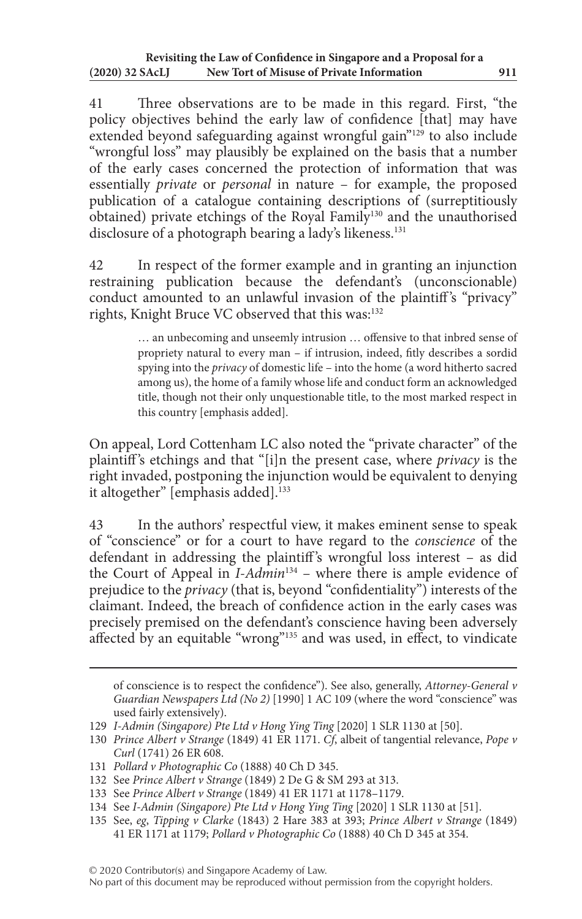41 Three observations are to be made in this regard. First, "the policy objectives behind the early law of confidence [that] may have extended beyond safeguarding against wrongful gain"[129] to also include "wrongful loss" may plausibly be explained on the basis that a number of the early cases concerned the protection of information that was essentially *private* or *personal* in nature – for example, the proposed publication of a catalogue containing descriptions of (surreptitiously obtained) private etchings of the Royal Family[130] and the unauthorised disclosure of a photograph bearing a lady's likeness.[131]

42 In respect of the former example and in granting an injunction restraining publication because the defendant's (unconscionable) conduct amounted to an unlawful invasion of the plaintiff's "privacy" rights, Knight Bruce VC observed that this was:[132]

> … an unbecoming and unseemly intrusion … offensive to that inbred sense of propriety natural to every man – if intrusion, indeed, fitly describes a sordid spying into the *privacy* of domestic life – into the home (a word hitherto sacred among us), the home of a family whose life and conduct form an acknowledged title, though not their only unquestionable title, to the most marked respect in this country [emphasis added].

On appeal, Lord Cottenham LC also noted the "private character" of the plaintiff's etchings and that "[i]n the present case, where *privacy* is the right invaded, postponing the injunction would be equivalent to denying it altogether" [emphasis added].[133]

43 In the authors' respectful view, it makes eminent sense to speak of "conscience" or for a court to have regard to the *conscience* of the defendant in addressing the plaintiff's wrongful loss interest – as did the Court of Appeal in *I-Admin*[134] – where there is ample evidence of prejudice to the *privacy* (that is, beyond "confidentiality") interests of the claimant. Indeed, the breach of confidence action in the early cases was precisely premised on the defendant's conscience having been adversely affected by an equitable "wrong"[135] and was used, in effect, to vindicate

---

of conscience is to respect the confidence"). See also, generally, *Attorney-General v Guardian Newspapers Ltd (No 2)* [1990] 1 AC 109 (where the word "conscience" was used fairly extensively).

129 *I-Admin (Singapore) Pte Ltd v Hong Ying Ting* [2020] 1 SLR 1130 at [50].

130 *Prince Albert v Strange* (1849) 41 ER 1171. *Cf*, albeit of tangential relevance, *Pope v Curl* (1741) 26 ER 608.

131 *Pollard v Photographic Co* (1888) 40 Ch D 345.

132 See *Prince Albert v Strange* (1849) 2 De G & SM 293 at 313.

133 See *Prince Albert v Strange* (1849) 41 ER 1171 at 1178–1179.

134 See *I-Admin (Singapore) Pte Ltd v Hong Ying Ting* [2020] 1 SLR 1130 at [51].

135 See, *eg*, *Tipping v Clarke* (1843) 2 Hare 383 at 393; *Prince Albert v Strange* (1849) 41 ER 1171 at 1179; *Pollard v Photographic Co* (1888) 40 Ch D 345 at 354.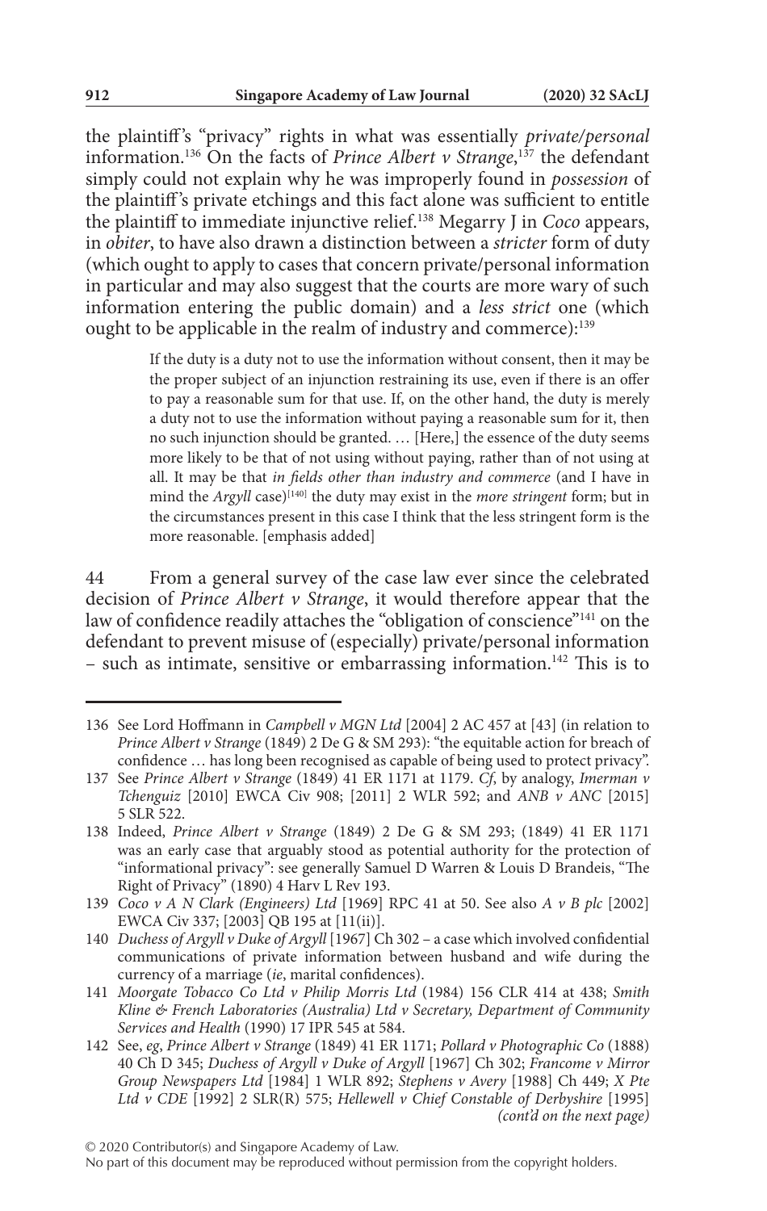the plaintiff's "privacy" rights in what was essentially *private/personal* information.[136] On the facts of *Prince Albert v Strange*,[137] the defendant simply could not explain why he was improperly found in *possession* of the plaintiff's private etchings and this fact alone was sufficient to entitle the plaintiff to immediate injunctive relief.[138] Megarry J in *Coco* appears, in *obiter*, to have also drawn a distinction between a *stricter* form of duty (which ought to apply to cases that concern private/personal information in particular and may also suggest that the courts are more wary of such information entering the public domain) and a *less strict* one (which ought to be applicable in the realm of industry and commerce):[139]

> If the duty is a duty not to use the information without consent, then it may be the proper subject of an injunction restraining its use, even if there is an offer to pay a reasonable sum for that use. If, on the other hand, the duty is merely a duty not to use the information without paying a reasonable sum for it, then no such injunction should be granted. … [Here,] the essence of the duty seems more likely to be that of not using without paying, rather than of not using at all. It may be that *in fields other than industry and commerce* (and I have in mind the *Argyll* case)[140] the duty may exist in the *more stringent* form; but in the circumstances present in this case I think that the less stringent form is the more reasonable. [emphasis added]

44 From a general survey of the case law ever since the celebrated decision of *Prince Albert v Strange*, it would therefore appear that the law of confidence readily attaches the "obligation of conscience"[141] on the defendant to prevent misuse of (especially) private/personal information – such as intimate, sensitive or embarrassing information.[142] This is to

---

136 See Lord Hoffmann in *Campbell v MGN Ltd* [2004] 2 AC 457 at [43] (in relation to *Prince Albert v Strange* (1849) 2 De G & SM 293): "the equitable action for breach of confidence … has long been recognised as capable of being used to protect privacy".

137 See *Prince Albert v Strange* (1849) 41 ER 1171 at 1179. *Cf*, by analogy, *Imerman v Tchenguiz* [2010] EWCA Civ 908; [2011] 2 WLR 592; and *ANB v ANC* [2015] 5 SLR 522.

138 Indeed, *Prince Albert v Strange* (1849) 2 De G & SM 293; (1849) 41 ER 1171 was an early case that arguably stood as potential authority for the protection of "informational privacy": see generally Samuel D Warren & Louis D Brandeis, "The Right of Privacy" (1890) 4 Harv L Rev 193.

139 *Coco v A N Clark (Engineers) Ltd* [1969] RPC 41 at 50. See also *A v B plc* [2002] EWCA Civ 337; [2003] QB 195 at [11(ii)].

140 *Duchess of Argyll v Duke of Argyll* [1967] Ch 302 – a case which involved confidential communications of private information between husband and wife during the currency of a marriage (*ie*, marital confidences).

141 *Moorgate Tobacco Co Ltd v Philip Morris Ltd* (1984) 156 CLR 414 at 438; *Smith Kline & French Laboratories (Australia) Ltd v Secretary, Department of Community Services and Health* (1990) 17 IPR 545 at 584.

142 See, *eg*, *Prince Albert v Strange* (1849) 41 ER 1171; *Pollard v Photographic Co* (1888) 40 Ch D 345; *Duchess of Argyll v Duke of Argyll* [1967] Ch 302; *Francome v Mirror Group Newspapers Ltd* [1984] 1 WLR 892; *Stephens v Avery* [1988] Ch 449; *X Pte Ltd v CDE* [1992] 2 SLR(R) 575; *Hellewell v Chief Constable of Derbyshire* [1995] *(cont'd on the next page)*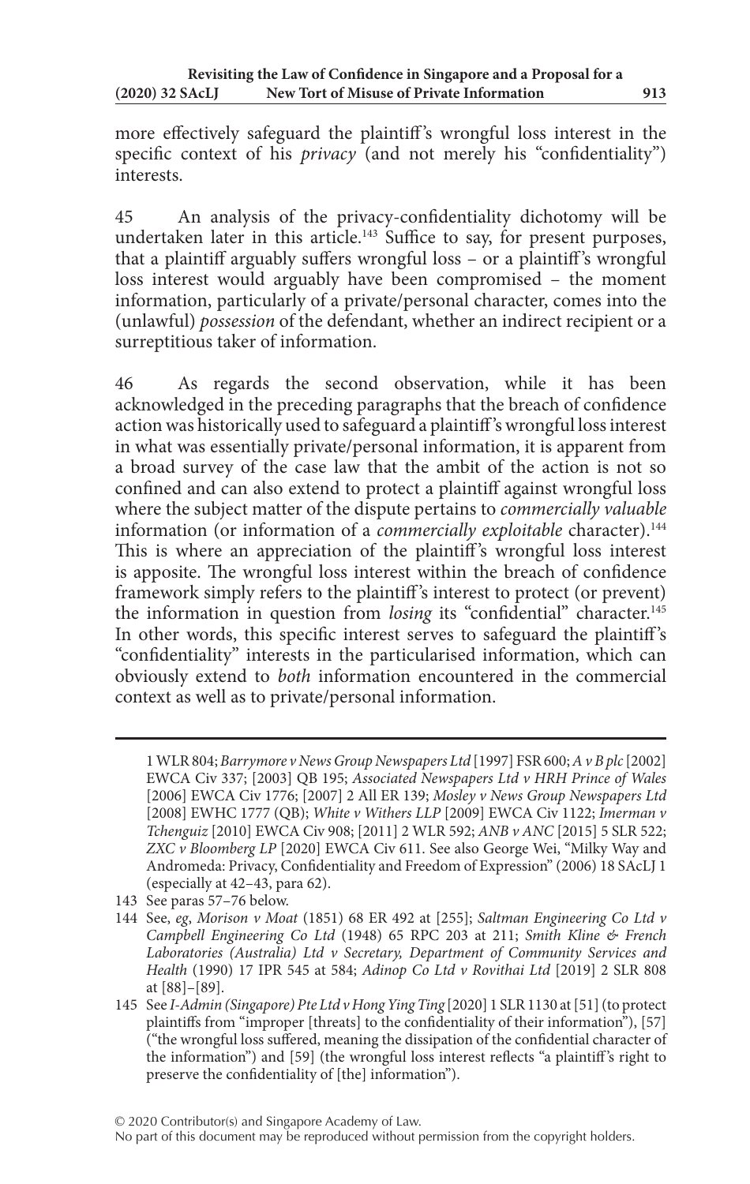more effectively safeguard the plaintiff's wrongful loss interest in the specific context of his *privacy* (and not merely his "confidentiality") interests.

45 An analysis of the privacy-confidentiality dichotomy will be undertaken later in this article.[143] Suffice to say, for present purposes, that a plaintiff arguably suffers wrongful loss – or a plaintiff's wrongful loss interest would arguably have been compromised – the moment information, particularly of a private/personal character, comes into the (unlawful) *possession* of the defendant, whether an indirect recipient or a surreptitious taker of information.

46 As regards the second observation, while it has been acknowledged in the preceding paragraphs that the breach of confidence action was historically used to safeguard a plaintiff's wrongful loss interest in what was essentially private/personal information, it is apparent from a broad survey of the case law that the ambit of the action is not so confined and can also extend to protect a plaintiff against wrongful loss where the subject matter of the dispute pertains to *commercially valuable* information (or information of a *commercially exploitable* character).[144] This is where an appreciation of the plaintiff's wrongful loss interest is apposite. The wrongful loss interest within the breach of confidence framework simply refers to the plaintiff's interest to protect (or prevent) the information in question from *losing* its "confidential" character.[145] In other words, this specific interest serves to safeguard the plaintiff's "confidentiality" interests in the particularised information, which can obviously extend to *both* information encountered in the commercial context as well as to private/personal information.

---

1 WLR 804; *Barrymore v News Group Newspapers Ltd* [1997] FSR 600; *A v B plc* [2002] EWCA Civ 337; [2003] QB 195; *Associated Newspapers Ltd v HRH Prince of Wales* [2006] EWCA Civ 1776; [2007] 2 All ER 139; *Mosley v News Group Newspapers Ltd* [2008] EWHC 1777 (QB); *White v Withers LLP* [2009] EWCA Civ 1122; *Imerman v Tchenguiz* [2010] EWCA Civ 908; [2011] 2 WLR 592; *ANB v ANC* [2015] 5 SLR 522; *ZXC v Bloomberg LP* [2020] EWCA Civ 611. See also George Wei, "Milky Way and Andromeda: Privacy, Confidentiality and Freedom of Expression" (2006) 18 SAcLJ 1 (especially at 42–43, para 62).

143 See paras 57–76 below.

144 See, *eg*, *Morison v Moat* (1851) 68 ER 492 at [255]; *Saltman Engineering Co Ltd v Campbell Engineering Co Ltd* (1948) 65 RPC 203 at 211; *Smith Kline & French Laboratories (Australia) Ltd v Secretary, Department of Community Services and Health* (1990) 17 IPR 545 at 584; *Adinop Co Ltd v Rovithai Ltd* [2019] 2 SLR 808 at [88]–[89].

145 See *I-Admin (Singapore) Pte Ltd v Hong Ying Ting* [2020] 1 SLR 1130 at [51] (to protect plaintiffs from "improper [threats] to the confidentiality of their information"), [57] ("the wrongful loss suffered, meaning the dissipation of the confidential character of the information") and [59] (the wrongful loss interest reflects "a plaintiff's right to preserve the confidentiality of [the] information").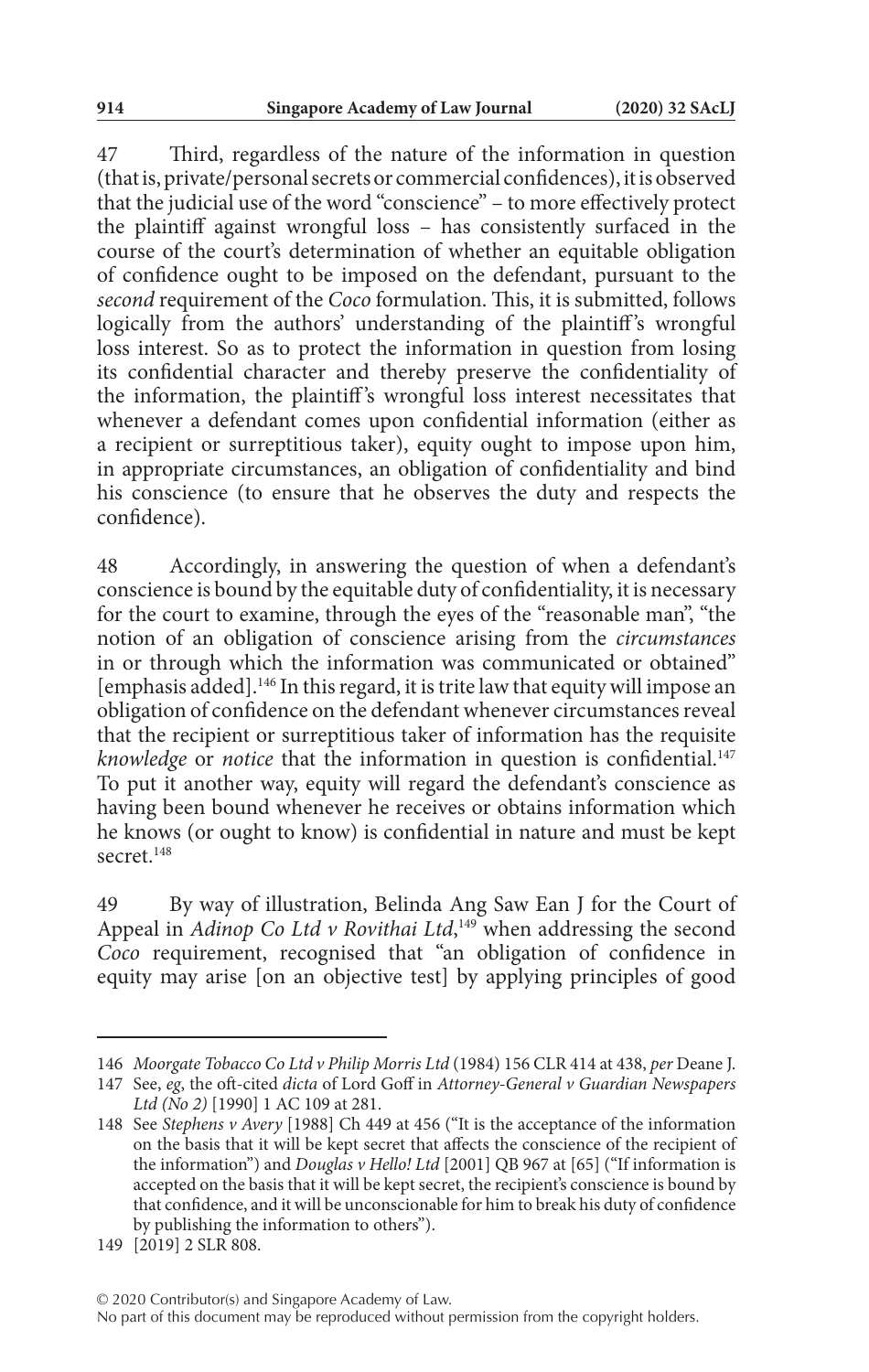47 Third, regardless of the nature of the information in question (that is, private/personal secrets or commercial confidences), it is observed that the judicial use of the word "conscience" – to more effectively protect the plaintiff against wrongful loss – has consistently surfaced in the course of the court's determination of whether an equitable obligation of confidence ought to be imposed on the defendant, pursuant to the *second* requirement of the *Coco* formulation. This, it is submitted, follows logically from the authors' understanding of the plaintiff's wrongful loss interest. So as to protect the information in question from losing its confidential character and thereby preserve the confidentiality of the information, the plaintiff's wrongful loss interest necessitates that whenever a defendant comes upon confidential information (either as a recipient or surreptitious taker), equity ought to impose upon him, in appropriate circumstances, an obligation of confidentiality and bind his conscience (to ensure that he observes the duty and respects the confidence).

48 Accordingly, in answering the question of when a defendant's conscience is bound by the equitable duty of confidentiality, it is necessary for the court to examine, through the eyes of the "reasonable man", "the notion of an obligation of conscience arising from the *circumstances* in or through which the information was communicated or obtained" [emphasis added].[146] In this regard, it is trite law that equity will impose an obligation of confidence on the defendant whenever circumstances reveal that the recipient or surreptitious taker of information has the requisite *knowledge* or *notice* that the information in question is confidential.[147] To put it another way, equity will regard the defendant's conscience as having been bound whenever he receives or obtains information which he knows (or ought to know) is confidential in nature and must be kept secret.[148]

49 By way of illustration, Belinda Ang Saw Ean J for the Court of Appeal in *Adinop Co Ltd v Rovithai Ltd*,[149] when addressing the second *Coco* requirement, recognised that "an obligation of confidence in equity may arise [on an objective test] by applying principles of good

---

146 *Moorgate Tobacco Co Ltd v Philip Morris Ltd* (1984) 156 CLR 414 at 438, *per* Deane J.

147 See, *eg*, the oft-cited *dicta* of Lord Goff in *Attorney-General v Guardian Newspapers Ltd (No 2)* [1990] 1 AC 109 at 281.

148 See *Stephens v Avery* [1988] Ch 449 at 456 ("It is the acceptance of the information on the basis that it will be kept secret that affects the conscience of the recipient of the information") and *Douglas v Hello! Ltd* [2001] QB 967 at [65] ("If information is accepted on the basis that it will be kept secret, the recipient's conscience is bound by that confidence, and it will be unconscionable for him to break his duty of confidence by publishing the information to others").

149 [2019] 2 SLR 808.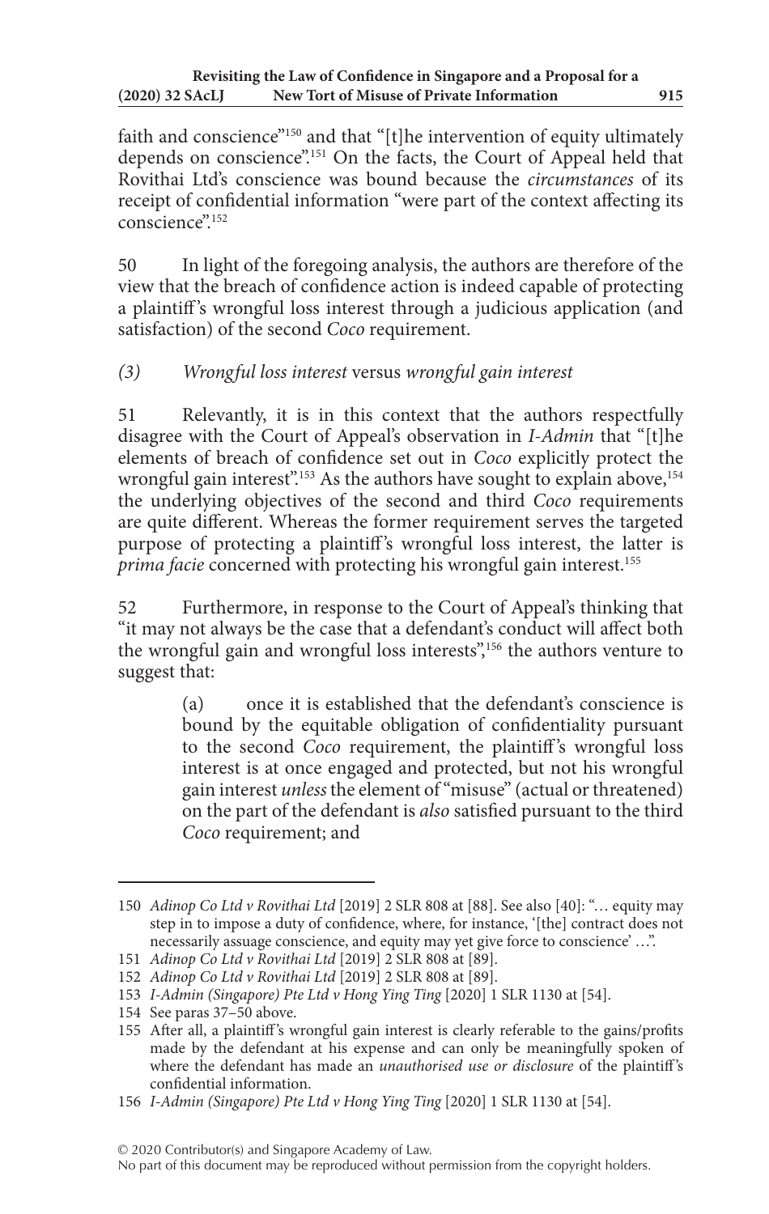faith and conscience"[150] and that "[t]he intervention of equity ultimately depends on conscience".[151] On the facts, the Court of Appeal held that Rovithai Ltd's conscience was bound because the *circumstances* of its receipt of confidential information "were part of the context affecting its conscience".[152]

50 In light of the foregoing analysis, the authors are therefore of the view that the breach of confidence action is indeed capable of protecting a plaintiff's wrongful loss interest through a judicious application (and satisfaction) of the second *Coco* requirement.

### *(3) Wrongful loss interest* versus *wrongful gain interest*

51 Relevantly, it is in this context that the authors respectfully disagree with the Court of Appeal's observation in *I-Admin* that "[t]he elements of breach of confidence set out in *Coco* explicitly protect the wrongful gain interest".[153] As the authors have sought to explain above,[154] the underlying objectives of the second and third *Coco* requirements are quite different. Whereas the former requirement serves the targeted purpose of protecting a plaintiff's wrongful loss interest, the latter is *prima facie* concerned with protecting his wrongful gain interest.[155]

52 Furthermore, in response to the Court of Appeal's thinking that "it may not always be the case that a defendant's conduct will affect both the wrongful gain and wrongful loss interests",[156] the authors venture to suggest that:

> (a) once it is established that the defendant's conscience is bound by the equitable obligation of confidentiality pursuant to the second *Coco* requirement, the plaintiff's wrongful loss interest is at once engaged and protected, but not his wrongful gain interest *unless* the element of "misuse" (actual or threatened) on the part of the defendant is *also* satisfied pursuant to the third *Coco* requirement; and

---

150 *Adinop Co Ltd v Rovithai Ltd* [2019] 2 SLR 808 at [88]. See also [40]: "… equity may step in to impose a duty of confidence, where, for instance, '[the] contract does not necessarily assuage conscience, and equity may yet give force to conscience' …".

151 *Adinop Co Ltd v Rovithai Ltd* [2019] 2 SLR 808 at [89].

152 *Adinop Co Ltd v Rovithai Ltd* [2019] 2 SLR 808 at [89].

153 *I-Admin (Singapore) Pte Ltd v Hong Ying Ting* [2020] 1 SLR 1130 at [54].

154 See paras 37–50 above.

155 After all, a plaintiff's wrongful gain interest is clearly referable to the gains/profits made by the defendant at his expense and can only be meaningfully spoken of where the defendant has made an *unauthorised use or disclosure* of the plaintiff's confidential information.

156 *I-Admin (Singapore) Pte Ltd v Hong Ying Ting* [2020] 1 SLR 1130 at [54].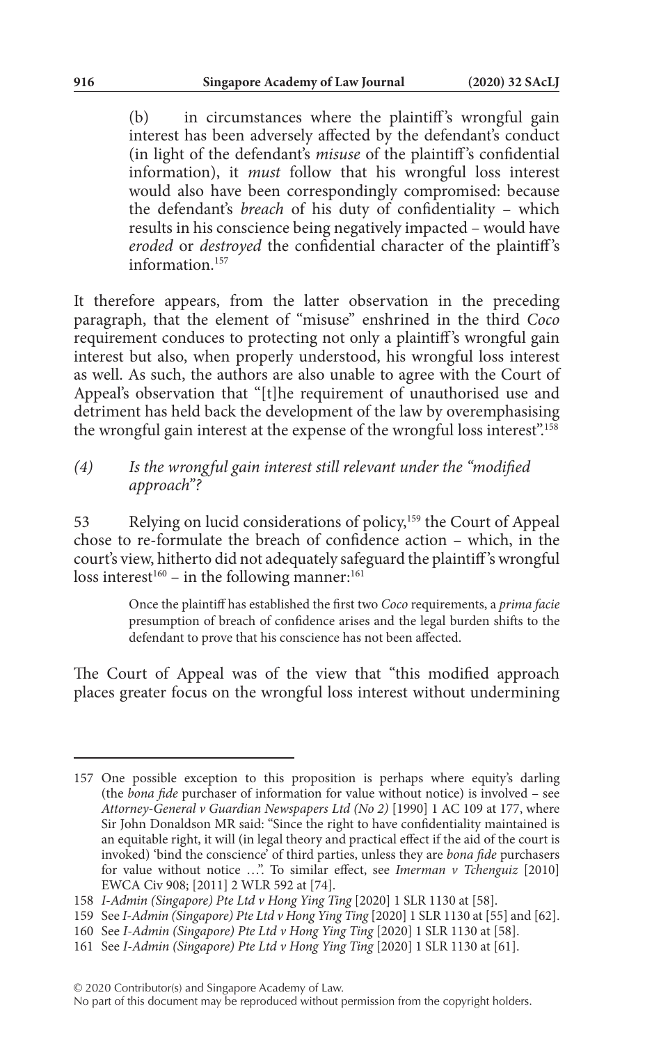(b) in circumstances where the plaintiff's wrongful gain interest has been adversely affected by the defendant's conduct (in light of the defendant's *misuse* of the plaintiff's confidential information), it *must* follow that his wrongful loss interest would also have been correspondingly compromised: because the defendant's *breach* of his duty of confidentiality – which results in his conscience being negatively impacted – would have *eroded* or *destroyed* the confidential character of the plaintiff's information.[157]

It therefore appears, from the latter observation in the preceding paragraph, that the element of "misuse" enshrined in the third *Coco* requirement conduces to protecting not only a plaintiff's wrongful gain interest but also, when properly understood, his wrongful loss interest as well. As such, the authors are also unable to agree with the Court of Appeal's observation that "[t]he requirement of unauthorised use and detriment has held back the development of the law by overemphasising the wrongful gain interest at the expense of the wrongful loss interest".[158]

### *(4) Is the wrongful gain interest still relevant under the "modified approach"?*

53 Relying on lucid considerations of policy,[159] the Court of Appeal chose to re-formulate the breach of confidence action – which, in the court's view, hitherto did not adequately safeguard the plaintiff's wrongful loss interest[160] – in the following manner:[161]

> Once the plaintiff has established the first two *Coco* requirements, a *prima facie* presumption of breach of confidence arises and the legal burden shifts to the defendant to prove that his conscience has not been affected.

The Court of Appeal was of the view that "this modified approach places greater focus on the wrongful loss interest without undermining

---

157 One possible exception to this proposition is perhaps where equity's darling (the *bona fide* purchaser of information for value without notice) is involved – see *Attorney-General v Guardian Newspapers Ltd (No 2)* [1990] 1 AC 109 at 177, where Sir John Donaldson MR said: "Since the right to have confidentiality maintained is an equitable right, it will (in legal theory and practical effect if the aid of the court is invoked) 'bind the conscience' of third parties, unless they are *bona fide* purchasers for value without notice …". To similar effect, see *Imerman v Tchenguiz* [2010] EWCA Civ 908; [2011] 2 WLR 592 at [74].

158 *I-Admin (Singapore) Pte Ltd v Hong Ying Ting* [2020] 1 SLR 1130 at [58].

159 See *I-Admin (Singapore) Pte Ltd v Hong Ying Ting* [2020] 1 SLR 1130 at [55] and [62].

160 See *I-Admin (Singapore) Pte Ltd v Hong Ying Ting* [2020] 1 SLR 1130 at [58].

161 See *I-Admin (Singapore) Pte Ltd v Hong Ying Ting* [2020] 1 SLR 1130 at [61].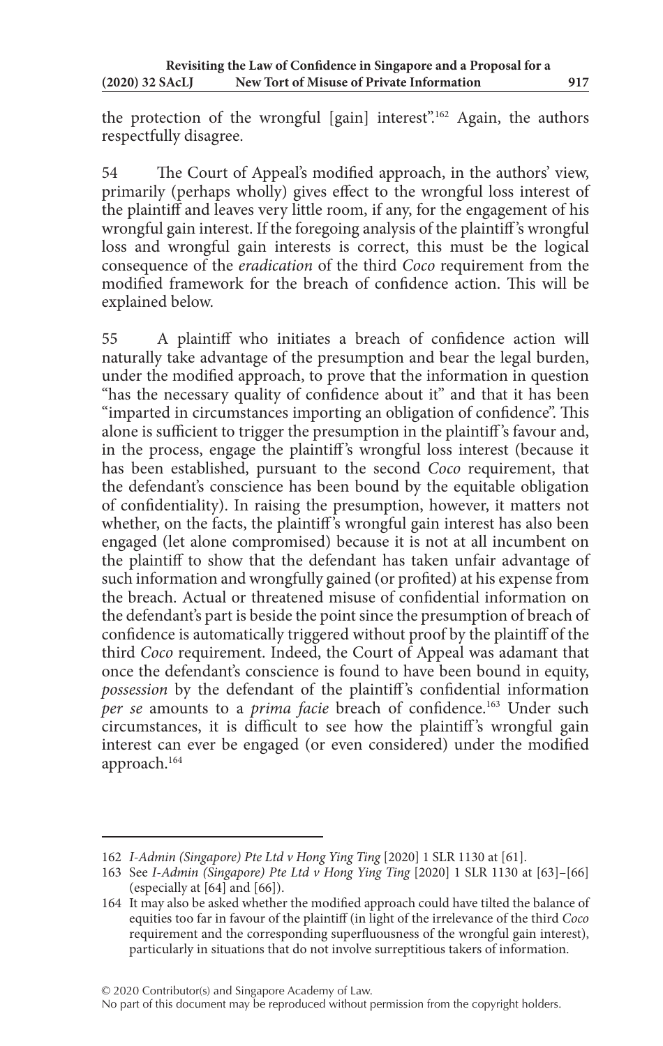the protection of the wrongful [gain] interest".[162] Again, the authors respectfully disagree.

54 The Court of Appeal's modified approach, in the authors' view, primarily (perhaps wholly) gives effect to the wrongful loss interest of the plaintiff and leaves very little room, if any, for the engagement of his wrongful gain interest. If the foregoing analysis of the plaintiff's wrongful loss and wrongful gain interests is correct, this must be the logical consequence of the *eradication* of the third *Coco* requirement from the modified framework for the breach of confidence action. This will be explained below.

55 A plaintiff who initiates a breach of confidence action will naturally take advantage of the presumption and bear the legal burden, under the modified approach, to prove that the information in question "has the necessary quality of confidence about it" and that it has been "imparted in circumstances importing an obligation of confidence". This alone is sufficient to trigger the presumption in the plaintiff's favour and, in the process, engage the plaintiff's wrongful loss interest (because it has been established, pursuant to the second *Coco* requirement, that the defendant's conscience has been bound by the equitable obligation of confidentiality). In raising the presumption, however, it matters not whether, on the facts, the plaintiff's wrongful gain interest has also been engaged (let alone compromised) because it is not at all incumbent on the plaintiff to show that the defendant has taken unfair advantage of such information and wrongfully gained (or profited) at his expense from the breach. Actual or threatened misuse of confidential information on the defendant's part is beside the point since the presumption of breach of confidence is automatically triggered without proof by the plaintiff of the third *Coco* requirement. Indeed, the Court of Appeal was adamant that once the defendant's conscience is found to have been bound in equity, *possession* by the defendant of the plaintiff's confidential information *per se* amounts to a *prima facie* breach of confidence.[163] Under such circumstances, it is difficult to see how the plaintiff's wrongful gain interest can ever be engaged (or even considered) under the modified approach.[164]

---

162 *I-Admin (Singapore) Pte Ltd v Hong Ying Ting* [2020] 1 SLR 1130 at [61].

163 See *I-Admin (Singapore) Pte Ltd v Hong Ying Ting* [2020] 1 SLR 1130 at [63]–[66] (especially at [64] and [66]).

164 It may also be asked whether the modified approach could have tilted the balance of equities too far in favour of the plaintiff (in light of the irrelevance of the third *Coco* requirement and the corresponding superfluousness of the wrongful gain interest), particularly in situations that do not involve surreptitious takers of information.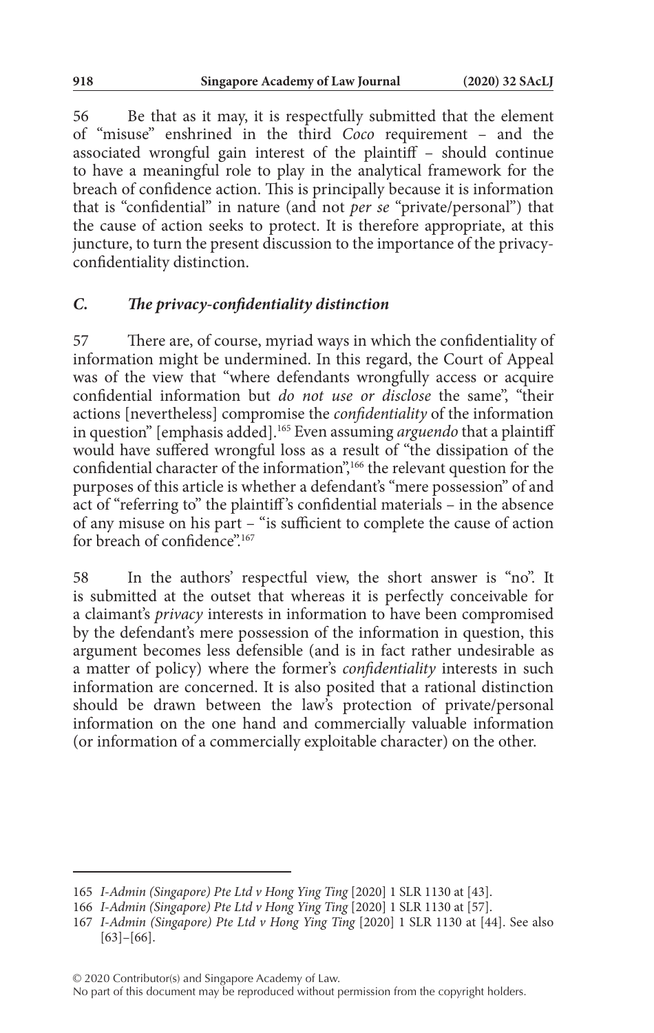56 Be that as it may, it is respectfully submitted that the element of "misuse" enshrined in the third *Coco* requirement – and the associated wrongful gain interest of the plaintiff – should continue to have a meaningful role to play in the analytical framework for the breach of confidence action. This is principally because it is information that is "confidential" in nature (and not *per se* "private/personal") that the cause of action seeks to protect. It is therefore appropriate, at this juncture, to turn the present discussion to the importance of the privacy-confidentiality distinction.

### *C. The privacy-confidentiality distinction*

57 There are, of course, myriad ways in which the confidentiality of information might be undermined. In this regard, the Court of Appeal was of the view that "where defendants wrongfully access or acquire confidential information but *do not use or disclose* the same", "their actions [nevertheless] compromise the *confidentiality* of the information in question" [emphasis added].[165] Even assuming *arguendo* that a plaintiff would have suffered wrongful loss as a result of "the dissipation of the confidential character of the information",[166] the relevant question for the purposes of this article is whether a defendant's "mere possession" of and act of "referring to" the plaintiff's confidential materials – in the absence of any misuse on his part – "is sufficient to complete the cause of action for breach of confidence".[167]

58 In the authors' respectful view, the short answer is "no". It is submitted at the outset that whereas it is perfectly conceivable for a claimant's *privacy* interests in information to have been compromised by the defendant's mere possession of the information in question, this argument becomes less defensible (and is in fact rather undesirable as a matter of policy) where the former's *confidentiality* interests in such information are concerned. It is also posited that a rational distinction should be drawn between the law's protection of private/personal information on the one hand and commercially valuable information (or information of a commercially exploitable character) on the other.

---

165 *I-Admin (Singapore) Pte Ltd v Hong Ying Ting* [2020] 1 SLR 1130 at [43].

166 *I-Admin (Singapore) Pte Ltd v Hong Ying Ting* [2020] 1 SLR 1130 at [57].

167 *I-Admin (Singapore) Pte Ltd v Hong Ying Ting* [2020] 1 SLR 1130 at [44]. See also [63]–[66].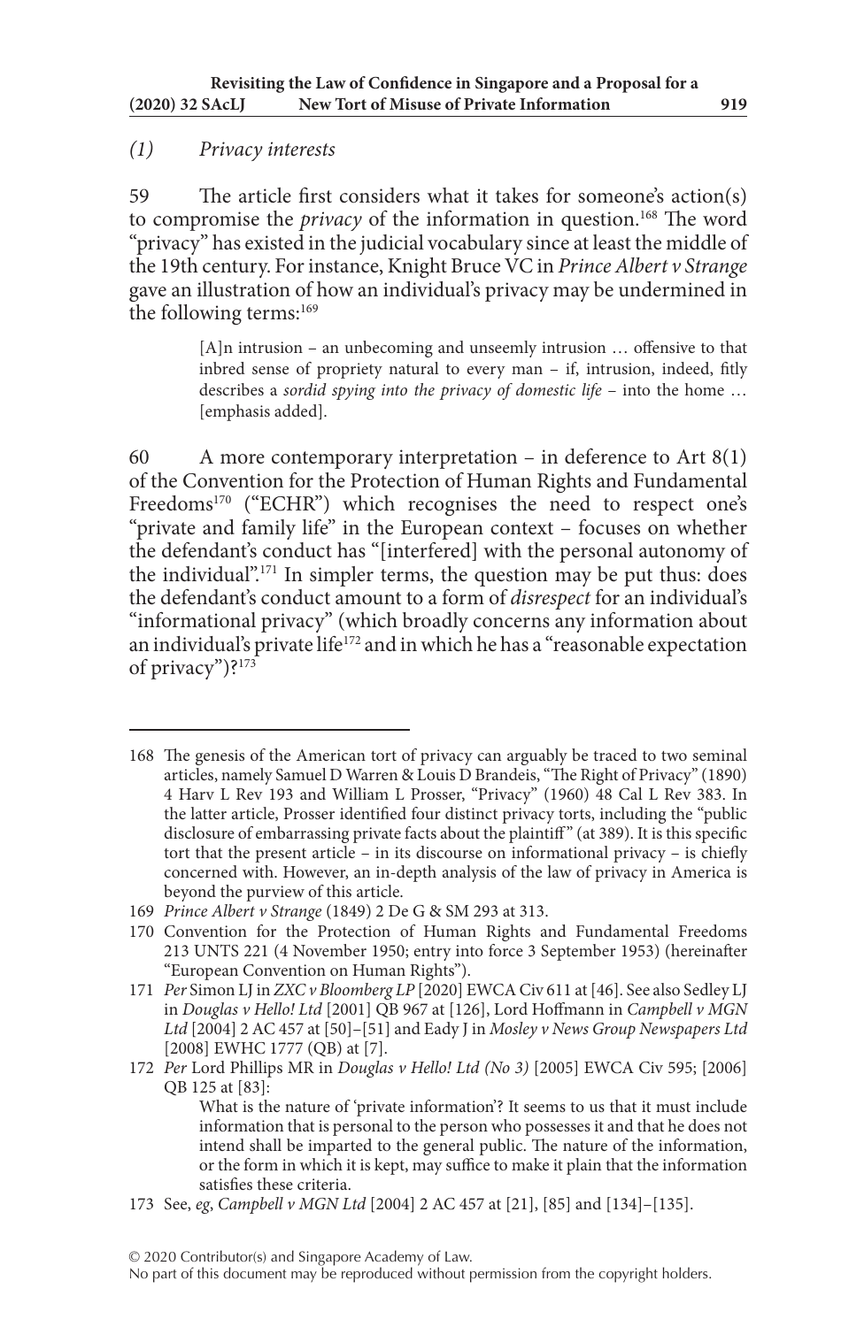*(1) Privacy interests*

59 The article first considers what it takes for someone's action(s) to compromise the *privacy* of the information in question.[168] The word "privacy" has existed in the judicial vocabulary since at least the middle of the 19th century. For instance, Knight Bruce VC in *Prince Albert v Strange* gave an illustration of how an individual's privacy may be undermined in the following terms:[169]

> [A]n intrusion – an unbecoming and unseemly intrusion … offensive to that inbred sense of propriety natural to every man – if, intrusion, indeed, fitly describes a *sordid spying into the privacy of domestic life* – into the home … [emphasis added].

60 A more contemporary interpretation – in deference to Art 8(1) of the Convention for the Protection of Human Rights and Fundamental Freedoms[170] ("ECHR") which recognises the need to respect one's "private and family life" in the European context – focuses on whether the defendant's conduct has "[interfered] with the personal autonomy of the individual".[171] In simpler terms, the question may be put thus: does the defendant's conduct amount to a form of *disrespect* for an individual's "informational privacy" (which broadly concerns any information about an individual's private life[172] and in which he has a "reasonable expectation of privacy")?[173]

---

168 The genesis of the American tort of privacy can arguably be traced to two seminal articles, namely Samuel D Warren & Louis D Brandeis, "The Right of Privacy" (1890) 4 Harv L Rev 193 and William L Prosser, "Privacy" (1960) 48 Cal L Rev 383. In the latter article, Prosser identified four distinct privacy torts, including the "public disclosure of embarrassing private facts about the plaintiff" (at 389). It is this specific tort that the present article – in its discourse on informational privacy – is chiefly concerned with. However, an in-depth analysis of the law of privacy in America is beyond the purview of this article.

169 *Prince Albert v Strange* (1849) 2 De G & SM 293 at 313.

170 Convention for the Protection of Human Rights and Fundamental Freedoms 213 UNTS 221 (4 November 1950; entry into force 3 September 1953) (hereinafter "European Convention on Human Rights").

171 *Per* Simon LJ in *ZXC v Bloomberg LP* [2020] EWCA Civ 611 at [46]. See also Sedley LJ in *Douglas v Hello! Ltd* [2001] QB 967 at [126], Lord Hoffmann in *Campbell v MGN Ltd* [2004] 2 AC 457 at [50]–[51] and Eady J in *Mosley v News Group Newspapers Ltd* [2008] EWHC 1777 (QB) at [7].

172 *Per* Lord Phillips MR in *Douglas v Hello! Ltd (No 3)* [2005] EWCA Civ 595; [2006] QB 125 at [83]:

> What is the nature of 'private information'? It seems to us that it must include information that is personal to the person who possesses it and that he does not intend shall be imparted to the general public. The nature of the information, or the form in which it is kept, may suffice to make it plain that the information satisfies these criteria.

173 See, *eg*, *Campbell v MGN Ltd* [2004] 2 AC 457 at [21], [85] and [134]–[135].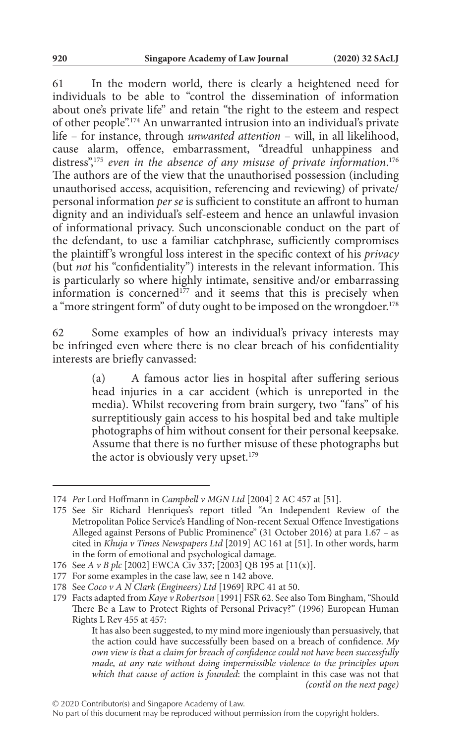61 In the modern world, there is clearly a heightened need for individuals to be able to "control the dissemination of information about one's private life" and retain "the right to the esteem and respect of other people".[174] An unwarranted intrusion into an individual's private life – for instance, through *unwanted attention* – will, in all likelihood, cause alarm, offence, embarrassment, "dreadful unhappiness and distress",[175] *even in the absence of any misuse of private information*.[176] The authors are of the view that the unauthorised possession (including unauthorised access, acquisition, referencing and reviewing) of private/personal information *per se* is sufficient to constitute an affront to human dignity and an individual's self-esteem and hence an unlawful invasion of informational privacy. Such unconscionable conduct on the part of the defendant, to use a familiar catchphrase, sufficiently compromises the plaintiff's wrongful loss interest in the specific context of his *privacy* (but *not* his "confidentiality") interests in the relevant information. This is particularly so where highly intimate, sensitive and/or embarrassing information is concerned[177] and it seems that this is precisely when a "more stringent form" of duty ought to be imposed on the wrongdoer.[178]

62 Some examples of how an individual's privacy interests may be infringed even where there is no clear breach of his confidentiality interests are briefly canvassed:

> (a) A famous actor lies in hospital after suffering serious head injuries in a car accident (which is unreported in the media). Whilst recovering from brain surgery, two "fans" of his surreptitiously gain access to his hospital bed and take multiple photographs of him without consent for their personal keepsake. Assume that there is no further misuse of these photographs but the actor is obviously very upset.[179]

---

174 *Per* Lord Hoffmann in *Campbell v MGN Ltd* [2004] 2 AC 457 at [51].

175 See Sir Richard Henriques's report titled "An Independent Review of the Metropolitan Police Service's Handling of Non-recent Sexual Offence Investigations Alleged against Persons of Public Prominence" (31 October 2016) at para 1.67 – as cited in *Khuja v Times Newspapers Ltd* [2019] AC 161 at [51]. In other words, harm in the form of emotional and psychological damage.

176 See *A v B plc* [2002] EWCA Civ 337; [2003] QB 195 at [11(x)].

177 For some examples in the case law, see n 142 above.

178 See *Coco v A N Clark (Engineers) Ltd* [1969] RPC 41 at 50.

179 Facts adapted from *Kaye v Robertson* [1991] FSR 62. See also Tom Bingham, "Should There Be a Law to Protect Rights of Personal Privacy?" (1996) European Human Rights L Rev 455 at 457:

> It has also been suggested, to my mind more ingeniously than persuasively, that the action could have successfully been based on a breach of confidence. *My own view is that a claim for breach of confidence could not have been successfully made, at any rate without doing impermissible violence to the principles upon which that cause of action is founded*: the complaint in this case was not that

*(cont'd on the next page)*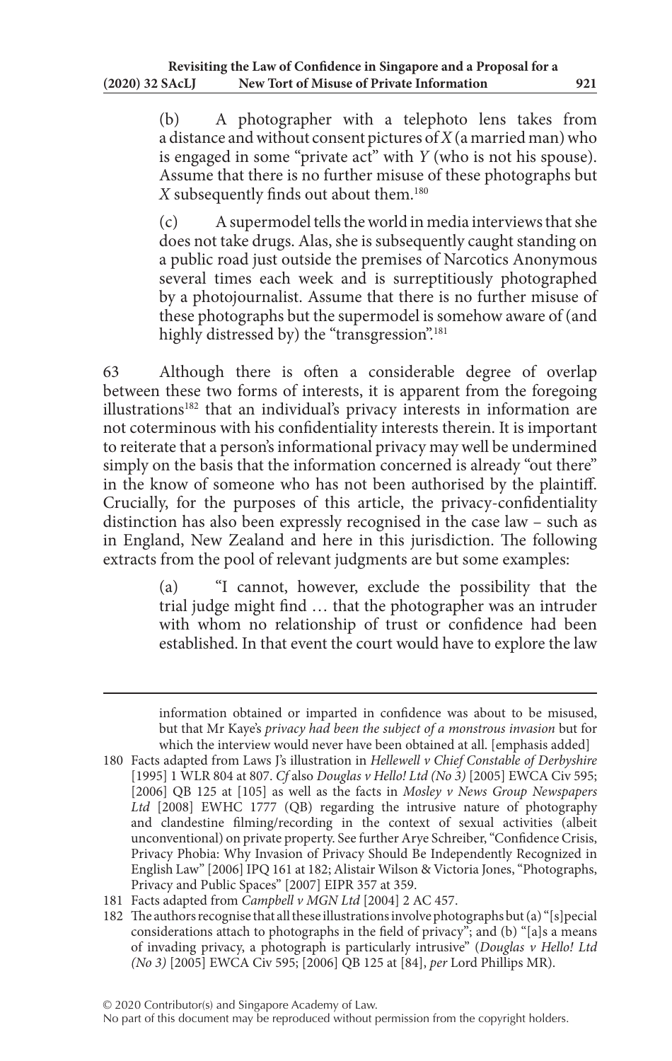(b) A photographer with a telephoto lens takes from a distance and without consent pictures of *X* (a married man) who is engaged in some "private act" with *Y* (who is not his spouse). Assume that there is no further misuse of these photographs but *X* subsequently finds out about them.[180]

(c) A supermodel tells the world in media interviews that she does not take drugs. Alas, she is subsequently caught standing on a public road just outside the premises of Narcotics Anonymous several times each week and is surreptitiously photographed by a photojournalist. Assume that there is no further misuse of these photographs but the supermodel is somehow aware of (and highly distressed by) the "transgression".[181]

63 Although there is often a considerable degree of overlap between these two forms of interests, it is apparent from the foregoing illustrations[182] that an individual's privacy interests in information are not coterminous with his confidentiality interests therein. It is important to reiterate that a person's informational privacy may well be undermined simply on the basis that the information concerned is already "out there" in the know of someone who has not been authorised by the plaintiff. Crucially, for the purposes of this article, the privacy-confidentiality distinction has also been expressly recognised in the case law – such as in England, New Zealand and here in this jurisdiction. The following extracts from the pool of relevant judgments are but some examples:

(a) "I cannot, however, exclude the possibility that the trial judge might find … that the photographer was an intruder with whom no relationship of trust or confidence had been established. In that event the court would have to explore the law

---

information obtained or imparted in confidence was about to be misused, but that Mr Kaye's *privacy had been the subject of a monstrous invasion* but for which the interview would never have been obtained at all. [emphasis added]

180 Facts adapted from Laws J's illustration in *Hellewell v Chief Constable of Derbyshire* [1995] 1 WLR 804 at 807. *Cf* also *Douglas v Hello! Ltd (No 3)* [2005] EWCA Civ 595; [2006] QB 125 at [105] as well as the facts in *Mosley v News Group Newspapers Ltd* [2008] EWHC 1777 (QB) regarding the intrusive nature of photography and clandestine filming/recording in the context of sexual activities (albeit unconventional) on private property. See further Arye Schreiber, "Confidence Crisis, Privacy Phobia: Why Invasion of Privacy Should Be Independently Recognized in English Law" [2006] IPQ 161 at 182; Alistair Wilson & Victoria Jones, "Photographs, Privacy and Public Spaces" [2007] EIPR 357 at 359.

181 Facts adapted from *Campbell v MGN Ltd* [2004] 2 AC 457.

182 The authors recognise that all these illustrations involve photographs but (a) "[s]pecial considerations attach to photographs in the field of privacy"; and (b) "[a]s a means of invading privacy, a photograph is particularly intrusive" (*Douglas v Hello! Ltd (No 3)* [2005] EWCA Civ 595; [2006] QB 125 at [84], *per* Lord Phillips MR).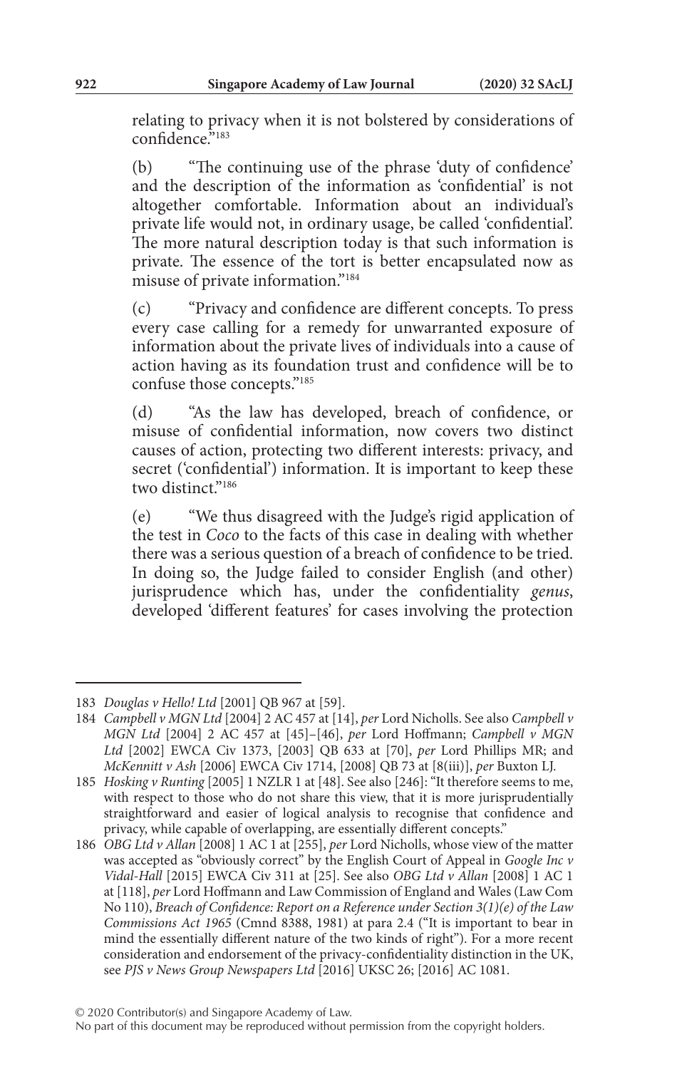relating to privacy when it is not bolstered by considerations of confidence."[183]

(b) "The continuing use of the phrase 'duty of confidence' and the description of the information as 'confidential' is not altogether comfortable. Information about an individual's private life would not, in ordinary usage, be called 'confidential'. The more natural description today is that such information is private. The essence of the tort is better encapsulated now as misuse of private information."[184]

(c) "Privacy and confidence are different concepts. To press every case calling for a remedy for unwarranted exposure of information about the private lives of individuals into a cause of action having as its foundation trust and confidence will be to confuse those concepts."[185]

(d) "As the law has developed, breach of confidence, or misuse of confidential information, now covers two distinct causes of action, protecting two different interests: privacy, and secret ('confidential') information. It is important to keep these two distinct."[186]

(e) "We thus disagreed with the Judge's rigid application of the test in *Coco* to the facts of this case in dealing with whether there was a serious question of a breach of confidence to be tried. In doing so, the Judge failed to consider English (and other) jurisprudence which has, under the confidentiality *genus*, developed 'different features' for cases involving the protection

---

183 *Douglas v Hello! Ltd* [2001] QB 967 at [59].

184 *Campbell v MGN Ltd* [2004] 2 AC 457 at [14], *per* Lord Nicholls. See also *Campbell v MGN Ltd* [2004] 2 AC 457 at [45]–[46], *per* Lord Hoffmann; *Campbell v MGN Ltd* [2002] EWCA Civ 1373, [2003] QB 633 at [70], *per* Lord Phillips MR; and *McKennitt v Ash* [2006] EWCA Civ 1714, [2008] QB 73 at [8(iii)], *per* Buxton LJ.

185 *Hosking v Runting* [2005] 1 NZLR 1 at [48]. See also [246]: "It therefore seems to me, with respect to those who do not share this view, that it is more jurisprudentially straightforward and easier of logical analysis to recognise that confidence and privacy, while capable of overlapping, are essentially different concepts."

186 *OBG Ltd v Allan* [2008] 1 AC 1 at [255], *per* Lord Nicholls, whose view of the matter was accepted as "obviously correct" by the English Court of Appeal in *Google Inc v Vidal-Hall* [2015] EWCA Civ 311 at [25]. See also *OBG Ltd v Allan* [2008] 1 AC 1 at [118], *per* Lord Hoffmann and Law Commission of England and Wales (Law Com No 110), *Breach of Confidence: Report on a Reference under Section 3(1)(e) of the Law Commissions Act 1965* (Cmnd 8388, 1981) at para 2.4 ("It is important to bear in mind the essentially different nature of the two kinds of right"). For a more recent consideration and endorsement of the privacy-confidentiality distinction in the UK, see *PJS v News Group Newspapers Ltd* [2016] UKSC 26; [2016] AC 1081.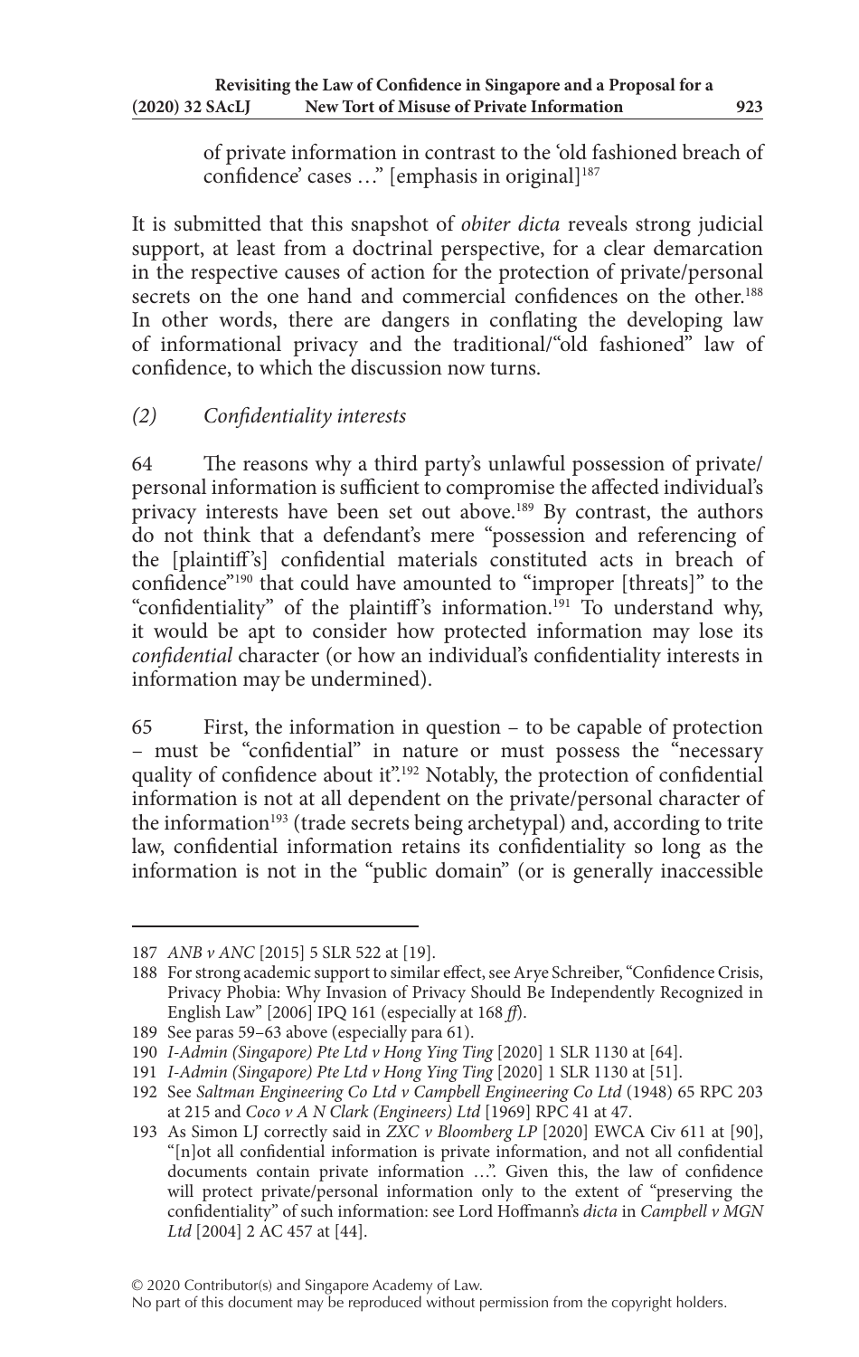of private information in contrast to the 'old fashioned breach of confidence' cases …" [emphasis in original][187]

It is submitted that this snapshot of *obiter dicta* reveals strong judicial support, at least from a doctrinal perspective, for a clear demarcation in the respective causes of action for the protection of private/personal secrets on the one hand and commercial confidences on the other.[188] In other words, there are dangers in conflating the developing law of informational privacy and the traditional/"old fashioned" law of confidence, to which the discussion now turns.

### *(2) Confidentiality interests*

64 The reasons why a third party's unlawful possession of private/personal information is sufficient to compromise the affected individual's privacy interests have been set out above.[189] By contrast, the authors do not think that a defendant's mere "possession and referencing of the [plaintiff's] confidential materials constituted acts in breach of confidence"[190] that could have amounted to "improper [threats]" to the "confidentiality" of the plaintiff's information.[191] To understand why, it would be apt to consider how protected information may lose its *confidential* character (or how an individual's confidentiality interests in information may be undermined).

65 First, the information in question – to be capable of protection – must be "confidential" in nature or must possess the "necessary quality of confidence about it".[192] Notably, the protection of confidential information is not at all dependent on the private/personal character of the information[193] (trade secrets being archetypal) and, according to trite law, confidential information retains its confidentiality so long as the information is not in the "public domain" (or is generally inaccessible

---

187 *ANB v ANC* [2015] 5 SLR 522 at [19].

188 For strong academic support to similar effect, see Arye Schreiber, "Confidence Crisis, Privacy Phobia: Why Invasion of Privacy Should Be Independently Recognized in English Law" [2006] IPQ 161 (especially at 168 *ff*).

189 See paras 59–63 above (especially para 61).

190 *I-Admin (Singapore) Pte Ltd v Hong Ying Ting* [2020] 1 SLR 1130 at [64].

191 *I-Admin (Singapore) Pte Ltd v Hong Ying Ting* [2020] 1 SLR 1130 at [51].

192 See *Saltman Engineering Co Ltd v Campbell Engineering Co Ltd* (1948) 65 RPC 203 at 215 and *Coco v A N Clark (Engineers) Ltd* [1969] RPC 41 at 47.

193 As Simon LJ correctly said in *ZXC v Bloomberg LP* [2020] EWCA Civ 611 at [90], "[n]ot all confidential information is private information, and not all confidential documents contain private information …". Given this, the law of confidence will protect private/personal information only to the extent of "preserving the confidentiality" of such information: see Lord Hoffmann's *dicta* in *Campbell v MGN Ltd* [2004] 2 AC 457 at [44].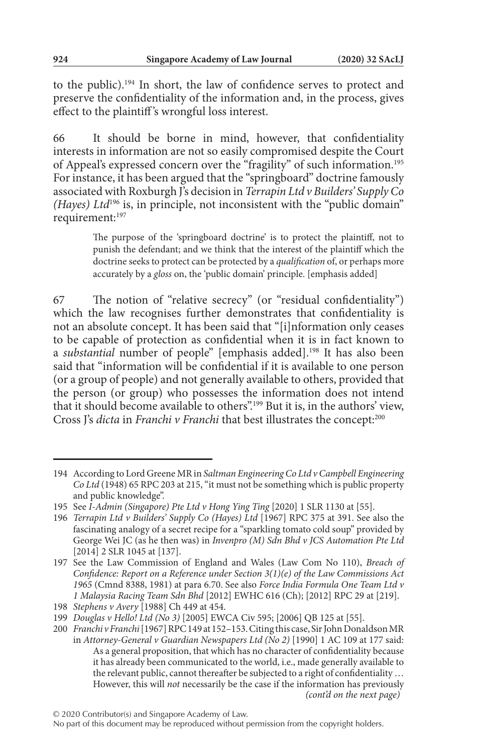to the public).[194] In short, the law of confidence serves to protect and preserve the confidentiality of the information and, in the process, gives effect to the plaintiff's wrongful loss interest.

66 It should be borne in mind, however, that confidentiality interests in information are not so easily compromised despite the Court of Appeal's expressed concern over the "fragility" of such information.[195] For instance, it has been argued that the "springboard" doctrine famously associated with Roxburgh J's decision in *Terrapin Ltd v Builders' Supply Co (Hayes) Ltd*[196] is, in principle, not inconsistent with the "public domain" requirement:[197]

> The purpose of the 'springboard doctrine' is to protect the plaintiff, not to punish the defendant; and we think that the interest of the plaintiff which the doctrine seeks to protect can be protected by a *qualification* of, or perhaps more accurately by a *gloss* on, the 'public domain' principle. [emphasis added]

67 The notion of "relative secrecy" (or "residual confidentiality") which the law recognises further demonstrates that confidentiality is not an absolute concept. It has been said that "[i]nformation only ceases to be capable of protection as confidential when it is in fact known to a *substantial* number of people" [emphasis added].[198] It has also been said that "information will be confidential if it is available to one person (or a group of people) and not generally available to others, provided that the person (or group) who possesses the information does not intend that it should become available to others".[199] But it is, in the authors' view, Cross J's *dicta* in *Franchi v Franchi* that best illustrates the concept:[200]

---

194 According to Lord Greene MR in *Saltman Engineering Co Ltd v Campbell Engineering Co Ltd* (1948) 65 RPC 203 at 215, "it must not be something which is public property and public knowledge".

195 See *I-Admin (Singapore) Pte Ltd v Hong Ying Ting* [2020] 1 SLR 1130 at [55].

196 *Terrapin Ltd v Builders' Supply Co (Hayes) Ltd* [1967] RPC 375 at 391. See also the fascinating analogy of a secret recipe for a "sparkling tomato cold soup" provided by George Wei JC (as he then was) in *Invenpro (M) Sdn Bhd v JCS Automation Pte Ltd* [2014] 2 SLR 1045 at [137].

197 See the Law Commission of England and Wales (Law Com No 110), *Breach of Confidence: Report on a Reference under Section 3(1)(e) of the Law Commissions Act 1965* (Cmnd 8388, 1981) at para 6.70. See also *Force India Formula One Team Ltd v 1 Malaysia Racing Team Sdn Bhd* [2012] EWHC 616 (Ch); [2012] RPC 29 at [219].

198 *Stephens v Avery* [1988] Ch 449 at 454.

199 *Douglas v Hello! Ltd (No 3)* [2005] EWCA Civ 595; [2006] QB 125 at [55].

200 *Franchi v Franchi* [1967] RPC 149 at 152–153. Citing this case, Sir John Donaldson MR in *Attorney-General v Guardian Newspapers Ltd (No 2)* [1990] 1 AC 109 at 177 said:

> As a general proposition, that which has no character of confidentiality because it has already been communicated to the world, i.e., made generally available to the relevant public, cannot thereafter be subjected to a right of confidentiality … However, this will *not* necessarily be the case if the information has previously

*(cont'd on the next page)*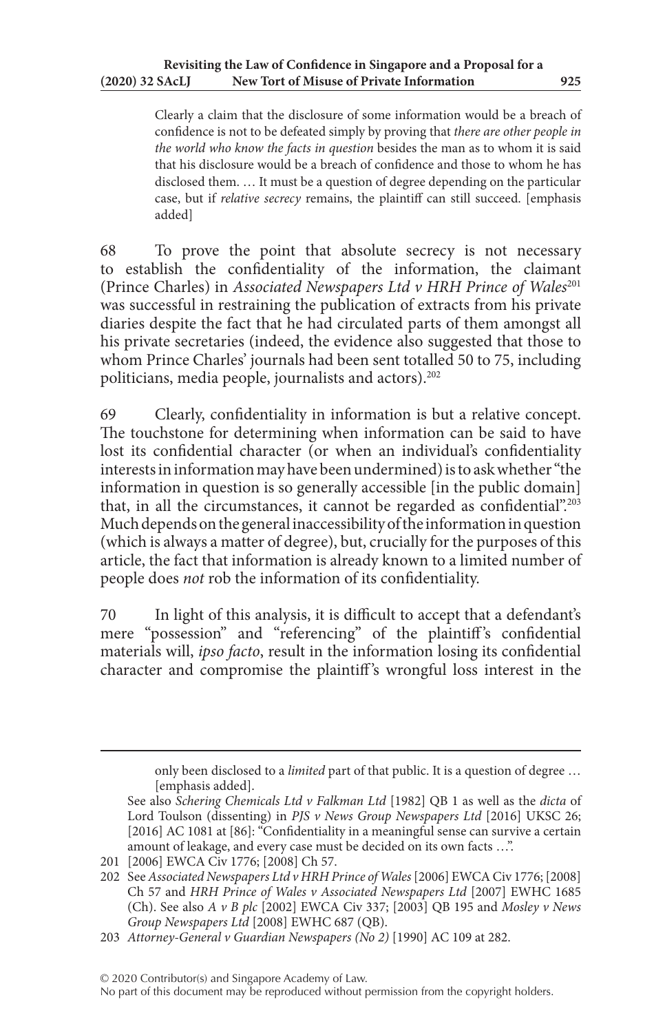> Clearly a claim that the disclosure of some information would be a breach of confidence is not to be defeated simply by proving that *there are other people in the world who know the facts in question* besides the man as to whom it is said that his disclosure would be a breach of confidence and those to whom he has disclosed them. … It must be a question of degree depending on the particular case, but if *relative secrecy* remains, the plaintiff can still succeed. [emphasis added]

68 To prove the point that absolute secrecy is not necessary to establish the confidentiality of the information, the claimant (Prince Charles) in *Associated Newspapers Ltd v HRH Prince of Wales*[201] was successful in restraining the publication of extracts from his private diaries despite the fact that he had circulated parts of them amongst all his private secretaries (indeed, the evidence also suggested that those to whom Prince Charles' journals had been sent totalled 50 to 75, including politicians, media people, journalists and actors).[202]

69 Clearly, confidentiality in information is but a relative concept. The touchstone for determining when information can be said to have lost its confidential character (or when an individual's confidentiality interests in information may have been undermined) is to ask whether "the information in question is so generally accessible [in the public domain] that, in all the circumstances, it cannot be regarded as confidential".[203] Much depends on the general inaccessibility of the information in question (which is always a matter of degree), but, crucially for the purposes of this article, the fact that information is already known to a limited number of people does *not* rob the information of its confidentiality.

70 In light of this analysis, it is difficult to accept that a defendant's mere "possession" and "referencing" of the plaintiff's confidential materials will, *ipso facto*, result in the information losing its confidential character and compromise the plaintiff's wrongful loss interest in the

---

only been disclosed to a *limited* part of that public. It is a question of degree … [emphasis added].

See also *Schering Chemicals Ltd v Falkman Ltd* [1982] QB 1 as well as the *dicta* of Lord Toulson (dissenting) in *PJS v News Group Newspapers Ltd* [2016] UKSC 26; [2016] AC 1081 at [86]: "Confidentiality in a meaningful sense can survive a certain amount of leakage, and every case must be decided on its own facts …".

201 [2006] EWCA Civ 1776; [2008] Ch 57.

202 See *Associated Newspapers Ltd v HRH Prince of Wales* [2006] EWCA Civ 1776; [2008] Ch 57 and *HRH Prince of Wales v Associated Newspapers Ltd* [2007] EWHC 1685 (Ch). See also *A v B plc* [2002] EWCA Civ 337; [2003] QB 195 and *Mosley v News Group Newspapers Ltd* [2008] EWHC 687 (QB).

203 *Attorney-General v Guardian Newspapers (No 2)* [1990] AC 109 at 282.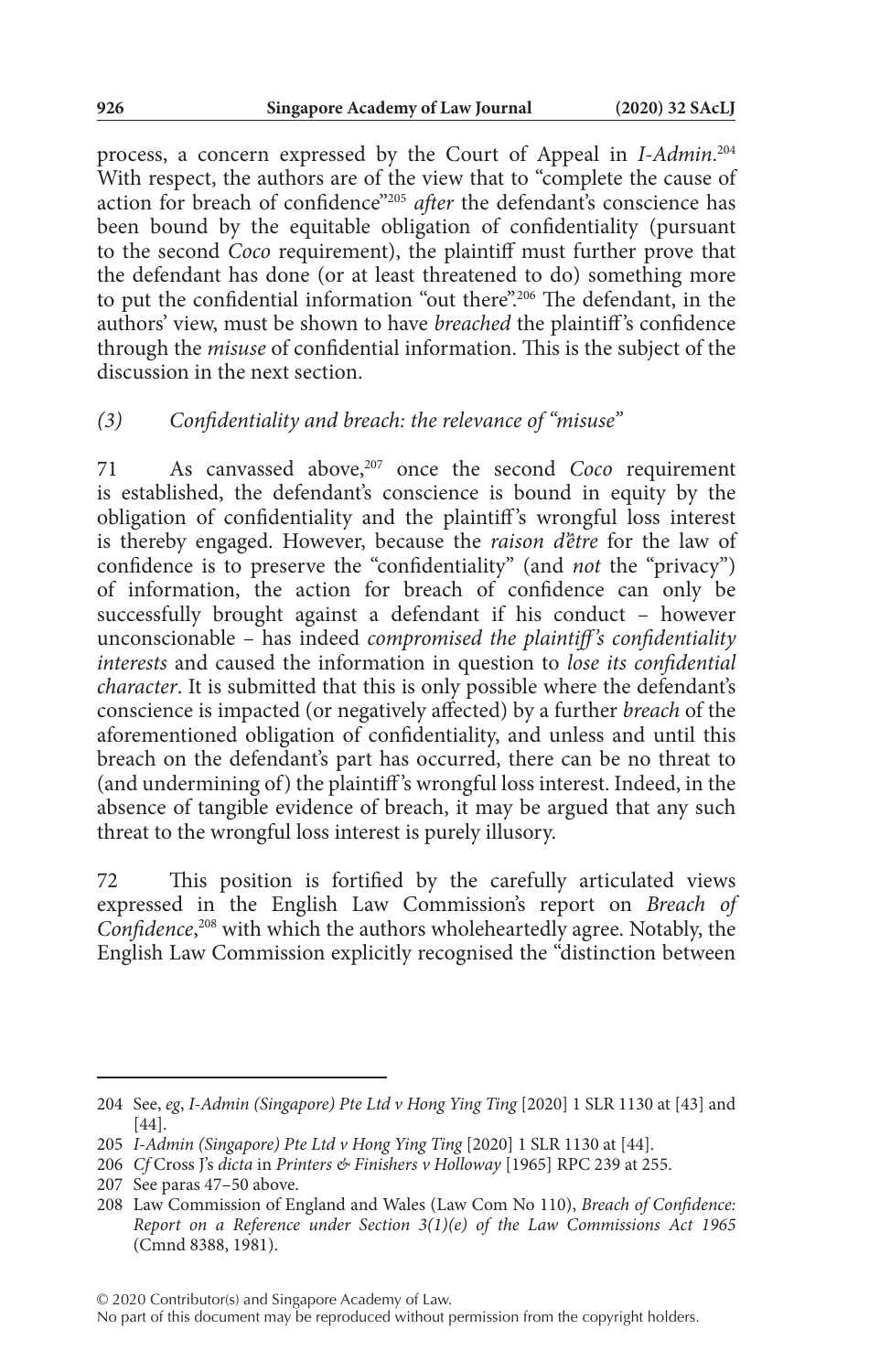process, a concern expressed by the Court of Appeal in *I-Admin*.[204] With respect, the authors are of the view that to "complete the cause of action for breach of confidence"[205] *after* the defendant's conscience has been bound by the equitable obligation of confidentiality (pursuant to the second *Coco* requirement), the plaintiff must further prove that the defendant has done (or at least threatened to do) something more to put the confidential information "out there".[206] The defendant, in the authors' view, must be shown to have *breached* the plaintiff's confidence through the *misuse* of confidential information. This is the subject of the discussion in the next section.

### (3) *Confidentiality and breach: the relevance of "misuse"*

71 As canvassed above,[207] once the second *Coco* requirement is established, the defendant's conscience is bound in equity by the obligation of confidentiality and the plaintiff's wrongful loss interest is thereby engaged. However, because the *raison d'être* for the law of confidence is to preserve the "confidentiality" (and *not* the "privacy") of information, the action for breach of confidence can only be successfully brought against a defendant if his conduct – however unconscionable – has indeed *compromised the plaintiff's confidentiality interests* and caused the information in question to *lose its confidential character*. It is submitted that this is only possible where the defendant's conscience is impacted (or negatively affected) by a further *breach* of the aforementioned obligation of confidentiality, and unless and until this breach on the defendant's part has occurred, there can be no threat to (and undermining of) the plaintiff's wrongful loss interest. Indeed, in the absence of tangible evidence of breach, it may be argued that any such threat to the wrongful loss interest is purely illusory.

72 This position is fortified by the carefully articulated views expressed in the English Law Commission's report on *Breach of Confidence*,[208] with which the authors wholeheartedly agree. Notably, the English Law Commission explicitly recognised the "distinction between

---

204 See, *eg*, *I-Admin (Singapore) Pte Ltd v Hong Ying Ting* [2020] 1 SLR 1130 at [43] and [44].

205 *I-Admin (Singapore) Pte Ltd v Hong Ying Ting* [2020] 1 SLR 1130 at [44].

206 *Cf* Cross J's *dicta* in *Printers & Finishers v Holloway* [1965] RPC 239 at 255.

207 See paras 47–50 above.

208 Law Commission of England and Wales (Law Com No 110), *Breach of Confidence: Report on a Reference under Section 3(1)(e) of the Law Commissions Act 1965* (Cmnd 8388, 1981).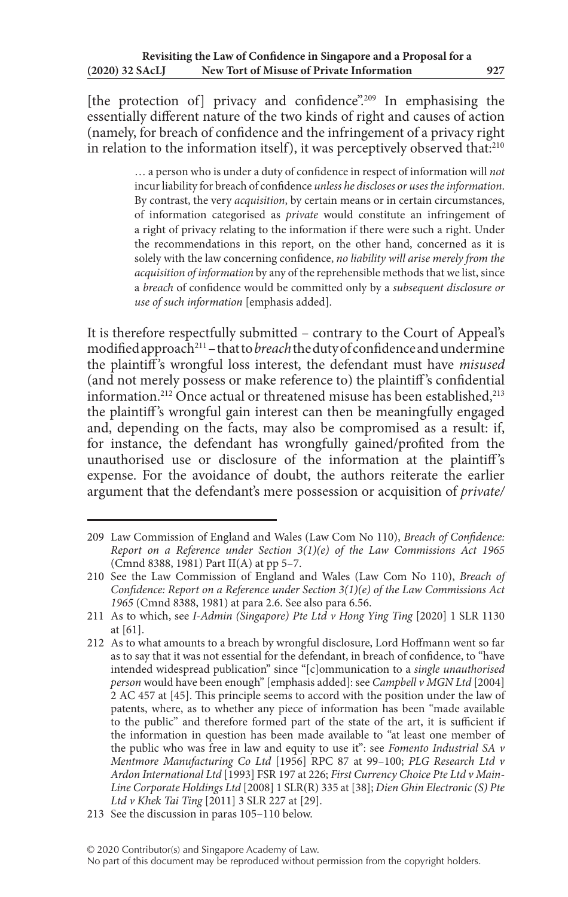[the protection of] privacy and confidence".[209] In emphasising the essentially different nature of the two kinds of right and causes of action (namely, for breach of confidence and the infringement of a privacy right in relation to the information itself), it was perceptively observed that:[210]

> … a person who is under a duty of confidence in respect of information will *not* incur liability for breach of confidence *unless he discloses or uses the information*. By contrast, the very *acquisition*, by certain means or in certain circumstances, of information categorised as *private* would constitute an infringement of a right of privacy relating to the information if there were such a right. Under the recommendations in this report, on the other hand, concerned as it is solely with the law concerning confidence, *no liability will arise merely from the acquisition of information* by any of the reprehensible methods that we list, since a *breach* of confidence would be committed only by a *subsequent disclosure or use of such information* [emphasis added].

It is therefore respectfully submitted – contrary to the Court of Appeal's modified approach[211] – that to *breach* the duty of confidence and undermine the plaintiff's wrongful loss interest, the defendant must have *misused* (and not merely possess or make reference to) the plaintiff's confidential information.[212] Once actual or threatened misuse has been established,[213] the plaintiff's wrongful gain interest can then be meaningfully engaged and, depending on the facts, may also be compromised as a result: if, for instance, the defendant has wrongfully gained/profited from the unauthorised use or disclosure of the information at the plaintiff's expense. For the avoidance of doubt, the authors reiterate the earlier argument that the defendant's mere possession or acquisition of *private/*

---

209 Law Commission of England and Wales (Law Com No 110), *Breach of Confidence: Report on a Reference under Section 3(1)(e) of the Law Commissions Act 1965* (Cmnd 8388, 1981) Part II(A) at pp 5–7.

210 See the Law Commission of England and Wales (Law Com No 110), *Breach of Confidence: Report on a Reference under Section 3(1)(e) of the Law Commissions Act 1965* (Cmnd 8388, 1981) at para 2.6. See also para 6.56.

211 As to which, see *I-Admin (Singapore) Pte Ltd v Hong Ying Ting* [2020] 1 SLR 1130 at [61].

212 As to what amounts to a breach by wrongful disclosure, Lord Hoffmann went so far as to say that it was not essential for the defendant, in breach of confidence, to "have intended widespread publication" since "[c]ommunication to a *single unauthorised person* would have been enough" [emphasis added]: see *Campbell v MGN Ltd* [2004] 2 AC 457 at [45]. This principle seems to accord with the position under the law of patents, where, as to whether any piece of information has been "made available to the public" and therefore formed part of the state of the art, it is sufficient if the information in question has been made available to "at least one member of the public who was free in law and equity to use it": see *Fomento Industrial SA v Mentmore Manufacturing Co Ltd* [1956] RPC 87 at 99–100; *PLG Research Ltd v Ardon International Ltd* [1993] FSR 197 at 226; *First Currency Choice Pte Ltd v Main-Line Corporate Holdings Ltd* [2008] 1 SLR(R) 335 at [38]; *Dien Ghin Electronic (S) Pte Ltd v Khek Tai Ting* [2011] 3 SLR 227 at [29].

213 See the discussion in paras 105–110 below.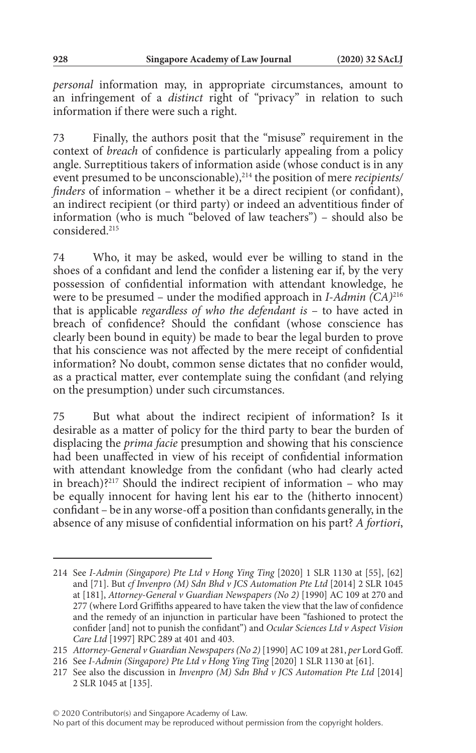*personal* information may, in appropriate circumstances, amount to an infringement of a *distinct* right of "privacy" in relation to such information if there were such a right.

73 Finally, the authors posit that the "misuse" requirement in the context of *breach* of confidence is particularly appealing from a policy angle. Surreptitious takers of information aside (whose conduct is in any event presumed to be unconscionable),[214] the position of mere *recipients/finders* of information – whether it be a direct recipient (or confidant), an indirect recipient (or third party) or indeed an adventitious finder of information (who is much "beloved of law teachers") – should also be considered.[215]

74 Who, it may be asked, would ever be willing to stand in the shoes of a confidant and lend the confider a listening ear if, by the very possession of confidential information with attendant knowledge, he were to be presumed – under the modified approach in *I-Admin (CA)*[216] that is applicable *regardless of who the defendant is* – to have acted in breach of confidence? Should the confidant (whose conscience has clearly been bound in equity) be made to bear the legal burden to prove that his conscience was not affected by the mere receipt of confidential information? No doubt, common sense dictates that no confider would, as a practical matter, ever contemplate suing the confidant (and relying on the presumption) under such circumstances.

75 But what about the indirect recipient of information? Is it desirable as a matter of policy for the third party to bear the burden of displacing the *prima facie* presumption and showing that his conscience had been unaffected in view of his receipt of confidential information with attendant knowledge from the confidant (who had clearly acted in breach)?[217] Should the indirect recipient of information – who may be equally innocent for having lent his ear to the (hitherto innocent) confidant – be in any worse-off a position than confidants generally, in the absence of any misuse of confidential information on his part? *A fortiori*,

---

214 See *I-Admin (Singapore) Pte Ltd v Hong Ying Ting* [2020] 1 SLR 1130 at [55], [62] and [71]. But *cf Invenpro (M) Sdn Bhd v JCS Automation Pte Ltd* [2014] 2 SLR 1045 at [181], *Attorney-General v Guardian Newspapers (No 2)* [1990] AC 109 at 270 and 277 (where Lord Griffiths appeared to have taken the view that the law of confidence and the remedy of an injunction in particular have been "fashioned to protect the confider [and] not to punish the confidant") and *Ocular Sciences Ltd v Aspect Vision Care Ltd* [1997] RPC 289 at 401 and 403.

215 *Attorney-General v Guardian Newspapers (No 2)* [1990] AC 109 at 281, *per* Lord Goff.

216 See *I-Admin (Singapore) Pte Ltd v Hong Ying Ting* [2020] 1 SLR 1130 at [61].

217 See also the discussion in *Invenpro (M) Sdn Bhd v JCS Automation Pte Ltd* [2014] 2 SLR 1045 at [135].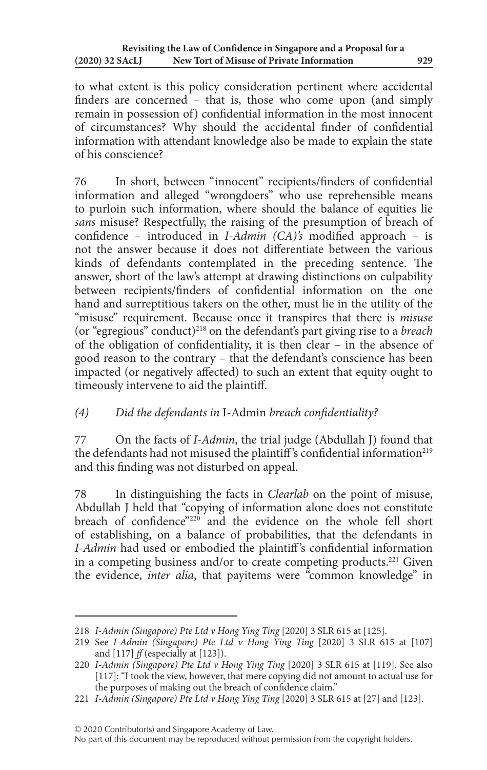to what extent is this policy consideration pertinent where accidental finders are concerned – that is, those who come upon (and simply remain in possession of) confidential information in the most innocent of circumstances? Why should the accidental finder of confidential information with attendant knowledge also be made to explain the state of his conscience?

76 In short, between "innocent" recipients/finders of confidential information and alleged "wrongdoers" who use reprehensible means to purloin such information, where should the balance of equities lie *sans* misuse? Respectfully, the raising of the presumption of breach of confidence – introduced in *I-Admin (CA)'s* modified approach – is not the answer because it does not differentiate between the various kinds of defendants contemplated in the preceding sentence. The answer, short of the law's attempt at drawing distinctions on culpability between recipients/finders of confidential information on the one hand and surreptitious takers on the other, must lie in the utility of the "misuse" requirement. Because once it transpires that there is *misuse* (or "egregious" conduct)[218] on the defendant's part giving rise to a *breach* of the obligation of confidentiality, it is then clear – in the absence of good reason to the contrary – that the defendant's conscience has been impacted (or negatively affected) to such an extent that equity ought to timeously intervene to aid the plaintiff.

### (4) *Did the defendants in* I-Admin *breach confidentiality?*

77 On the facts of *I-Admin*, the trial judge (Abdullah J) found that the defendants had not misused the plaintiff's confidential information[219] and this finding was not disturbed on appeal.

78 In distinguishing the facts in *Clearlab* on the point of misuse, Abdullah J held that "copying of information alone does not constitute breach of confidence"[220] and the evidence on the whole fell short of establishing, on a balance of probabilities, that the defendants in *I-Admin* had used or embodied the plaintiff's confidential information in a competing business and/or to create competing products.[221] Given the evidence, *inter alia*, that payitems were "common knowledge" in

---

218 *I-Admin (Singapore) Pte Ltd v Hong Ying Ting* [2020] 3 SLR 615 at [125].

219 See *I-Admin (Singapore) Pte Ltd v Hong Ying Ting* [2020] 3 SLR 615 at [107] and [117] *ff* (especially at [123]).

220 *I-Admin (Singapore) Pte Ltd v Hong Ying Ting* [2020] 3 SLR 615 at [119]. See also [117]: "I took the view, however, that mere copying did not amount to actual use for the purposes of making out the breach of confidence claim."

221 *I-Admin (Singapore) Pte Ltd v Hong Ying Ting* [2020] 3 SLR 615 at [27] and [123].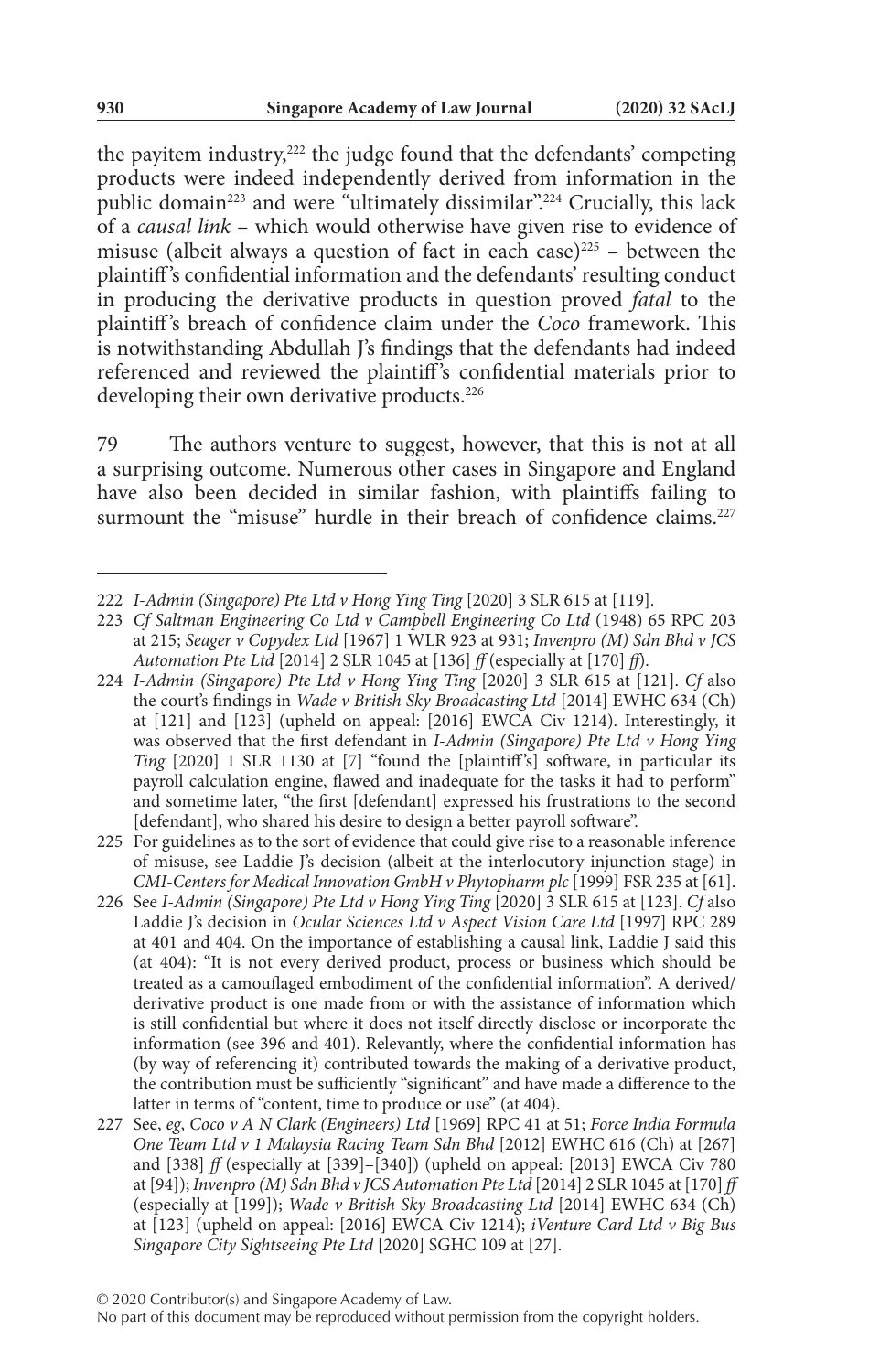the payitem industry,[222] the judge found that the defendants' competing products were indeed independently derived from information in the public domain[223] and were "ultimately dissimilar".[224] Crucially, this lack of a *causal link* – which would otherwise have given rise to evidence of misuse (albeit always a question of fact in each case)[225] – between the plaintiff's confidential information and the defendants' resulting conduct in producing the derivative products in question proved *fatal* to the plaintiff's breach of confidence claim under the *Coco* framework. This is notwithstanding Abdullah J's findings that the defendants had indeed referenced and reviewed the plaintiff's confidential materials prior to developing their own derivative products.[226]

79 The authors venture to suggest, however, that this is not at all a surprising outcome. Numerous other cases in Singapore and England have also been decided in similar fashion, with plaintiffs failing to surmount the "misuse" hurdle in their breach of confidence claims.[227]

---

222 *I-Admin (Singapore) Pte Ltd v Hong Ying Ting* [2020] 3 SLR 615 at [119].

223 *Cf Saltman Engineering Co Ltd v Campbell Engineering Co Ltd* (1948) 65 RPC 203 at 215; *Seager v Copydex Ltd* [1967] 1 WLR 923 at 931; *Invenpro (M) Sdn Bhd v JCS Automation Pte Ltd* [2014] 2 SLR 1045 at [136] *ff* (especially at [170] *ff*).

224 *I-Admin (Singapore) Pte Ltd v Hong Ying Ting* [2020] 3 SLR 615 at [121]. *Cf* also the court's findings in *Wade v British Sky Broadcasting Ltd* [2014] EWHC 634 (Ch) at [121] and [123] (upheld on appeal: [2016] EWCA Civ 1214). Interestingly, it was observed that the first defendant in *I-Admin (Singapore) Pte Ltd v Hong Ying Ting* [2020] 1 SLR 1130 at [7] "found the [plaintiff's] software, in particular its payroll calculation engine, flawed and inadequate for the tasks it had to perform" and sometime later, "the first [defendant] expressed his frustrations to the second [defendant], who shared his desire to design a better payroll software".

225 For guidelines as to the sort of evidence that could give rise to a reasonable inference of misuse, see Laddie J's decision (albeit at the interlocutory injunction stage) in *CMI-Centers for Medical Innovation GmbH v Phytopharm plc* [1999] FSR 235 at [61].

226 See *I-Admin (Singapore) Pte Ltd v Hong Ying Ting* [2020] 3 SLR 615 at [123]. *Cf* also Laddie J's decision in *Ocular Sciences Ltd v Aspect Vision Care Ltd* [1997] RPC 289 at 401 and 404. On the importance of establishing a causal link, Laddie J said this (at 404): "It is not every derived product, process or business which should be treated as a camouflaged embodiment of the confidential information". A derived/derivative product is one made from or with the assistance of information which is still confidential but where it does not itself directly disclose or incorporate the information (see 396 and 401). Relevantly, where the confidential information has (by way of referencing it) contributed towards the making of a derivative product, the contribution must be sufficiently "significant" and have made a difference to the latter in terms of "content, time to produce or use" (at 404).

227 See, *eg*, *Coco v A N Clark (Engineers) Ltd* [1969] RPC 41 at 51; *Force India Formula One Team Ltd v 1 Malaysia Racing Team Sdn Bhd* [2012] EWHC 616 (Ch) at [267] and [338] *ff* (especially at [339]–[340]) (upheld on appeal: [2013] EWCA Civ 780 at [94]); *Invenpro (M) Sdn Bhd v JCS Automation Pte Ltd* [2014] 2 SLR 1045 at [170] *ff* (especially at [199]); *Wade v British Sky Broadcasting Ltd* [2014] EWHC 634 (Ch) at [123] (upheld on appeal: [2016] EWCA Civ 1214); *iVenture Card Ltd v Big Bus Singapore City Sightseeing Pte Ltd* [2020] SGHC 109 at [27].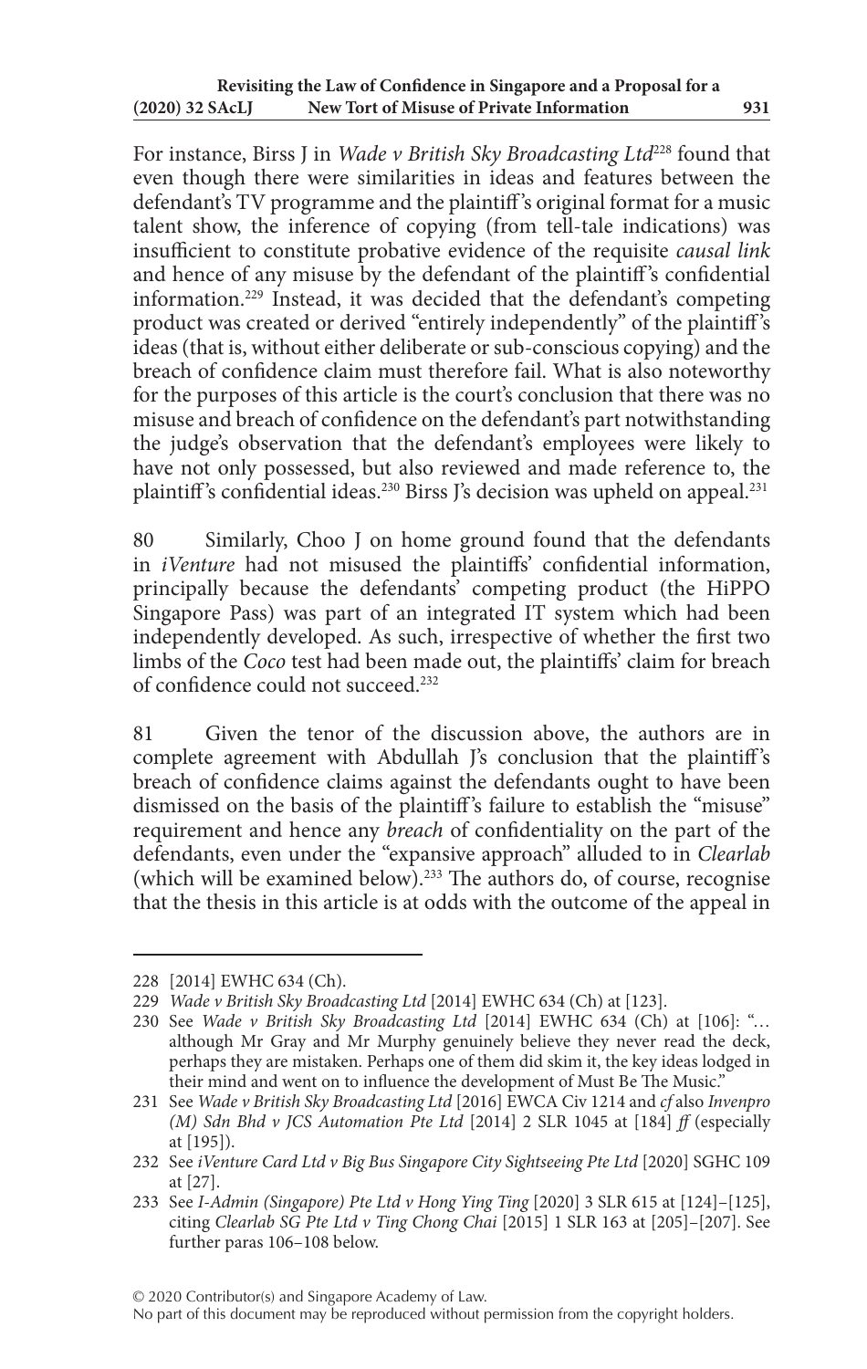For instance, Birss J in *Wade v British Sky Broadcasting Ltd*[228] found that even though there were similarities in ideas and features between the defendant's TV programme and the plaintiff's original format for a music talent show, the inference of copying (from tell-tale indications) was insufficient to constitute probative evidence of the requisite *causal link* and hence of any misuse by the defendant of the plaintiff's confidential information.[229] Instead, it was decided that the defendant's competing product was created or derived "entirely independently" of the plaintiff's ideas (that is, without either deliberate or sub-conscious copying) and the breach of confidence claim must therefore fail. What is also noteworthy for the purposes of this article is the court's conclusion that there was no misuse and breach of confidence on the defendant's part notwithstanding the judge's observation that the defendant's employees were likely to have not only possessed, but also reviewed and made reference to, the plaintiff's confidential ideas.[230] Birss J's decision was upheld on appeal.[231]

80 Similarly, Choo J on home ground found that the defendants in *iVenture* had not misused the plaintiffs' confidential information, principally because the defendants' competing product (the HiPPO Singapore Pass) was part of an integrated IT system which had been independently developed. As such, irrespective of whether the first two limbs of the *Coco* test had been made out, the plaintiffs' claim for breach of confidence could not succeed.[232]

81 Given the tenor of the discussion above, the authors are in complete agreement with Abdullah J's conclusion that the plaintiff's breach of confidence claims against the defendants ought to have been dismissed on the basis of the plaintiff's failure to establish the "misuse" requirement and hence any *breach* of confidentiality on the part of the defendants, even under the "expansive approach" alluded to in *Clearlab* (which will be examined below).[233] The authors do, of course, recognise that the thesis in this article is at odds with the outcome of the appeal in

---

228 [2014] EWHC 634 (Ch).

229 *Wade v British Sky Broadcasting Ltd* [2014] EWHC 634 (Ch) at [123].

230 See *Wade v British Sky Broadcasting Ltd* [2014] EWHC 634 (Ch) at [106]: "… although Mr Gray and Mr Murphy genuinely believe they never read the deck, perhaps they are mistaken. Perhaps one of them did skim it, the key ideas lodged in their mind and went on to influence the development of Must Be The Music."

231 See *Wade v British Sky Broadcasting Ltd* [2016] EWCA Civ 1214 and *cf* also *Invenpro (M) Sdn Bhd v JCS Automation Pte Ltd* [2014] 2 SLR 1045 at [184] *ff* (especially at [195]).

232 See *iVenture Card Ltd v Big Bus Singapore City Sightseeing Pte Ltd* [2020] SGHC 109 at [27].

233 See *I-Admin (Singapore) Pte Ltd v Hong Ying Ting* [2020] 3 SLR 615 at [124]–[125], citing *Clearlab SG Pte Ltd v Ting Chong Chai* [2015] 1 SLR 163 at [205]–[207]. See further paras 106–108 below.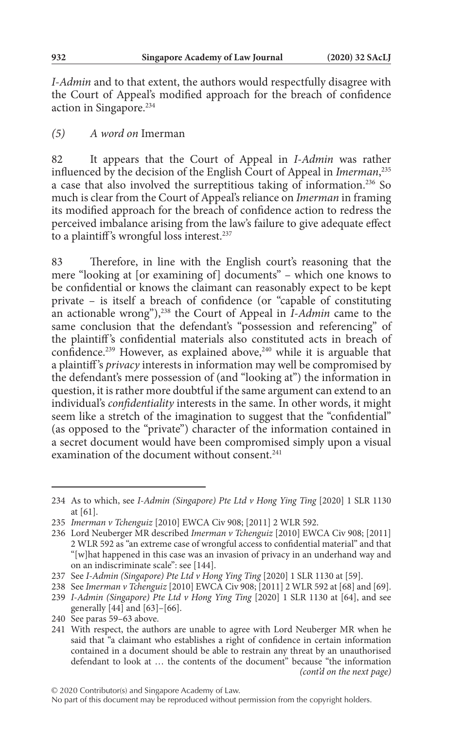*I-Admin* and to that extent, the authors would respectfully disagree with the Court of Appeal's modified approach for the breach of confidence action in Singapore.[234]

### (5) A word on Imerman

82 It appears that the Court of Appeal in *I-Admin* was rather influenced by the decision of the English Court of Appeal in *Imerman*,[235] a case that also involved the surreptitious taking of information.[236] So much is clear from the Court of Appeal's reliance on *Imerman* in framing its modified approach for the breach of confidence action to redress the perceived imbalance arising from the law's failure to give adequate effect to a plaintiff's wrongful loss interest.[237]

83 Therefore, in line with the English court's reasoning that the mere "looking at [or examining of] documents" – which one knows to be confidential or knows the claimant can reasonably expect to be kept private – is itself a breach of confidence (or "capable of constituting an actionable wrong"),[238] the Court of Appeal in *I-Admin* came to the same conclusion that the defendant's "possession and referencing" of the plaintiff's confidential materials also constituted acts in breach of confidence.[239] However, as explained above,[240] while it is arguable that a plaintiff's *privacy* interests in information may well be compromised by the defendant's mere possession of (and "looking at") the information in question, it is rather more doubtful if the same argument can extend to an individual's *confidentiality* interests in the same. In other words, it might seem like a stretch of the imagination to suggest that the "confidential" (as opposed to the "private") character of the information contained in a secret document would have been compromised simply upon a visual examination of the document without consent.[241]

---

234 As to which, see *I-Admin (Singapore) Pte Ltd v Hong Ying Ting* [2020] 1 SLR 1130 at [61].

235 *Imerman v Tchenguiz* [2010] EWCA Civ 908; [2011] 2 WLR 592.

236 Lord Neuberger MR described *Imerman v Tchenguiz* [2010] EWCA Civ 908; [2011] 2 WLR 592 as "an extreme case of wrongful access to confidential material" and that "[w]hat happened in this case was an invasion of privacy in an underhand way and on an indiscriminate scale": see [144].

237 See *I-Admin (Singapore) Pte Ltd v Hong Ying Ting* [2020] 1 SLR 1130 at [59].

238 See *Imerman v Tchenguiz* [2010] EWCA Civ 908; [2011] 2 WLR 592 at [68] and [69].

239 *I-Admin (Singapore) Pte Ltd v Hong Ying Ting* [2020] 1 SLR 1130 at [64], and see generally [44] and [63]–[66].

240 See paras 59–63 above.

241 With respect, the authors are unable to agree with Lord Neuberger MR when he said that "a claimant who establishes a right of confidence in certain information contained in a document should be able to restrain any threat by an unauthorised defendant to look at … the contents of the document" because "the information *(cont'd on the next page)*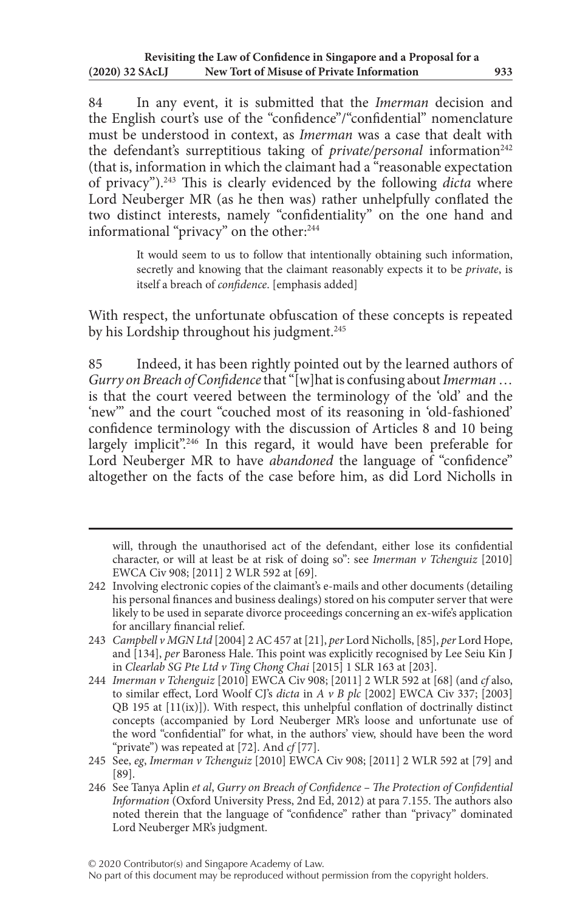84 In any event, it is submitted that the *Imerman* decision and the English court's use of the "confidence"/"confidential" nomenclature must be understood in context, as *Imerman* was a case that dealt with the defendant's surreptitious taking of *private/personal* information[242] (that is, information in which the claimant had a "reasonable expectation of privacy").[243] This is clearly evidenced by the following *dicta* where Lord Neuberger MR (as he then was) rather unhelpfully conflated the two distinct interests, namely "confidentiality" on the one hand and informational "privacy" on the other:[244]

> It would seem to us to follow that intentionally obtaining such information, secretly and knowing that the claimant reasonably expects it to be *private*, is itself a breach of *confidence*. [emphasis added]

With respect, the unfortunate obfuscation of these concepts is repeated by his Lordship throughout his judgment.[245]

85 Indeed, it has been rightly pointed out by the learned authors of *Gurry on Breach of Confidence* that "[w]hat is confusing about *Imerman* … is that the court veered between the terminology of the 'old' and the 'new'" and the court "couched most of its reasoning in 'old-fashioned' confidence terminology with the discussion of Articles 8 and 10 being largely implicit".[246] In this regard, it would have been preferable for Lord Neuberger MR to have *abandoned* the language of "confidence" altogether on the facts of the case before him, as did Lord Nicholls in

---

will, through the unauthorised act of the defendant, either lose its confidential character, or will at least be at risk of doing so": see *Imerman v Tchenguiz* [2010] EWCA Civ 908; [2011] 2 WLR 592 at [69].

242 Involving electronic copies of the claimant's e-mails and other documents (detailing his personal finances and business dealings) stored on his computer server that were likely to be used in separate divorce proceedings concerning an ex-wife's application for ancillary financial relief.

243 *Campbell v MGN Ltd* [2004] 2 AC 457 at [21], *per* Lord Nicholls, [85], *per* Lord Hope, and [134], *per* Baroness Hale. This point was explicitly recognised by Lee Seiu Kin J in *Clearlab SG Pte Ltd v Ting Chong Chai* [2015] 1 SLR 163 at [203].

244 *Imerman v Tchenguiz* [2010] EWCA Civ 908; [2011] 2 WLR 592 at [68] (and *cf* also, to similar effect, Lord Woolf CJ's *dicta* in *A v B plc* [2002] EWCA Civ 337; [2003] QB 195 at [11(ix)]). With respect, this unhelpful conflation of doctrinally distinct concepts (accompanied by Lord Neuberger MR's loose and unfortunate use of the word "confidential" for what, in the authors' view, should have been the word "private") was repeated at [72]. And *cf* [77].

245 See, *eg*, *Imerman v Tchenguiz* [2010] EWCA Civ 908; [2011] 2 WLR 592 at [79] and [89].

246 See Tanya Aplin *et al*, *Gurry on Breach of Confidence – The Protection of Confidential Information* (Oxford University Press, 2nd Ed, 2012) at para 7.155. The authors also noted therein that the language of "confidence" rather than "privacy" dominated Lord Neuberger MR's judgment.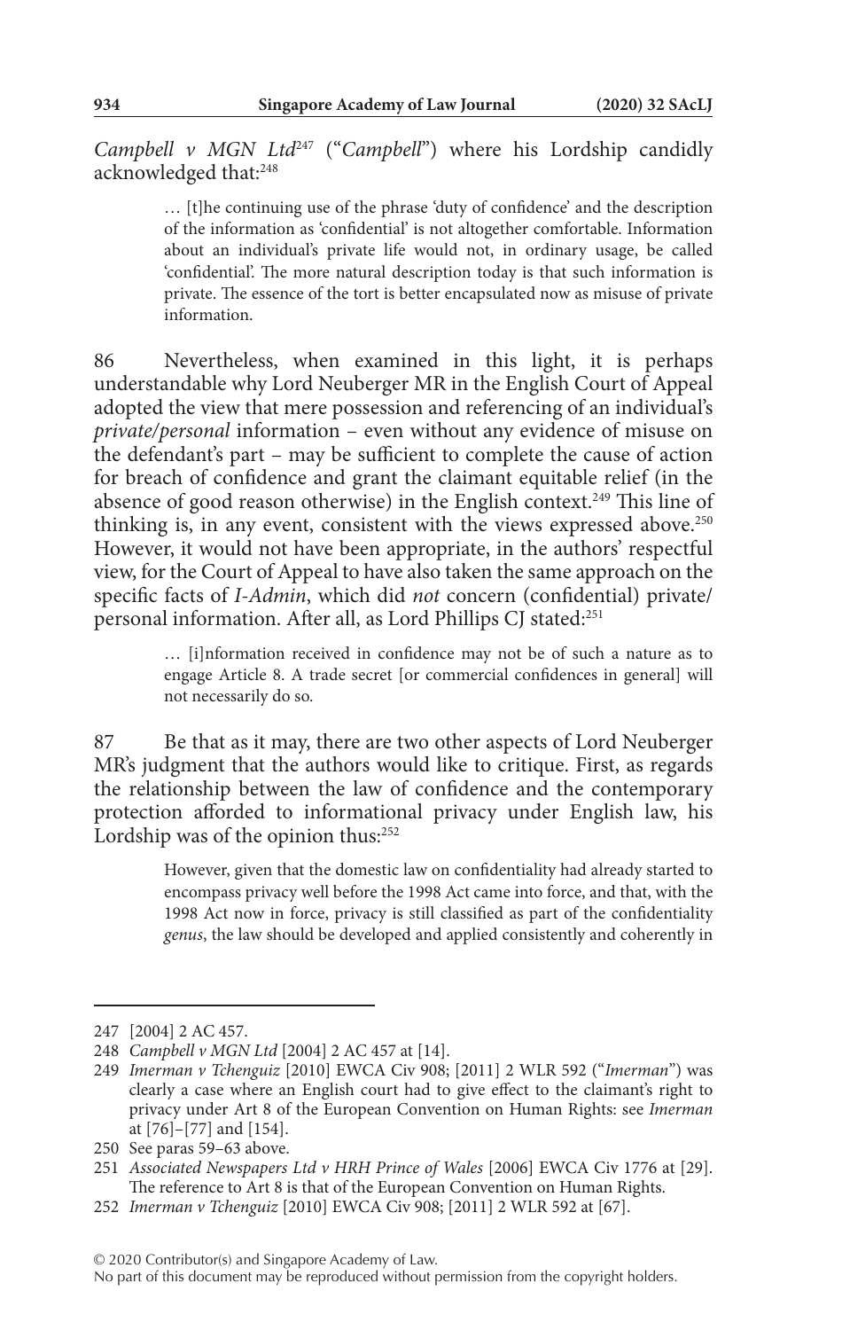*Campbell v MGN Ltd*[247] ("*Campbell*") where his Lordship candidly acknowledged that:[248]

> … [t]he continuing use of the phrase 'duty of confidence' and the description of the information as 'confidential' is not altogether comfortable. Information about an individual's private life would not, in ordinary usage, be called 'confidential'. The more natural description today is that such information is private. The essence of the tort is better encapsulated now as misuse of private information.

86 Nevertheless, when examined in this light, it is perhaps understandable why Lord Neuberger MR in the English Court of Appeal adopted the view that mere possession and referencing of an individual's *private/personal* information – even without any evidence of misuse on the defendant's part – may be sufficient to complete the cause of action for breach of confidence and grant the claimant equitable relief (in the absence of good reason otherwise) in the English context.[249] This line of thinking is, in any event, consistent with the views expressed above.[250] However, it would not have been appropriate, in the authors' respectful view, for the Court of Appeal to have also taken the same approach on the specific facts of *I-Admin*, which did *not* concern (confidential) private/personal information. After all, as Lord Phillips CJ stated:[251]

> … [i]nformation received in confidence may not be of such a nature as to engage Article 8. A trade secret [or commercial confidences in general] will not necessarily do so.

87 Be that as it may, there are two other aspects of Lord Neuberger MR's judgment that the authors would like to critique. First, as regards the relationship between the law of confidence and the contemporary protection afforded to informational privacy under English law, his Lordship was of the opinion thus:[252]

> However, given that the domestic law on confidentiality had already started to encompass privacy well before the 1998 Act came into force, and that, with the 1998 Act now in force, privacy is still classified as part of the confidentiality *genus*, the law should be developed and applied consistently and coherently in

---

247 [2004] 2 AC 457.

248 *Campbell v MGN Ltd* [2004] 2 AC 457 at [14].

249 *Imerman v Tchenguiz* [2010] EWCA Civ 908; [2011] 2 WLR 592 ("*Imerman*") was clearly a case where an English court had to give effect to the claimant's right to privacy under Art 8 of the European Convention on Human Rights: see *Imerman* at [76]–[77] and [154].

250 See paras 59–63 above.

251 *Associated Newspapers Ltd v HRH Prince of Wales* [2006] EWCA Civ 1776 at [29]. The reference to Art 8 is that of the European Convention on Human Rights.

252 *Imerman v Tchenguiz* [2010] EWCA Civ 908; [2011] 2 WLR 592 at [67].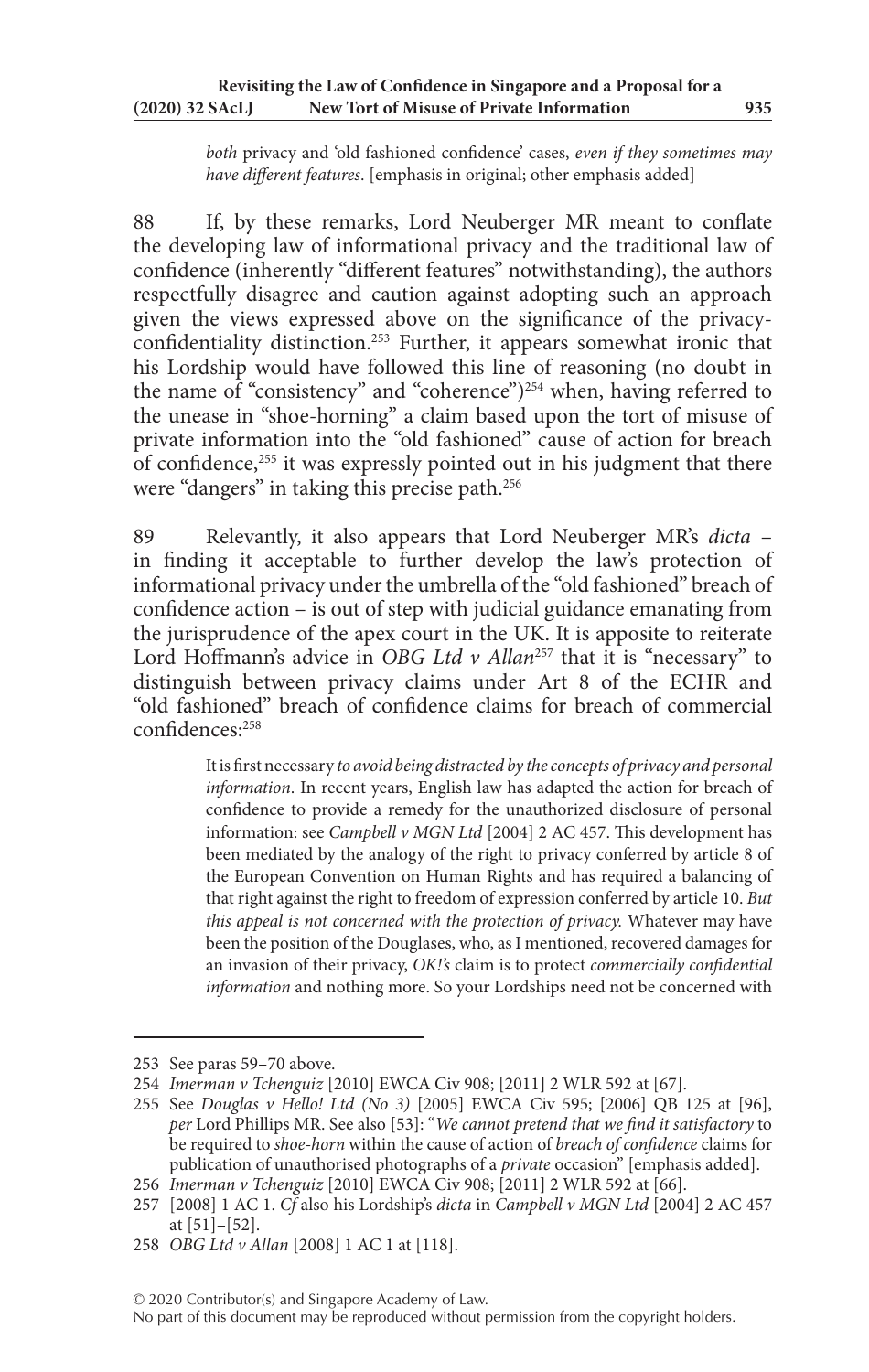> *both* privacy and 'old fashioned confidence' cases, *even if they sometimes may have different features*. [emphasis in original; other emphasis added]

88 If, by these remarks, Lord Neuberger MR meant to conflate the developing law of informational privacy and the traditional law of confidence (inherently "different features" notwithstanding), the authors respectfully disagree and caution against adopting such an approach given the views expressed above on the significance of the privacy-confidentiality distinction.[253] Further, it appears somewhat ironic that his Lordship would have followed this line of reasoning (no doubt in the name of "consistency" and "coherence")[254] when, having referred to the unease in "shoe-horning" a claim based upon the tort of misuse of private information into the "old fashioned" cause of action for breach of confidence,[255] it was expressly pointed out in his judgment that there were "dangers" in taking this precise path.[256]

89 Relevantly, it also appears that Lord Neuberger MR's *dicta* – in finding it acceptable to further develop the law's protection of informational privacy under the umbrella of the "old fashioned" breach of confidence action – is out of step with judicial guidance emanating from the jurisprudence of the apex court in the UK. It is apposite to reiterate Lord Hoffmann's advice in *OBG Ltd v Allan*[257] that it is "necessary" to distinguish between privacy claims under Art 8 of the ECHR and "old fashioned" breach of confidence claims for breach of commercial confidences:[258]

> It is first necessary *to avoid being distracted by the concepts of privacy and personal information*. In recent years, English law has adapted the action for breach of confidence to provide a remedy for the unauthorized disclosure of personal information: see *Campbell v MGN Ltd* [2004] 2 AC 457. This development has been mediated by the analogy of the right to privacy conferred by article 8 of the European Convention on Human Rights and has required a balancing of that right against the right to freedom of expression conferred by article 10. *But this appeal is not concerned with the protection of privacy.* Whatever may have been the position of the Douglases, who, as I mentioned, recovered damages for an invasion of their privacy, *OK!'s* claim is to protect *commercially confidential information* and nothing more. So your Lordships need not be concerned with

---

253 See paras 59–70 above.

254 *Imerman v Tchenguiz* [2010] EWCA Civ 908; [2011] 2 WLR 592 at [67].

255 See *Douglas v Hello! Ltd (No 3)* [2005] EWCA Civ 595; [2006] QB 125 at [96], *per* Lord Phillips MR. See also [53]: "*We cannot pretend that we find it satisfactory* to be required to *shoe-horn* within the cause of action of *breach of confidence* claims for publication of unauthorised photographs of a *private* occasion" [emphasis added].

256 *Imerman v Tchenguiz* [2010] EWCA Civ 908; [2011] 2 WLR 592 at [66].

257 [2008] 1 AC 1. *Cf* also his Lordship's *dicta* in *Campbell v MGN Ltd* [2004] 2 AC 457 at [51]–[52].

258 *OBG Ltd v Allan* [2008] 1 AC 1 at [118].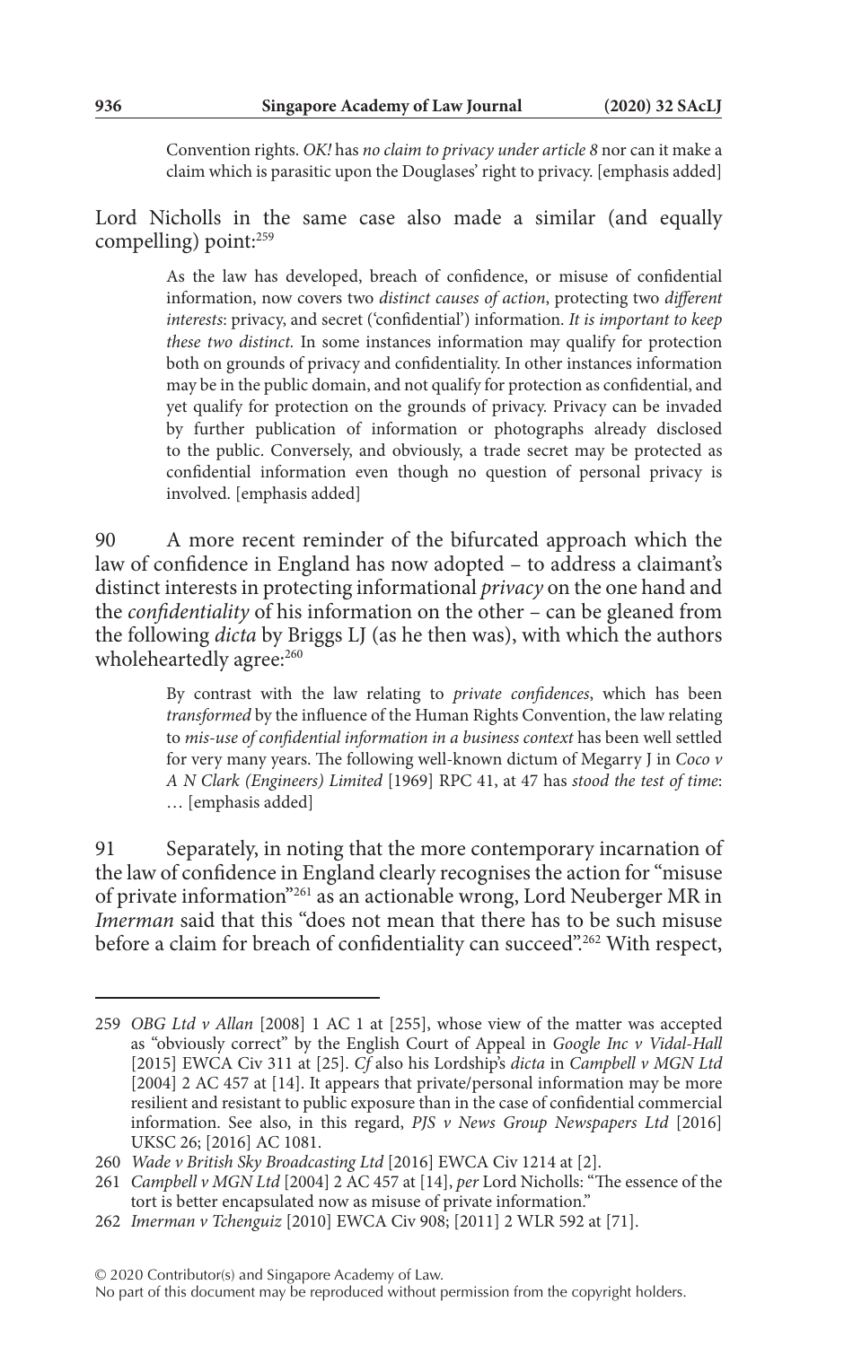Convention rights. *OK!* has *no claim to privacy under article 8* nor can it make a claim which is parasitic upon the Douglases' right to privacy. [emphasis added]

Lord Nicholls in the same case also made a similar (and equally compelling) point:[259]

> As the law has developed, breach of confidence, or misuse of confidential information, now covers two *distinct causes of action*, protecting two *different interests*: privacy, and secret ('confidential') information. *It is important to keep these two distinct.* In some instances information may qualify for protection both on grounds of privacy and confidentiality. In other instances information may be in the public domain, and not qualify for protection as confidential, and yet qualify for protection on the grounds of privacy. Privacy can be invaded by further publication of information or photographs already disclosed to the public. Conversely, and obviously, a trade secret may be protected as confidential information even though no question of personal privacy is involved. [emphasis added]

90 A more recent reminder of the bifurcated approach which the law of confidence in England has now adopted – to address a claimant's distinct interests in protecting informational *privacy* on the one hand and the *confidentiality* of his information on the other – can be gleaned from the following *dicta* by Briggs LJ (as he then was), with which the authors wholeheartedly agree:[260]

> By contrast with the law relating to *private confidences*, which has been *transformed* by the influence of the Human Rights Convention, the law relating to *mis-use of confidential information in a business context* has been well settled for very many years. The following well-known dictum of Megarry J in *Coco v A N Clark (Engineers) Limited* [1969] RPC 41, at 47 has *stood the test of time*: … [emphasis added]

91 Separately, in noting that the more contemporary incarnation of the law of confidence in England clearly recognises the action for "misuse of private information"[261] as an actionable wrong, Lord Neuberger MR in *Imerman* said that this "does not mean that there has to be such misuse before a claim for breach of confidentiality can succeed".[262] With respect,

---

259 *OBG Ltd v Allan* [2008] 1 AC 1 at [255], whose view of the matter was accepted as "obviously correct" by the English Court of Appeal in *Google Inc v Vidal-Hall* [2015] EWCA Civ 311 at [25]. *Cf* also his Lordship's *dicta* in *Campbell v MGN Ltd* [2004] 2 AC 457 at [14]. It appears that private/personal information may be more resilient and resistant to public exposure than in the case of confidential commercial information. See also, in this regard, *PJS v News Group Newspapers Ltd* [2016] UKSC 26; [2016] AC 1081.

260 *Wade v British Sky Broadcasting Ltd* [2016] EWCA Civ 1214 at [2].

261 *Campbell v MGN Ltd* [2004] 2 AC 457 at [14], *per* Lord Nicholls: "The essence of the tort is better encapsulated now as misuse of private information."

262 *Imerman v Tchenguiz* [2010] EWCA Civ 908; [2011] 2 WLR 592 at [71].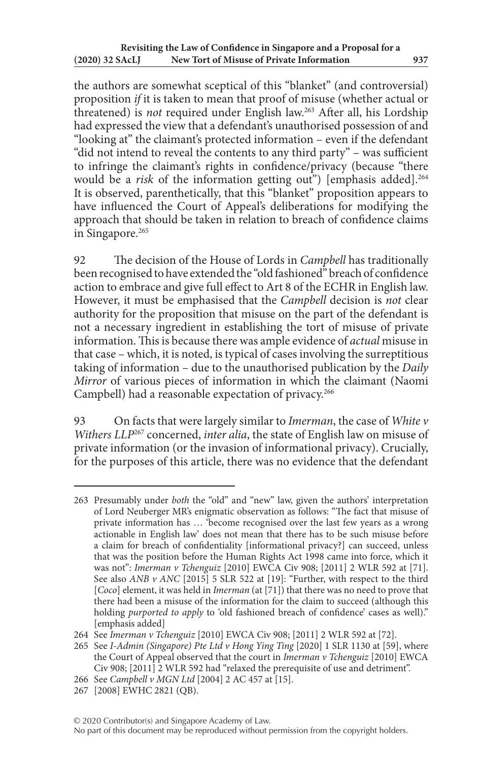the authors are somewhat sceptical of this "blanket" (and controversial) proposition *if* it is taken to mean that proof of misuse (whether actual or threatened) is *not* required under English law.[263] After all, his Lordship had expressed the view that a defendant's unauthorised possession of and "looking at" the claimant's protected information – even if the defendant "did not intend to reveal the contents to any third party" – was sufficient to infringe the claimant's rights in confidence/privacy (because "there would be a *risk* of the information getting out") [emphasis added].[264] It is observed, parenthetically, that this "blanket" proposition appears to have influenced the Court of Appeal's deliberations for modifying the approach that should be taken in relation to breach of confidence claims in Singapore.[265]

92 The decision of the House of Lords in *Campbell* has traditionally been recognised to have extended the "old fashioned" breach of confidence action to embrace and give full effect to Art 8 of the ECHR in English law. However, it must be emphasised that the *Campbell* decision is *not* clear authority for the proposition that misuse on the part of the defendant is not a necessary ingredient in establishing the tort of misuse of private information. This is because there was ample evidence of *actual* misuse in that case – which, it is noted, is typical of cases involving the surreptitious taking of information – due to the unauthorised publication by the *Daily Mirror* of various pieces of information in which the claimant (Naomi Campbell) had a reasonable expectation of privacy.[266]

93 On facts that were largely similar to *Imerman*, the case of *White v Withers LLP*[267] concerned, *inter alia*, the state of English law on misuse of private information (or the invasion of informational privacy). Crucially, for the purposes of this article, there was no evidence that the defendant

---

263 Presumably under *both* the "old" and "new" law, given the authors' interpretation of Lord Neuberger MR's enigmatic observation as follows: "The fact that misuse of private information has … 'become recognised over the last few years as a wrong actionable in English law' does not mean that there has to be such misuse before a claim for breach of confidentiality [informational privacy?] can succeed, unless that was the position before the Human Rights Act 1998 came into force, which it was not": *Imerman v Tchenguiz* [2010] EWCA Civ 908; [2011] 2 WLR 592 at [71]. See also *ANB v ANC* [2015] 5 SLR 522 at [19]: "Further, with respect to the third [*Coco*] element, it was held in *Imerman* (at [71]) that there was no need to prove that there had been a misuse of the information for the claim to succeed (although this holding *purported to apply* to 'old fashioned breach of confidence' cases as well)." [emphasis added]

264 See *Imerman v Tchenguiz* [2010] EWCA Civ 908; [2011] 2 WLR 592 at [72].

265 See *I-Admin (Singapore) Pte Ltd v Hong Ying Ting* [2020] 1 SLR 1130 at [59], where the Court of Appeal observed that the court in *Imerman v Tchenguiz* [2010] EWCA Civ 908; [2011] 2 WLR 592 had "relaxed the prerequisite of use and detriment".

266 See *Campbell v MGN Ltd* [2004] 2 AC 457 at [15].

267 [2008] EWHC 2821 (QB).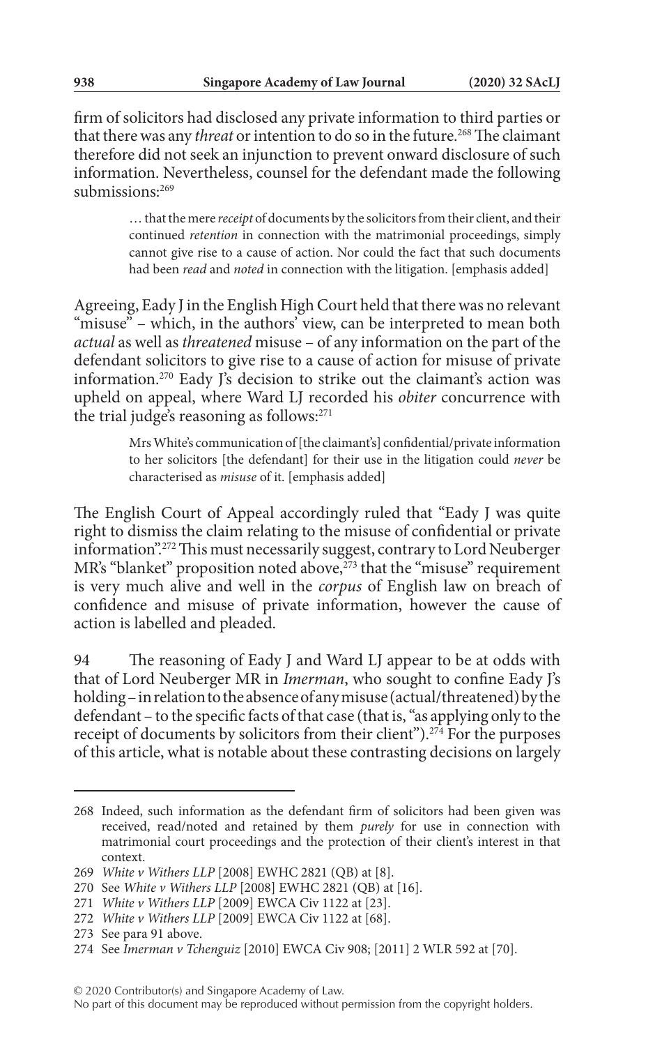firm of solicitors had disclosed any private information to third parties or that there was any *threat* or intention to do so in the future.[268] The claimant therefore did not seek an injunction to prevent onward disclosure of such information. Nevertheless, counsel for the defendant made the following submissions:[269]

> … that the mere *receipt* of documents by the solicitors from their client, and their continued *retention* in connection with the matrimonial proceedings, simply cannot give rise to a cause of action. Nor could the fact that such documents had been *read* and *noted* in connection with the litigation. [emphasis added]

Agreeing, Eady J in the English High Court held that there was no relevant "misuse" – which, in the authors' view, can be interpreted to mean both *actual* as well as *threatened* misuse – of any information on the part of the defendant solicitors to give rise to a cause of action for misuse of private information.[270] Eady J's decision to strike out the claimant's action was upheld on appeal, where Ward LJ recorded his *obiter* concurrence with the trial judge's reasoning as follows:[271]

> Mrs White's communication of [the claimant's] confidential/private information to her solicitors [the defendant] for their use in the litigation could *never* be characterised as *misuse* of it. [emphasis added]

The English Court of Appeal accordingly ruled that "Eady J was quite right to dismiss the claim relating to the misuse of confidential or private information".[272] This must necessarily suggest, contrary to Lord Neuberger MR's "blanket" proposition noted above,[273] that the "misuse" requirement is very much alive and well in the *corpus* of English law on breach of confidence and misuse of private information, however the cause of action is labelled and pleaded.

94 The reasoning of Eady J and Ward LJ appear to be at odds with that of Lord Neuberger MR in *Imerman*, who sought to confine Eady J's holding – in relation to the absence of any misuse (actual/threatened) by the defendant – to the specific facts of that case (that is, "as applying only to the receipt of documents by solicitors from their client").[274] For the purposes of this article, what is notable about these contrasting decisions on largely

---

268 Indeed, such information as the defendant firm of solicitors had been given was received, read/noted and retained by them *purely* for use in connection with matrimonial court proceedings and the protection of their client's interest in that context.

269 *White v Withers LLP* [2008] EWHC 2821 (QB) at [8].

270 See *White v Withers LLP* [2008] EWHC 2821 (QB) at [16].

271 *White v Withers LLP* [2009] EWCA Civ 1122 at [23].

272 *White v Withers LLP* [2009] EWCA Civ 1122 at [68].

273 See para 91 above.

274 See *Imerman v Tchenguiz* [2010] EWCA Civ 908; [2011] 2 WLR 592 at [70].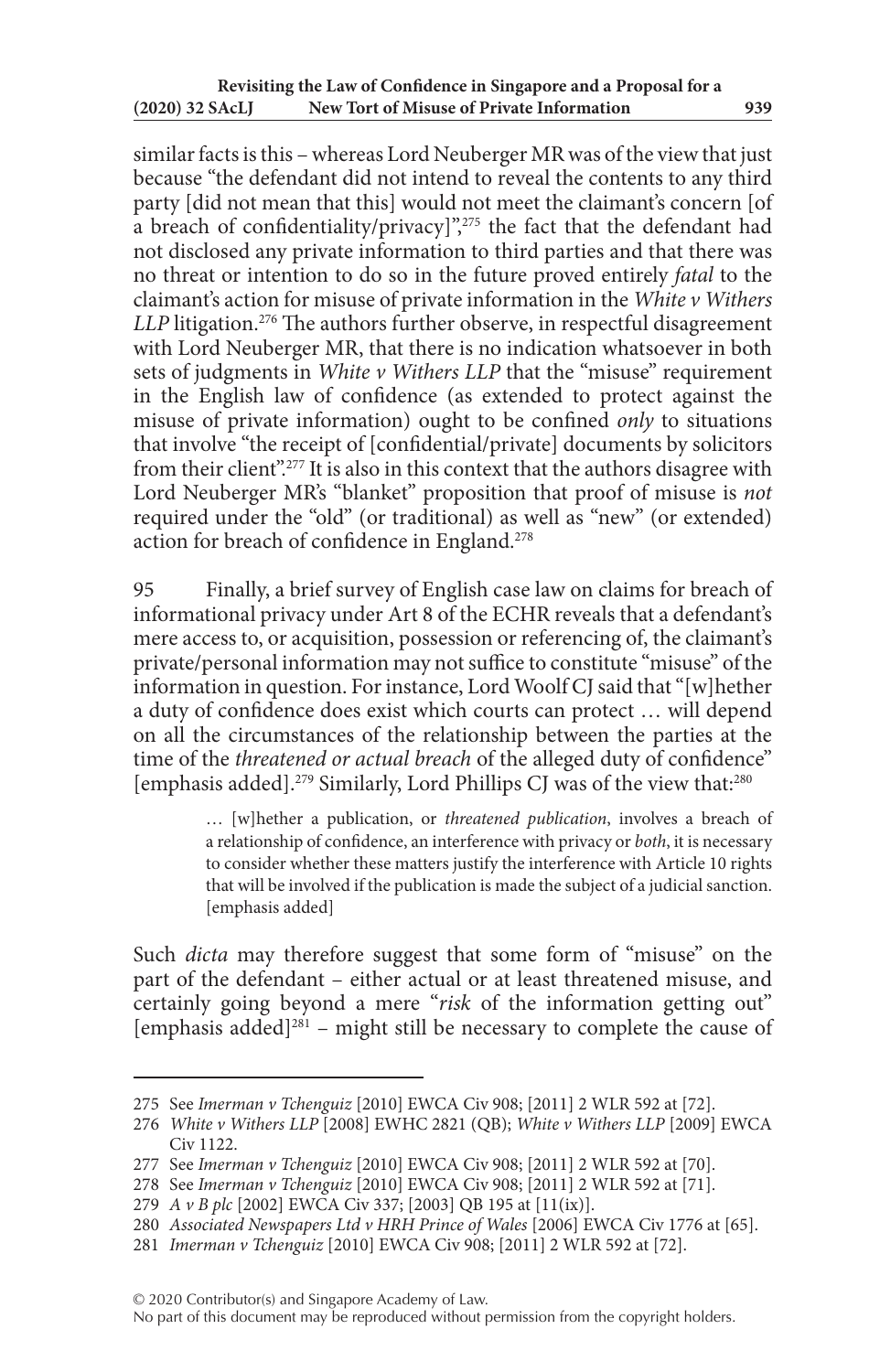similar facts is this – whereas Lord Neuberger MR was of the view that just because "the defendant did not intend to reveal the contents to any third party [did not mean that this] would not meet the claimant's concern [of a breach of confidentiality/privacy]",[275] the fact that the defendant had not disclosed any private information to third parties and that there was no threat or intention to do so in the future proved entirely *fatal* to the claimant's action for misuse of private information in the *White v Withers LLP* litigation.[276] The authors further observe, in respectful disagreement with Lord Neuberger MR, that there is no indication whatsoever in both sets of judgments in *White v Withers LLP* that the "misuse" requirement in the English law of confidence (as extended to protect against the misuse of private information) ought to be confined *only* to situations that involve "the receipt of [confidential/private] documents by solicitors from their client".[277] It is also in this context that the authors disagree with Lord Neuberger MR's "blanket" proposition that proof of misuse is *not* required under the "old" (or traditional) as well as "new" (or extended) action for breach of confidence in England.[278]

95 Finally, a brief survey of English case law on claims for breach of informational privacy under Art 8 of the ECHR reveals that a defendant's mere access to, or acquisition, possession or referencing of, the claimant's private/personal information may not suffice to constitute "misuse" of the information in question. For instance, Lord Woolf CJ said that "[w]hether a duty of confidence does exist which courts can protect … will depend on all the circumstances of the relationship between the parties at the time of the *threatened or actual breach* of the alleged duty of confidence" [emphasis added].[279] Similarly, Lord Phillips CJ was of the view that:[280]

> … [w]hether a publication, or *threatened publication*, involves a breach of a relationship of confidence, an interference with privacy or *both*, it is necessary to consider whether these matters justify the interference with Article 10 rights that will be involved if the publication is made the subject of a judicial sanction. [emphasis added]

Such *dicta* may therefore suggest that some form of "misuse" on the part of the defendant – either actual or at least threatened misuse, and certainly going beyond a mere "*risk* of the information getting out" [emphasis added][281] – might still be necessary to complete the cause of

---

275 See *Imerman v Tchenguiz* [2010] EWCA Civ 908; [2011] 2 WLR 592 at [72].

276 *White v Withers LLP* [2008] EWHC 2821 (QB); *White v Withers LLP* [2009] EWCA Civ 1122.

277 See *Imerman v Tchenguiz* [2010] EWCA Civ 908; [2011] 2 WLR 592 at [70].

278 See *Imerman v Tchenguiz* [2010] EWCA Civ 908; [2011] 2 WLR 592 at [71].

279 *A v B plc* [2002] EWCA Civ 337; [2003] QB 195 at [11(ix)].

280 *Associated Newspapers Ltd v HRH Prince of Wales* [2006] EWCA Civ 1776 at [65].

281 *Imerman v Tchenguiz* [2010] EWCA Civ 908; [2011] 2 WLR 592 at [72].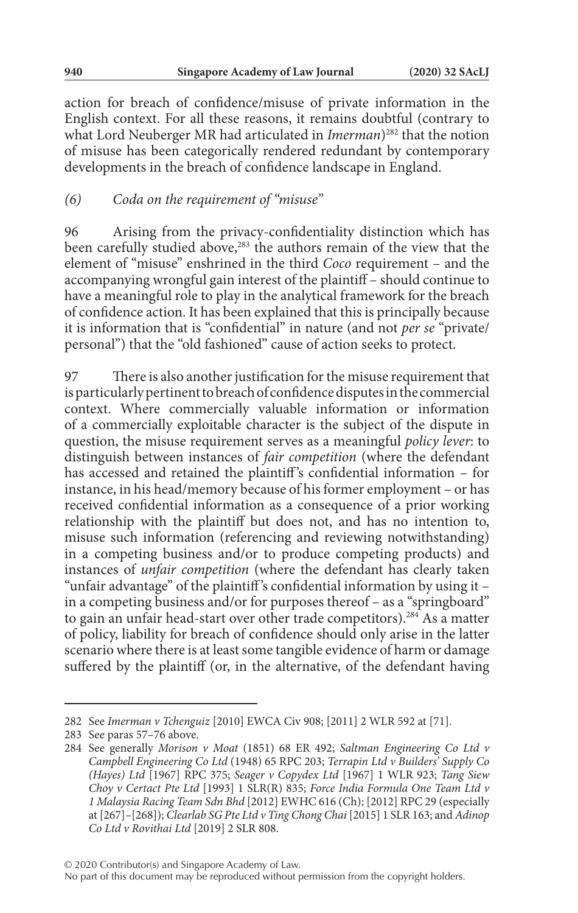action for breach of confidence/misuse of private information in the English context. For all these reasons, it remains doubtful (contrary to what Lord Neuberger MR had articulated in *Imerman*)[282] that the notion of misuse has been categorically rendered redundant by contemporary developments in the breach of confidence landscape in England.

### *(6) Coda on the requirement of "misuse"*

96 Arising from the privacy-confidentiality distinction which has been carefully studied above,[283] the authors remain of the view that the element of "misuse" enshrined in the third *Coco* requirement – and the accompanying wrongful gain interest of the plaintiff – should continue to have a meaningful role to play in the analytical framework for the breach of confidence action. It has been explained that this is principally because it is information that is "confidential" in nature (and not *per se* "private/personal") that the "old fashioned" cause of action seeks to protect.

97 There is also another justification for the misuse requirement that is particularly pertinent to breach of confidence disputes in the commercial context. Where commercially valuable information or information of a commercially exploitable character is the subject of the dispute in question, the misuse requirement serves as a meaningful *policy lever*: to distinguish between instances of *fair competition* (where the defendant has accessed and retained the plaintiff's confidential information – for instance, in his head/memory because of his former employment – or has received confidential information as a consequence of a prior working relationship with the plaintiff but does not, and has no intention to, misuse such information (referencing and reviewing notwithstanding) in a competing business and/or to produce competing products) and instances of *unfair competition* (where the defendant has clearly taken "unfair advantage" of the plaintiff's confidential information by using it – in a competing business and/or for purposes thereof – as a "springboard" to gain an unfair head-start over other trade competitors).[284] As a matter of policy, liability for breach of confidence should only arise in the latter scenario where there is at least some tangible evidence of harm or damage suffered by the plaintiff (or, in the alternative, of the defendant having

---

282 See *Imerman v Tchenguiz* [2010] EWCA Civ 908; [2011] 2 WLR 592 at [71].

283 See paras 57–76 above.

284 See generally *Morison v Moat* (1851) 68 ER 492; *Saltman Engineering Co Ltd v Campbell Engineering Co Ltd* (1948) 65 RPC 203; *Terrapin Ltd v Builders' Supply Co (Hayes) Ltd* [1967] RPC 375; *Seager v Copydex Ltd* [1967] 1 WLR 923; *Tang Siew Choy v Certact Pte Ltd* [1993] 1 SLR(R) 835; *Force India Formula One Team Ltd v 1 Malaysia Racing Team Sdn Bhd* [2012] EWHC 616 (Ch); [2012] RPC 29 (especially at [267]–[268]); *Clearlab SG Pte Ltd v Ting Chong Chai* [2015] 1 SLR 163; and *Adinop Co Ltd v Rovithai Ltd* [2019] 2 SLR 808.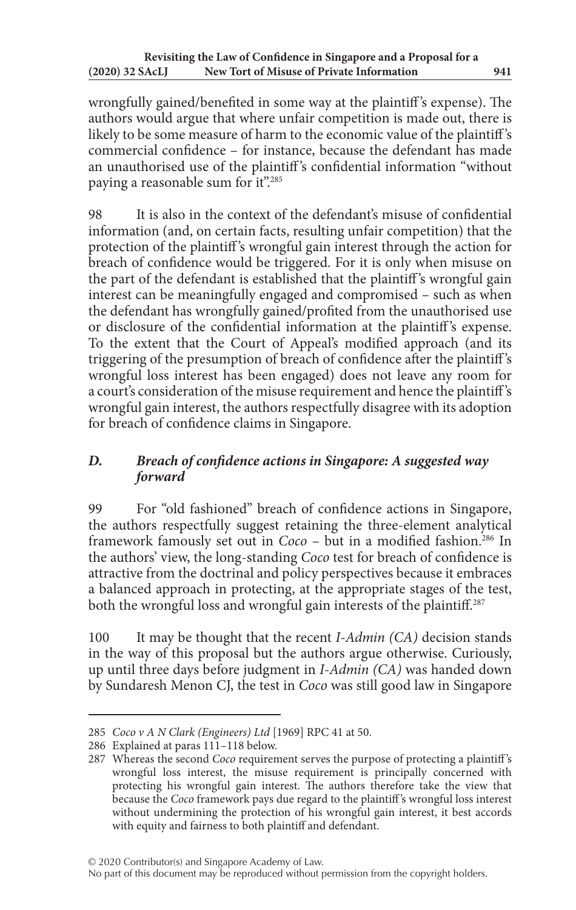wrongfully gained/benefited in some way at the plaintiff's expense). The authors would argue that where unfair competition is made out, there is likely to be some measure of harm to the economic value of the plaintiff's commercial confidence – for instance, because the defendant has made an unauthorised use of the plaintiff's confidential information "without paying a reasonable sum for it".[285]

98 It is also in the context of the defendant's misuse of confidential information (and, on certain facts, resulting unfair competition) that the protection of the plaintiff's wrongful gain interest through the action for breach of confidence would be triggered. For it is only when misuse on the part of the defendant is established that the plaintiff's wrongful gain interest can be meaningfully engaged and compromised – such as when the defendant has wrongfully gained/profited from the unauthorised use or disclosure of the confidential information at the plaintiff's expense. To the extent that the Court of Appeal's modified approach (and its triggering of the presumption of breach of confidence after the plaintiff's wrongful loss interest has been engaged) does not leave any room for a court's consideration of the misuse requirement and hence the plaintiff's wrongful gain interest, the authors respectfully disagree with its adoption for breach of confidence claims in Singapore.

### *D. Breach of confidence actions in Singapore: A suggested way forward*

99 For "old fashioned" breach of confidence actions in Singapore, the authors respectfully suggest retaining the three-element analytical framework famously set out in *Coco* – but in a modified fashion.[286] In the authors' view, the long-standing *Coco* test for breach of confidence is attractive from the doctrinal and policy perspectives because it embraces a balanced approach in protecting, at the appropriate stages of the test, both the wrongful loss and wrongful gain interests of the plaintiff.[287]

100 It may be thought that the recent *I-Admin (CA)* decision stands in the way of this proposal but the authors argue otherwise. Curiously, up until three days before judgment in *I-Admin (CA)* was handed down by Sundaresh Menon CJ, the test in *Coco* was still good law in Singapore

---

285 *Coco v A N Clark (Engineers) Ltd* [1969] RPC 41 at 50.

286 Explained at paras 111–118 below.

287 Whereas the second *Coco* requirement serves the purpose of protecting a plaintiff's wrongful loss interest, the misuse requirement is principally concerned with protecting his wrongful gain interest. The authors therefore take the view that because the *Coco* framework pays due regard to the plaintiff's wrongful loss interest without undermining the protection of his wrongful gain interest, it best accords with equity and fairness to both plaintiff and defendant.

© 2020 Contributor(s) and Singapore Academy of Law.
No part of this document may be reproduced without permission from the copyright holders.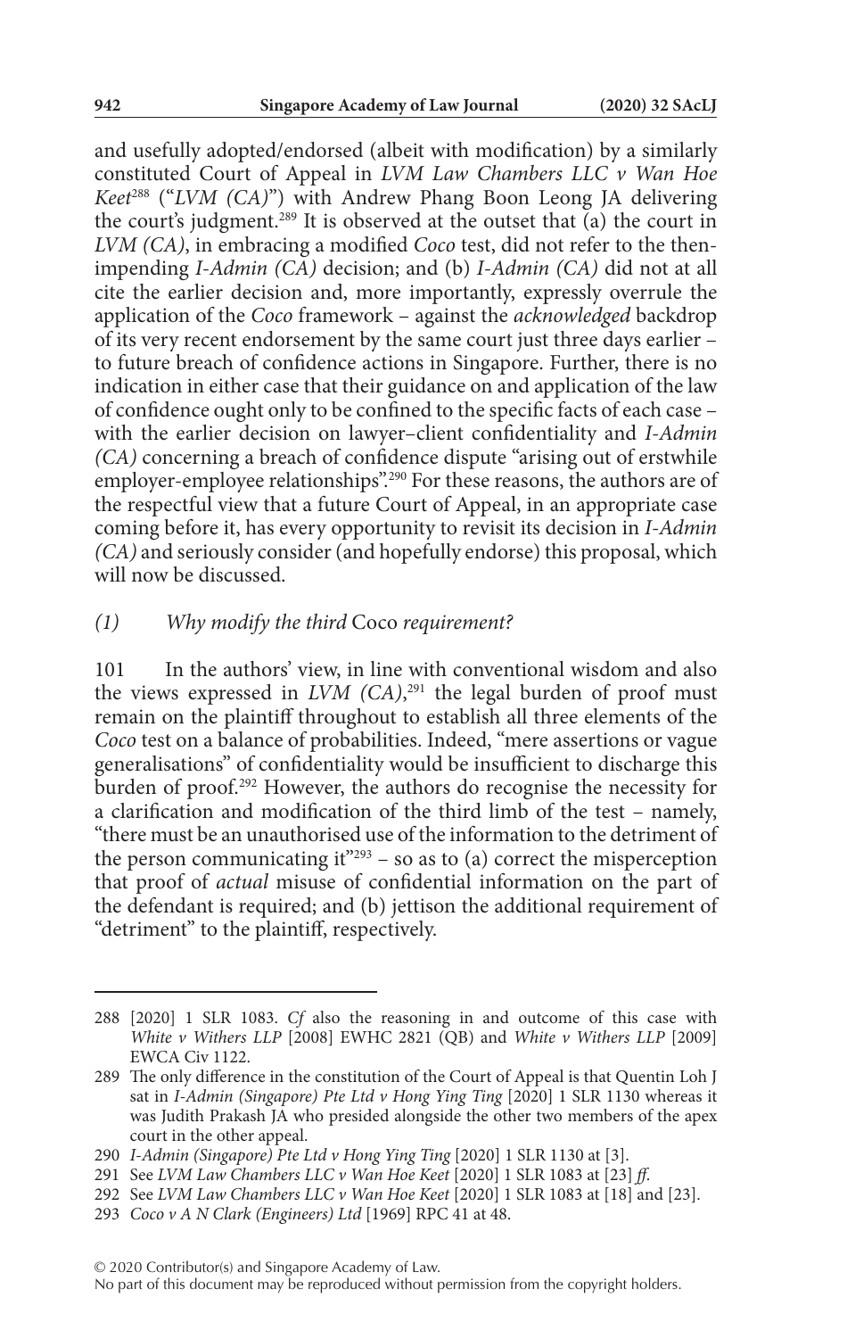and usefully adopted/endorsed (albeit with modification) by a similarly constituted Court of Appeal in *LVM Law Chambers LLC v Wan Hoe Keet*[288] ("*LVM (CA)*") with Andrew Phang Boon Leong JA delivering the court's judgment.[289] It is observed at the outset that (a) the court in *LVM (CA)*, in embracing a modified *Coco* test, did not refer to the then-impending *I-Admin (CA)* decision; and (b) *I-Admin (CA)* did not at all cite the earlier decision and, more importantly, expressly overrule the application of the *Coco* framework – against the *acknowledged* backdrop of its very recent endorsement by the same court just three days earlier – to future breach of confidence actions in Singapore. Further, there is no indication in either case that their guidance on and application of the law of confidence ought only to be confined to the specific facts of each case – with the earlier decision on lawyer–client confidentiality and *I-Admin (CA)* concerning a breach of confidence dispute "arising out of erstwhile employer-employee relationships".[290] For these reasons, the authors are of the respectful view that a future Court of Appeal, in an appropriate case coming before it, has every opportunity to revisit its decision in *I-Admin (CA)* and seriously consider (and hopefully endorse) this proposal, which will now be discussed.

### *(1) Why modify the third* Coco *requirement?*

101 In the authors' view, in line with conventional wisdom and also the views expressed in *LVM (CA)*,[291] the legal burden of proof must remain on the plaintiff throughout to establish all three elements of the *Coco* test on a balance of probabilities. Indeed, "mere assertions or vague generalisations" of confidentiality would be insufficient to discharge this burden of proof.[292] However, the authors do recognise the necessity for a clarification and modification of the third limb of the test – namely, "there must be an unauthorised use of the information to the detriment of the person communicating it"[293] – so as to (a) correct the misperception that proof of *actual* misuse of confidential information on the part of the defendant is required; and (b) jettison the additional requirement of "detriment" to the plaintiff, respectively.

---

288 [2020] 1 SLR 1083. *Cf* also the reasoning in and outcome of this case with *White v Withers LLP* [2008] EWHC 2821 (QB) and *White v Withers LLP* [2009] EWCA Civ 1122.

289 The only difference in the constitution of the Court of Appeal is that Quentin Loh J sat in *I-Admin (Singapore) Pte Ltd v Hong Ying Ting* [2020] 1 SLR 1130 whereas it was Judith Prakash JA who presided alongside the other two members of the apex court in the other appeal.

290 *I-Admin (Singapore) Pte Ltd v Hong Ying Ting* [2020] 1 SLR 1130 at [3].

291 See *LVM Law Chambers LLC v Wan Hoe Keet* [2020] 1 SLR 1083 at [23] *ff*.

292 See *LVM Law Chambers LLC v Wan Hoe Keet* [2020] 1 SLR 1083 at [18] and [23].

293 *Coco v A N Clark (Engineers) Ltd* [1969] RPC 41 at 48.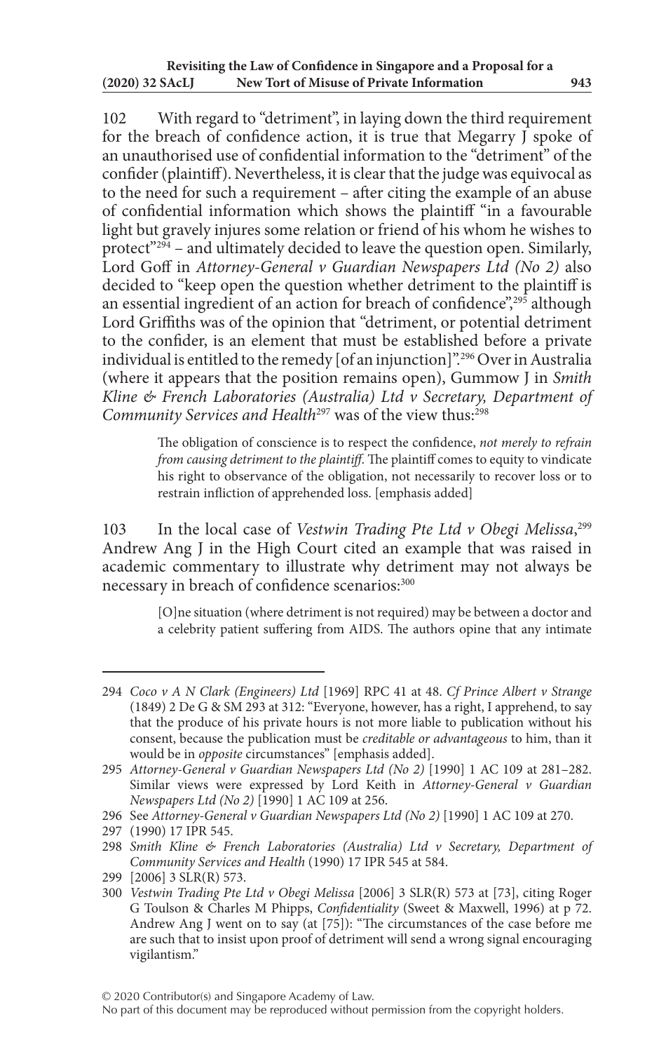102 With regard to "detriment", in laying down the third requirement for the breach of confidence action, it is true that Megarry J spoke of an unauthorised use of confidential information to the "detriment" of the confider (plaintiff). Nevertheless, it is clear that the judge was equivocal as to the need for such a requirement – after citing the example of an abuse of confidential information which shows the plaintiff "in a favourable light but gravely injures some relation or friend of his whom he wishes to protect"[294] – and ultimately decided to leave the question open. Similarly, Lord Goff in *Attorney-General v Guardian Newspapers Ltd (No 2)* also decided to "keep open the question whether detriment to the plaintiff is an essential ingredient of an action for breach of confidence",[295] although Lord Griffiths was of the opinion that "detriment, or potential detriment to the confider, is an element that must be established before a private individual is entitled to the remedy [of an injunction]".[296] Over in Australia (where it appears that the position remains open), Gummow J in *Smith Kline & French Laboratories (Australia) Ltd v Secretary, Department of Community Services and Health*[297] was of the view thus:[298]

> The obligation of conscience is to respect the confidence, *not merely to refrain from causing detriment to the plaintiff*. The plaintiff comes to equity to vindicate his right to observance of the obligation, not necessarily to recover loss or to restrain infliction of apprehended loss. [emphasis added]

103 In the local case of *Vestwin Trading Pte Ltd v Obegi Melissa*,[299] Andrew Ang J in the High Court cited an example that was raised in academic commentary to illustrate why detriment may not always be necessary in breach of confidence scenarios:[300]

> [O]ne situation (where detriment is not required) may be between a doctor and a celebrity patient suffering from AIDS. The authors opine that any intimate

---

294 *Coco v A N Clark (Engineers) Ltd* [1969] RPC 41 at 48. *Cf Prince Albert v Strange* (1849) 2 De G & SM 293 at 312: "Everyone, however, has a right, I apprehend, to say that the produce of his private hours is not more liable to publication without his consent, because the publication must be *creditable or advantageous* to him, than it would be in *opposite* circumstances" [emphasis added].

295 *Attorney-General v Guardian Newspapers Ltd (No 2)* [1990] 1 AC 109 at 281–282. Similar views were expressed by Lord Keith in *Attorney-General v Guardian Newspapers Ltd (No 2)* [1990] 1 AC 109 at 256.

296 See *Attorney-General v Guardian Newspapers Ltd (No 2)* [1990] 1 AC 109 at 270.

297 (1990) 17 IPR 545.

298 *Smith Kline & French Laboratories (Australia) Ltd v Secretary, Department of Community Services and Health* (1990) 17 IPR 545 at 584.

299 [2006] 3 SLR(R) 573.

300 *Vestwin Trading Pte Ltd v Obegi Melissa* [2006] 3 SLR(R) 573 at [73], citing Roger G Toulson & Charles M Phipps, *Confidentiality* (Sweet & Maxwell, 1996) at p 72. Andrew Ang J went on to say (at [75]): "The circumstances of the case before me are such that to insist upon proof of detriment will send a wrong signal encouraging vigilantism."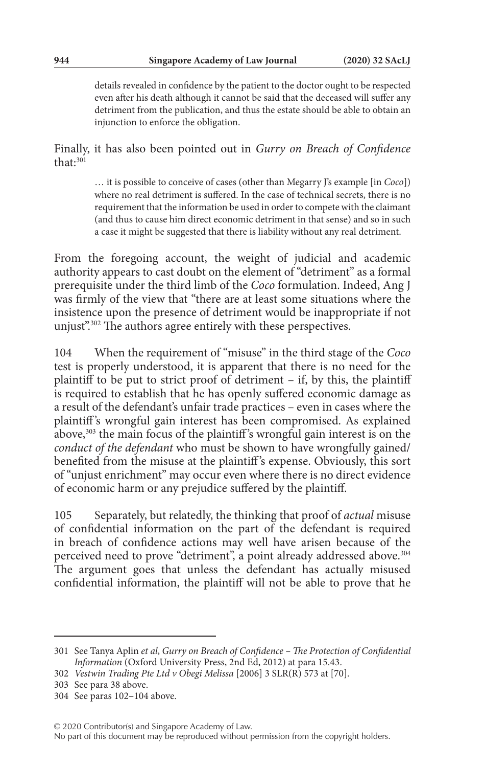> details revealed in confidence by the patient to the doctor ought to be respected even after his death although it cannot be said that the deceased will suffer any detriment from the publication, and thus the estate should be able to obtain an injunction to enforce the obligation.

Finally, it has also been pointed out in *Gurry on Breach of Confidence* that:[301]

> … it is possible to conceive of cases (other than Megarry J's example [in *Coco*]) where no real detriment is suffered. In the case of technical secrets, there is no requirement that the information be used in order to compete with the claimant (and thus to cause him direct economic detriment in that sense) and so in such a case it might be suggested that there is liability without any real detriment.

From the foregoing account, the weight of judicial and academic authority appears to cast doubt on the element of "detriment" as a formal prerequisite under the third limb of the *Coco* formulation. Indeed, Ang J was firmly of the view that "there are at least some situations where the insistence upon the presence of detriment would be inappropriate if not unjust".[302] The authors agree entirely with these perspectives.

104 When the requirement of "misuse" in the third stage of the *Coco* test is properly understood, it is apparent that there is no need for the plaintiff to be put to strict proof of detriment – if, by this, the plaintiff is required to establish that he has openly suffered economic damage as a result of the defendant's unfair trade practices – even in cases where the plaintiff's wrongful gain interest has been compromised. As explained above,[303] the main focus of the plaintiff's wrongful gain interest is on the *conduct of the defendant* who must be shown to have wrongfully gained/benefited from the misuse at the plaintiff's expense. Obviously, this sort of "unjust enrichment" may occur even where there is no direct evidence of economic harm or any prejudice suffered by the plaintiff.

105 Separately, but relatedly, the thinking that proof of *actual* misuse of confidential information on the part of the defendant is required in breach of confidence actions may well have arisen because of the perceived need to prove "detriment", a point already addressed above.[304] The argument goes that unless the defendant has actually misused confidential information, the plaintiff will not be able to prove that he

---

301 See Tanya Aplin *et al*, *Gurry on Breach of Confidence – The Protection of Confidential Information* (Oxford University Press, 2nd Ed, 2012) at para 15.43.

302 *Vestwin Trading Pte Ltd v Obegi Melissa* [2006] 3 SLR(R) 573 at [70].

303 See para 38 above.

304 See paras 102–104 above.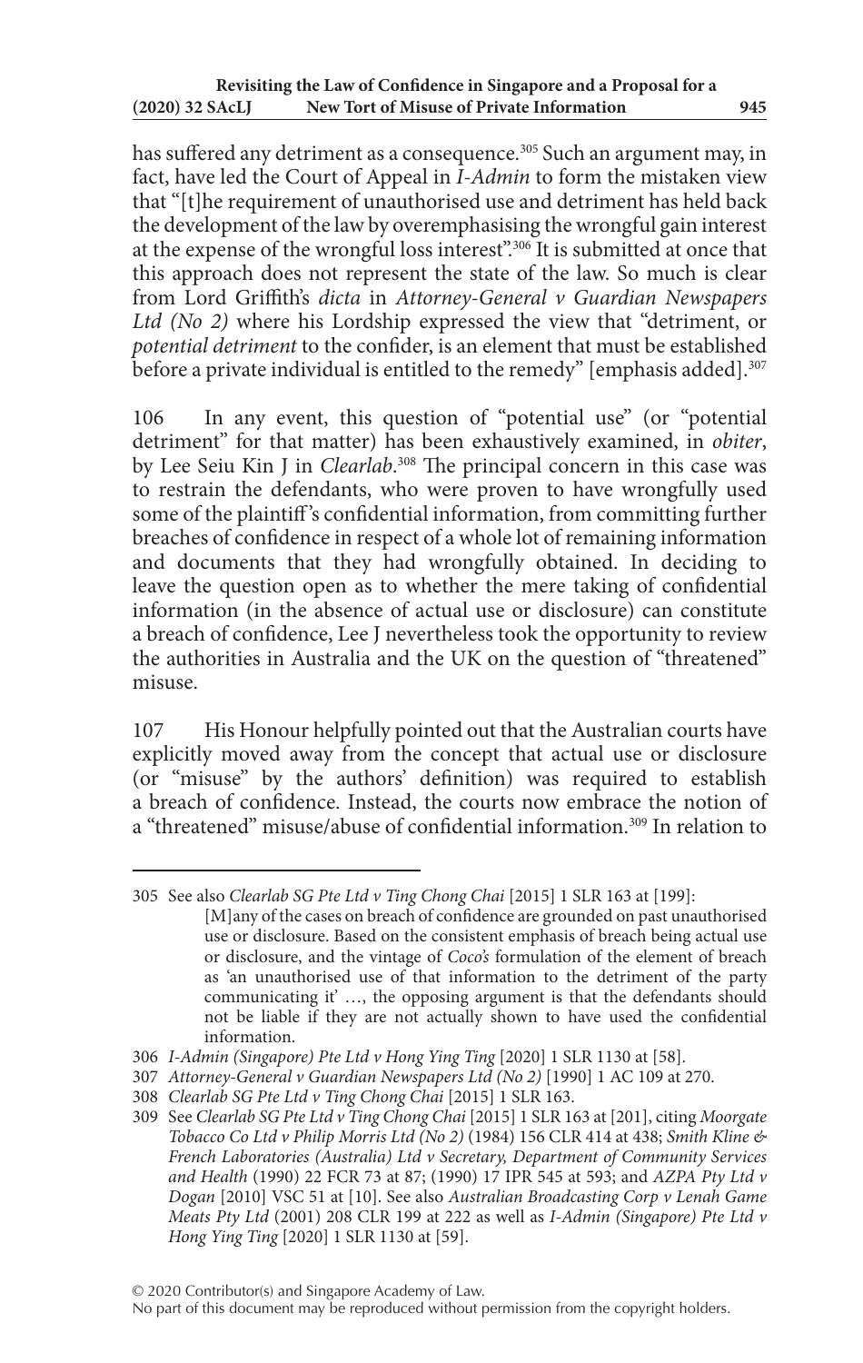has suffered any detriment as a consequence.[305] Such an argument may, in fact, have led the Court of Appeal in *I-Admin* to form the mistaken view that "[t]he requirement of unauthorised use and detriment has held back the development of the law by overemphasising the wrongful gain interest at the expense of the wrongful loss interest".[306] It is submitted at once that this approach does not represent the state of the law. So much is clear from Lord Griffith's *dicta* in *Attorney-General v Guardian Newspapers Ltd (No 2)* where his Lordship expressed the view that "detriment, or *potential detriment* to the confider, is an element that must be established before a private individual is entitled to the remedy" [emphasis added].[307]

106 In any event, this question of "potential use" (or "potential detriment" for that matter) has been exhaustively examined, in *obiter*, by Lee Seiu Kin J in *Clearlab*.[308] The principal concern in this case was to restrain the defendants, who were proven to have wrongfully used some of the plaintiff's confidential information, from committing further breaches of confidence in respect of a whole lot of remaining information and documents that they had wrongfully obtained. In deciding to leave the question open as to whether the mere taking of confidential information (in the absence of actual use or disclosure) can constitute a breach of confidence, Lee J nevertheless took the opportunity to review the authorities in Australia and the UK on the question of "threatened" misuse.

107 His Honour helpfully pointed out that the Australian courts have explicitly moved away from the concept that actual use or disclosure (or "misuse" by the authors' definition) was required to establish a breach of confidence. Instead, the courts now embrace the notion of a "threatened" misuse/abuse of confidential information.[309] In relation to

---

305 See also *Clearlab SG Pte Ltd v Ting Chong Chai* [2015] 1 SLR 163 at [199]:

> [M]any of the cases on breach of confidence are grounded on past unauthorised use or disclosure. Based on the consistent emphasis of breach being actual use or disclosure, and the vintage of *Coco's* formulation of the element of breach as 'an unauthorised use of that information to the detriment of the party communicating it' …, the opposing argument is that the defendants should not be liable if they are not actually shown to have used the confidential information.

306 *I-Admin (Singapore) Pte Ltd v Hong Ying Ting* [2020] 1 SLR 1130 at [58].

307 *Attorney-General v Guardian Newspapers Ltd (No 2)* [1990] 1 AC 109 at 270.

308 *Clearlab SG Pte Ltd v Ting Chong Chai* [2015] 1 SLR 163.

309 See *Clearlab SG Pte Ltd v Ting Chong Chai* [2015] 1 SLR 163 at [201], citing *Moorgate Tobacco Co Ltd v Philip Morris Ltd (No 2)* (1984) 156 CLR 414 at 438; *Smith Kline & French Laboratories (Australia) Ltd v Secretary, Department of Community Services and Health* (1990) 22 FCR 73 at 87; (1990) 17 IPR 545 at 593; and *AZPA Pty Ltd v Dogan* [2010] VSC 51 at [10]. See also *Australian Broadcasting Corp v Lenah Game Meats Pty Ltd* (2001) 208 CLR 199 at 222 as well as *I-Admin (Singapore) Pte Ltd v Hong Ying Ting* [2020] 1 SLR 1130 at [59].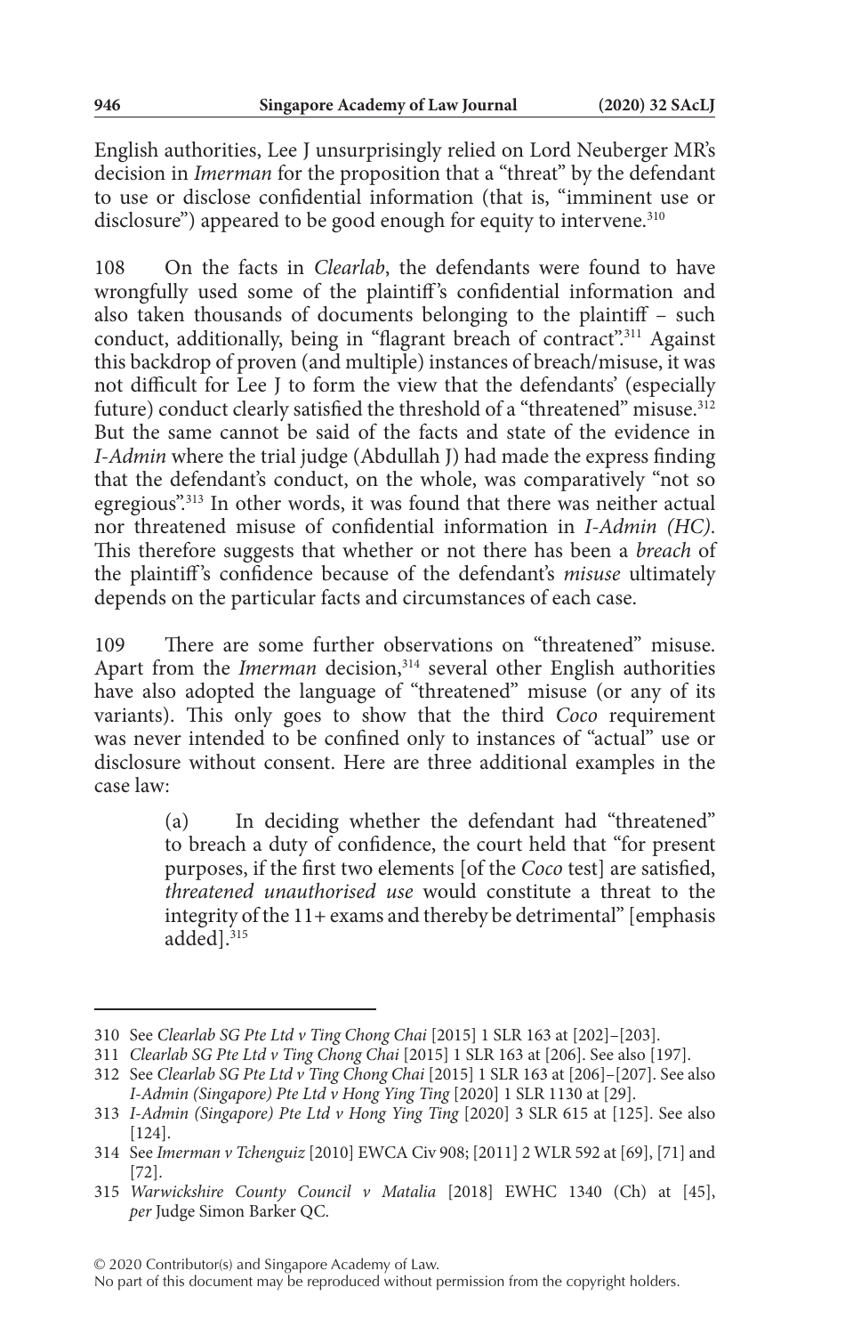English authorities, Lee J unsurprisingly relied on Lord Neuberger MR's decision in *Imerman* for the proposition that a "threat" by the defendant to use or disclose confidential information (that is, "imminent use or disclosure") appeared to be good enough for equity to intervene.[310]

108 On the facts in *Clearlab*, the defendants were found to have wrongfully used some of the plaintiff's confidential information and also taken thousands of documents belonging to the plaintiff – such conduct, additionally, being in "flagrant breach of contract".[311] Against this backdrop of proven (and multiple) instances of breach/misuse, it was not difficult for Lee J to form the view that the defendants' (especially future) conduct clearly satisfied the threshold of a "threatened" misuse.[312] But the same cannot be said of the facts and state of the evidence in *I-Admin* where the trial judge (Abdullah J) had made the express finding that the defendant's conduct, on the whole, was comparatively "not so egregious".[313] In other words, it was found that there was neither actual nor threatened misuse of confidential information in *I-Admin (HC)*. This therefore suggests that whether or not there has been a *breach* of the plaintiff's confidence because of the defendant's *misuse* ultimately depends on the particular facts and circumstances of each case.

109 There are some further observations on "threatened" misuse. Apart from the *Imerman* decision,[314] several other English authorities have also adopted the language of "threatened" misuse (or any of its variants). This only goes to show that the third *Coco* requirement was never intended to be confined only to instances of "actual" use or disclosure without consent. Here are three additional examples in the case law:

> (a) In deciding whether the defendant had "threatened" to breach a duty of confidence, the court held that "for present purposes, if the first two elements [of the *Coco* test] are satisfied, *threatened unauthorised use* would constitute a threat to the integrity of the 11+ exams and thereby be detrimental" [emphasis added].[315]

---

310 See *Clearlab SG Pte Ltd v Ting Chong Chai* [2015] 1 SLR 163 at [202]–[203].

311 *Clearlab SG Pte Ltd v Ting Chong Chai* [2015] 1 SLR 163 at [206]. See also [197].

312 See *Clearlab SG Pte Ltd v Ting Chong Chai* [2015] 1 SLR 163 at [206]–[207]. See also *I-Admin (Singapore) Pte Ltd v Hong Ying Ting* [2020] 1 SLR 1130 at [29].

313 *I-Admin (Singapore) Pte Ltd v Hong Ying Ting* [2020] 3 SLR 615 at [125]. See also [124].

314 See *Imerman v Tchenguiz* [2010] EWCA Civ 908; [2011] 2 WLR 592 at [69], [71] and [72].

315 *Warwickshire County Council v Matalia* [2018] EWHC 1340 (Ch) at [45], *per* Judge Simon Barker QC.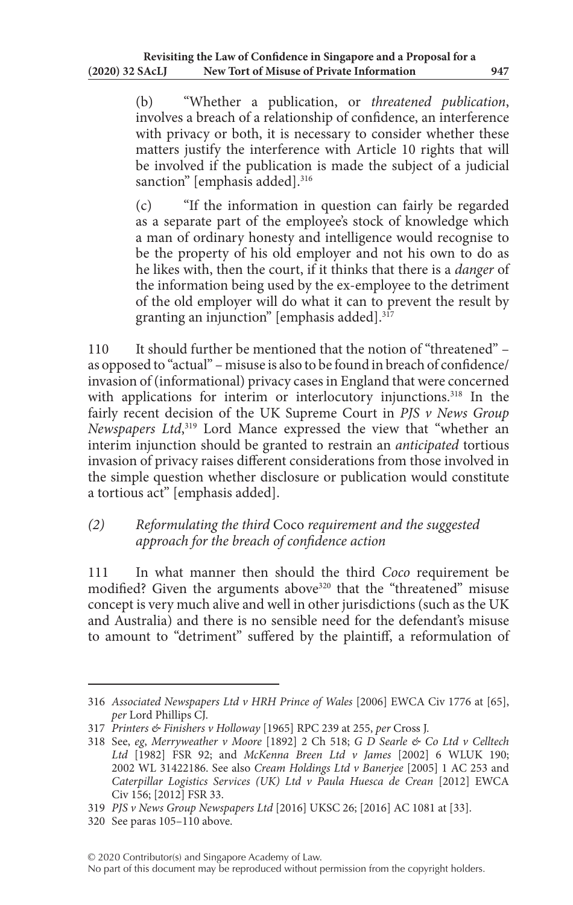(b) "Whether a publication, or *threatened publication*, involves a breach of a relationship of confidence, an interference with privacy or both, it is necessary to consider whether these matters justify the interference with Article 10 rights that will be involved if the publication is made the subject of a judicial sanction" [emphasis added].[316]

(c) "If the information in question can fairly be regarded as a separate part of the employee's stock of knowledge which a man of ordinary honesty and intelligence would recognise to be the property of his old employer and not his own to do as he likes with, then the court, if it thinks that there is a *danger* of the information being used by the ex-employee to the detriment of the old employer will do what it can to prevent the result by granting an injunction" [emphasis added].[317]

110 It should further be mentioned that the notion of "threatened" – as opposed to "actual" – misuse is also to be found in breach of confidence/invasion of (informational) privacy cases in England that were concerned with applications for interim or interlocutory injunctions.[318] In the fairly recent decision of the UK Supreme Court in *PJS v News Group Newspapers Ltd*,[319] Lord Mance expressed the view that "whether an interim injunction should be granted to restrain an *anticipated* tortious invasion of privacy raises different considerations from those involved in the simple question whether disclosure or publication would constitute a tortious act" [emphasis added].

### *(2) Reformulating the third* Coco *requirement and the suggested approach for the breach of confidence action*

111 In what manner then should the third *Coco* requirement be modified? Given the arguments above[320] that the "threatened" misuse concept is very much alive and well in other jurisdictions (such as the UK and Australia) and there is no sensible need for the defendant's misuse to amount to "detriment" suffered by the plaintiff, a reformulation of

---

316 *Associated Newspapers Ltd v HRH Prince of Wales* [2006] EWCA Civ 1776 at [65], *per* Lord Phillips CJ.

317 *Printers & Finishers v Holloway* [1965] RPC 239 at 255, *per* Cross J.

318 See, *eg*, *Merryweather v Moore* [1892] 2 Ch 518; *G D Searle & Co Ltd v Celltech Ltd* [1982] FSR 92; and *McKenna Breen Ltd v James* [2002] 6 WLUK 190; 2002 WL 31422186. See also *Cream Holdings Ltd v Banerjee* [2005] 1 AC 253 and *Caterpillar Logistics Services (UK) Ltd v Paula Huesca de Crean* [2012] EWCA Civ 156; [2012] FSR 33.

319 *PJS v News Group Newspapers Ltd* [2016] UKSC 26; [2016] AC 1081 at [33].

320 See paras 105–110 above.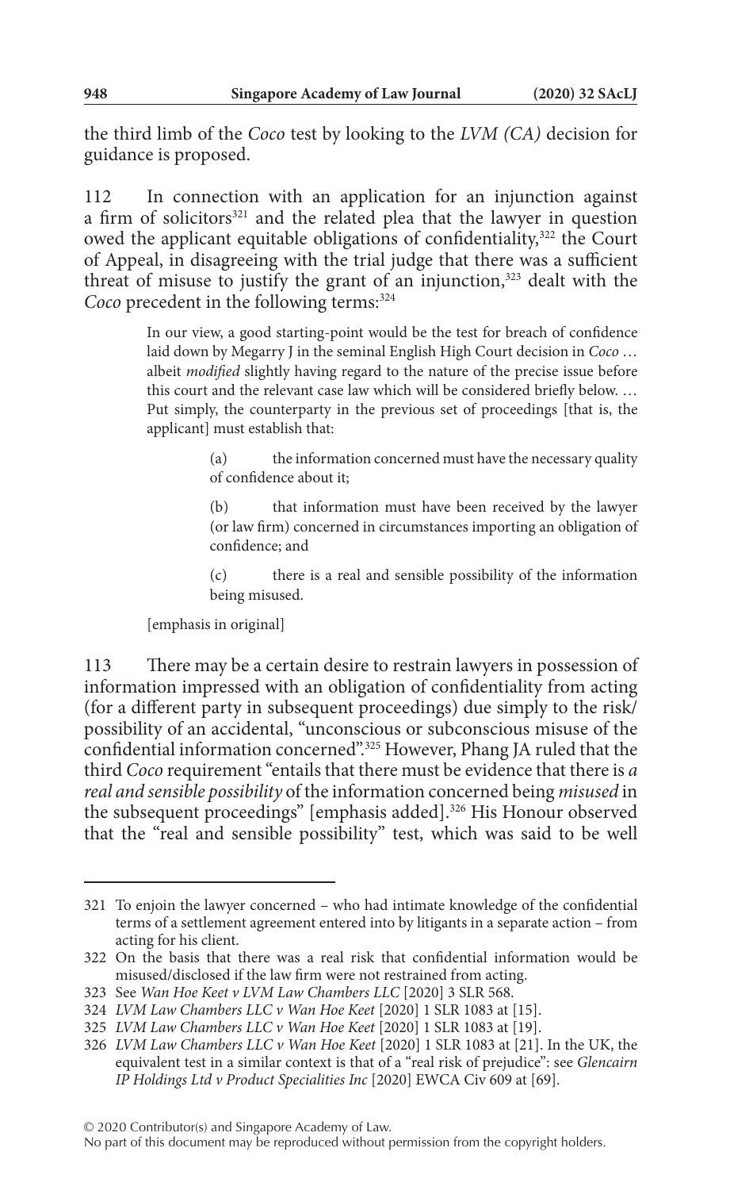the third limb of the *Coco* test by looking to the *LVM (CA)* decision for guidance is proposed.

112 In connection with an application for an injunction against a firm of solicitors[321] and the related plea that the lawyer in question owed the applicant equitable obligations of confidentiality,[322] the Court of Appeal, in disagreeing with the trial judge that there was a sufficient threat of misuse to justify the grant of an injunction,[323] dealt with the *Coco* precedent in the following terms:[324]

> In our view, a good starting-point would be the test for breach of confidence laid down by Megarry J in the seminal English High Court decision in *Coco* … albeit *modified* slightly having regard to the nature of the precise issue before this court and the relevant case law which will be considered briefly below. … Put simply, the counterparty in the previous set of proceedings [that is, the applicant] must establish that:
>
> > (a) the information concerned must have the necessary quality of confidence about it;
> >
> > (b) that information must have been received by the lawyer (or law firm) concerned in circumstances importing an obligation of confidence; and
> >
> > (c) there is a real and sensible possibility of the information being misused.
>
> [emphasis in original]

113 There may be a certain desire to restrain lawyers in possession of information impressed with an obligation of confidentiality from acting (for a different party in subsequent proceedings) due simply to the risk/possibility of an accidental, "unconscious or subconscious misuse of the confidential information concerned".[325] However, Phang JA ruled that the third *Coco* requirement "entails that there must be evidence that there is *a real and sensible possibility* of the information concerned being *misused* in the subsequent proceedings" [emphasis added].[326] His Honour observed that the "real and sensible possibility" test, which was said to be well

---

321 To enjoin the lawyer concerned – who had intimate knowledge of the confidential terms of a settlement agreement entered into by litigants in a separate action – from acting for his client.

322 On the basis that there was a real risk that confidential information would be misused/disclosed if the law firm were not restrained from acting.

323 See *Wan Hoe Keet v LVM Law Chambers LLC* [2020] 3 SLR 568.

324 *LVM Law Chambers LLC v Wan Hoe Keet* [2020] 1 SLR 1083 at [15].

325 *LVM Law Chambers LLC v Wan Hoe Keet* [2020] 1 SLR 1083 at [19].

326 *LVM Law Chambers LLC v Wan Hoe Keet* [2020] 1 SLR 1083 at [21]. In the UK, the equivalent test in a similar context is that of a "real risk of prejudice": see *Glencairn IP Holdings Ltd v Product Specialities Inc* [2020] EWCA Civ 609 at [69].

© 2020 Contributor(s) and Singapore Academy of Law.
No part of this document may be reproduced without permission from the copyright holders.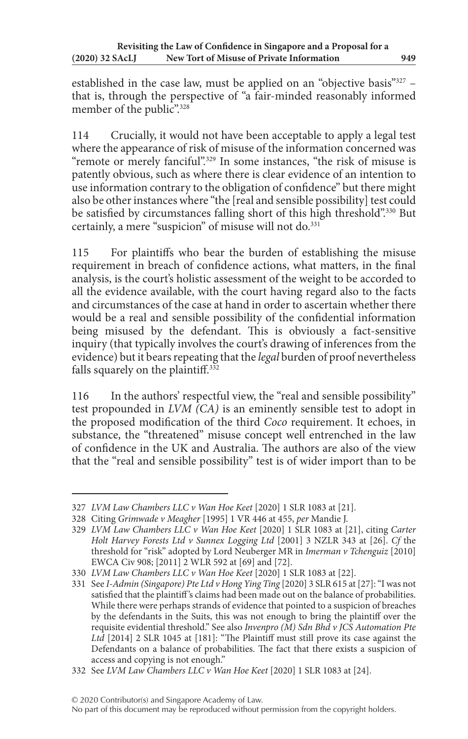established in the case law, must be applied on an "objective basis"[327] – that is, through the perspective of "a fair-minded reasonably informed member of the public".[328]

114 Crucially, it would not have been acceptable to apply a legal test where the appearance of risk of misuse of the information concerned was "remote or merely fanciful".[329] In some instances, "the risk of misuse is patently obvious, such as where there is clear evidence of an intention to use information contrary to the obligation of confidence" but there might also be other instances where "the [real and sensible possibility] test could be satisfied by circumstances falling short of this high threshold".[330] But certainly, a mere "suspicion" of misuse will not do.[331]

115 For plaintiffs who bear the burden of establishing the misuse requirement in breach of confidence actions, what matters, in the final analysis, is the court's holistic assessment of the weight to be accorded to all the evidence available, with the court having regard also to the facts and circumstances of the case at hand in order to ascertain whether there would be a real and sensible possibility of the confidential information being misused by the defendant. This is obviously a fact-sensitive inquiry (that typically involves the court's drawing of inferences from the evidence) but it bears repeating that the *legal* burden of proof nevertheless falls squarely on the plaintiff.[332]

116 In the authors' respectful view, the "real and sensible possibility" test propounded in *LVM (CA)* is an eminently sensible test to adopt in the proposed modification of the third *Coco* requirement. It echoes, in substance, the "threatened" misuse concept well entrenched in the law of confidence in the UK and Australia. The authors are also of the view that the "real and sensible possibility" test is of wider import than to be

---

327 *LVM Law Chambers LLC v Wan Hoe Keet* [2020] 1 SLR 1083 at [21].

328 Citing *Grimwade v Meagher* [1995] 1 VR 446 at 455, *per* Mandie J.

329 *LVM Law Chambers LLC v Wan Hoe Keet* [2020] 1 SLR 1083 at [21], citing *Carter Holt Harvey Forests Ltd v Sunnex Logging Ltd* [2001] 3 NZLR 343 at [26]. *Cf* the threshold for "risk" adopted by Lord Neuberger MR in *Imerman v Tchenguiz* [2010] EWCA Civ 908; [2011] 2 WLR 592 at [69] and [72].

330 *LVM Law Chambers LLC v Wan Hoe Keet* [2020] 1 SLR 1083 at [22].

331 See *I-Admin (Singapore) Pte Ltd v Hong Ying Ting* [2020] 3 SLR 615 at [27]: "I was not satisfied that the plaintiff's claims had been made out on the balance of probabilities. While there were perhaps strands of evidence that pointed to a suspicion of breaches by the defendants in the Suits, this was not enough to bring the plaintiff over the requisite evidential threshold." See also *Invenpro (M) Sdn Bhd v JCS Automation Pte Ltd* [2014] 2 SLR 1045 at [181]: "The Plaintiff must still prove its case against the Defendants on a balance of probabilities. The fact that there exists a suspicion of access and copying is not enough."

332 See *LVM Law Chambers LLC v Wan Hoe Keet* [2020] 1 SLR 1083 at [24].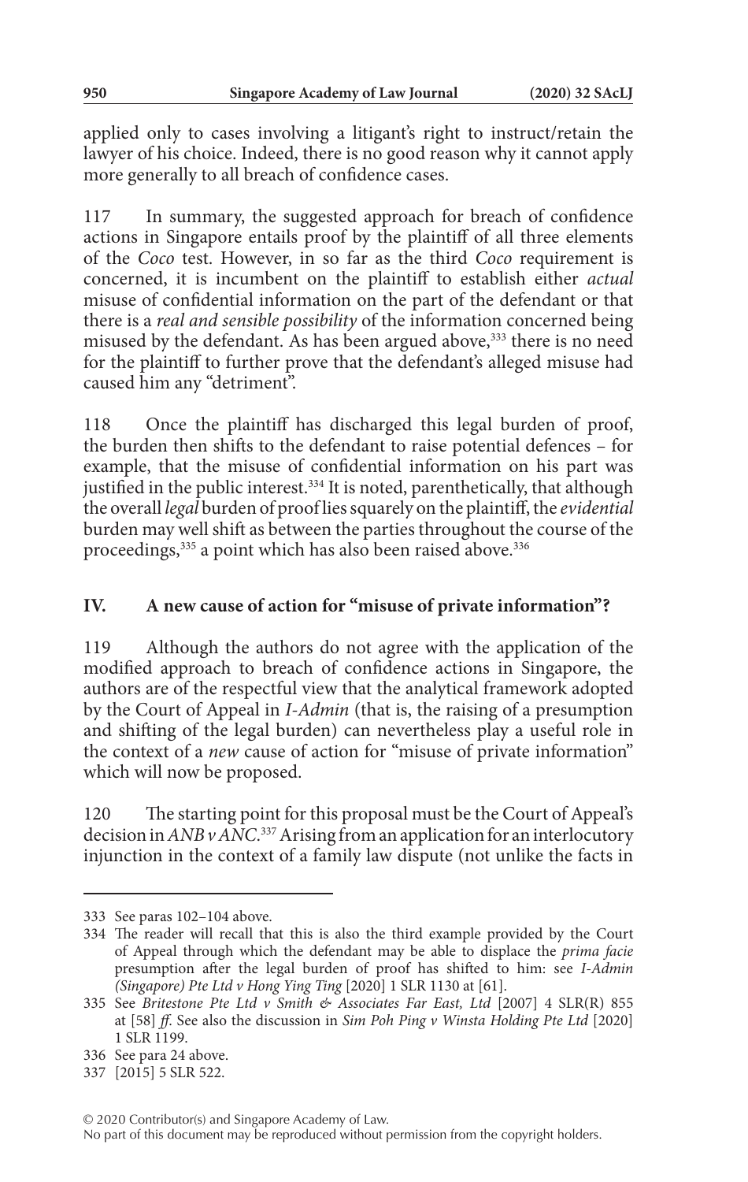applied only to cases involving a litigant's right to instruct/retain the lawyer of his choice. Indeed, there is no good reason why it cannot apply more generally to all breach of confidence cases.

117 In summary, the suggested approach for breach of confidence actions in Singapore entails proof by the plaintiff of all three elements of the *Coco* test. However, in so far as the third *Coco* requirement is concerned, it is incumbent on the plaintiff to establish either *actual* misuse of confidential information on the part of the defendant or that there is a *real and sensible possibility* of the information concerned being misused by the defendant. As has been argued above,[333] there is no need for the plaintiff to further prove that the defendant's alleged misuse had caused him any "detriment".

118 Once the plaintiff has discharged this legal burden of proof, the burden then shifts to the defendant to raise potential defences – for example, that the misuse of confidential information on his part was justified in the public interest.[334] It is noted, parenthetically, that although the overall *legal* burden of proof lies squarely on the plaintiff, the *evidential* burden may well shift as between the parties throughout the course of the proceedings,[335] a point which has also been raised above.[336]

## IV. A new cause of action for "misuse of private information"?

119 Although the authors do not agree with the application of the modified approach to breach of confidence actions in Singapore, the authors are of the respectful view that the analytical framework adopted by the Court of Appeal in *I-Admin* (that is, the raising of a presumption and shifting of the legal burden) can nevertheless play a useful role in the context of a *new* cause of action for "misuse of private information" which will now be proposed.

120 The starting point for this proposal must be the Court of Appeal's decision in *ANB v ANC*.[337] Arising from an application for an interlocutory injunction in the context of a family law dispute (not unlike the facts in

---

333 See paras 102–104 above.

334 The reader will recall that this is also the third example provided by the Court of Appeal through which the defendant may be able to displace the *prima facie* presumption after the legal burden of proof has shifted to him: see *I-Admin (Singapore) Pte Ltd v Hong Ying Ting* [2020] 1 SLR 1130 at [61].

335 See *Britestone Pte Ltd v Smith & Associates Far East, Ltd* [2007] 4 SLR(R) 855 at [58] *ff*. See also the discussion in *Sim Poh Ping v Winsta Holding Pte Ltd* [2020] 1 SLR 1199.

336 See para 24 above.

337 [2015] 5 SLR 522.

© 2020 Contributor(s) and Singapore Academy of Law.
No part of this document may be reproduced without permission from the copyright holders.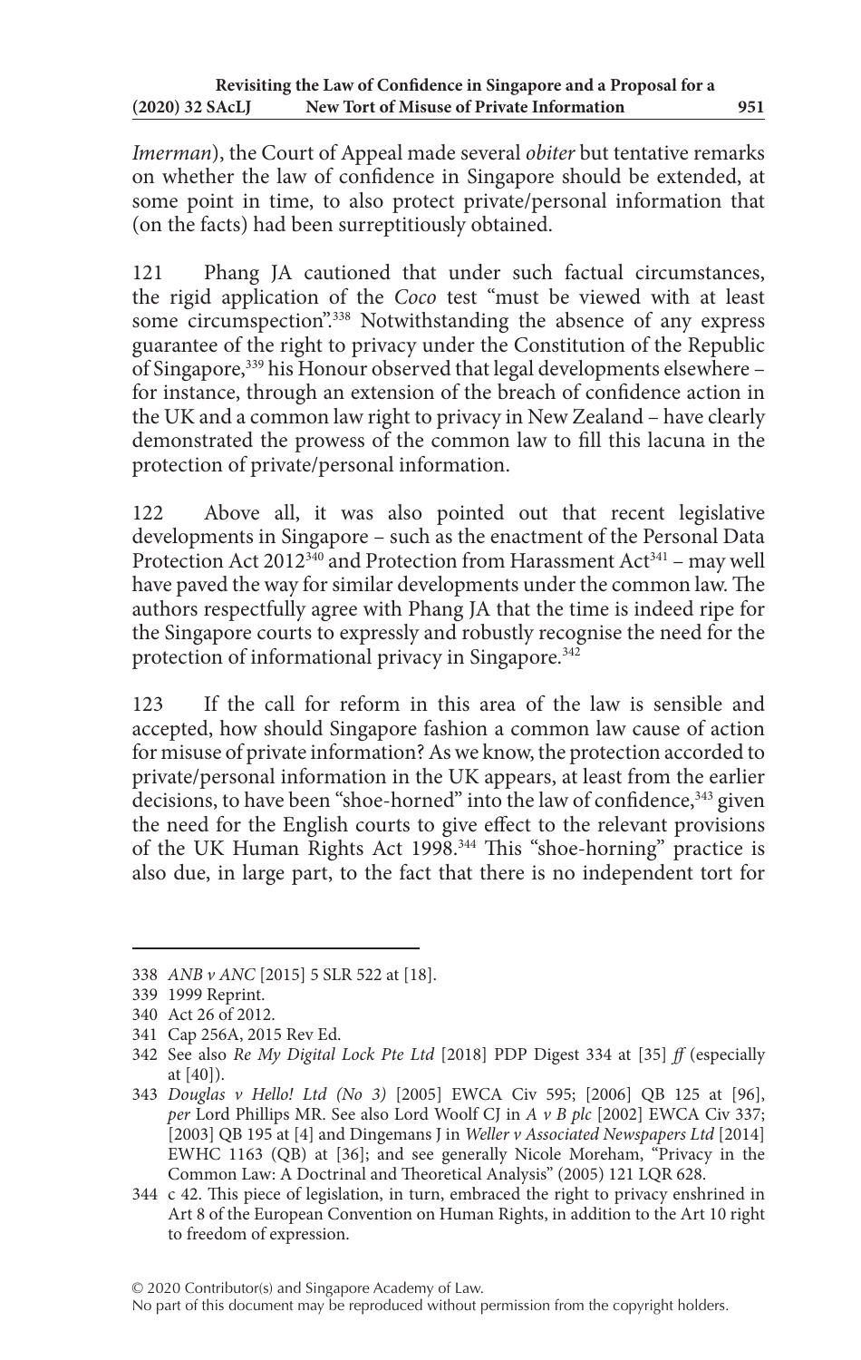*Imerman*), the Court of Appeal made several *obiter* but tentative remarks on whether the law of confidence in Singapore should be extended, at some point in time, to also protect private/personal information that (on the facts) had been surreptitiously obtained.

121 Phang JA cautioned that under such factual circumstances, the rigid application of the *Coco* test "must be viewed with at least some circumspection".[338] Notwithstanding the absence of any express guarantee of the right to privacy under the Constitution of the Republic of Singapore,[339] his Honour observed that legal developments elsewhere – for instance, through an extension of the breach of confidence action in the UK and a common law right to privacy in New Zealand – have clearly demonstrated the prowess of the common law to fill this lacuna in the protection of private/personal information.

122 Above all, it was also pointed out that recent legislative developments in Singapore – such as the enactment of the Personal Data Protection Act 2012[340] and Protection from Harassment Act[341] – may well have paved the way for similar developments under the common law. The authors respectfully agree with Phang JA that the time is indeed ripe for the Singapore courts to expressly and robustly recognise the need for the protection of informational privacy in Singapore.[342]

123 If the call for reform in this area of the law is sensible and accepted, how should Singapore fashion a common law cause of action for misuse of private information? As we know, the protection accorded to private/personal information in the UK appears, at least from the earlier decisions, to have been "shoe-horned" into the law of confidence,[343] given the need for the English courts to give effect to the relevant provisions of the UK Human Rights Act 1998.[344] This "shoe-horning" practice is also due, in large part, to the fact that there is no independent tort for

---

338 *ANB v ANC* [2015] 5 SLR 522 at [18].

339 1999 Reprint.

340 Act 26 of 2012.

341 Cap 256A, 2015 Rev Ed.

342 See also *Re My Digital Lock Pte Ltd* [2018] PDP Digest 334 at [35] *ff* (especially at [40]).

343 *Douglas v Hello! Ltd (No 3)* [2005] EWCA Civ 595; [2006] QB 125 at [96], *per* Lord Phillips MR. See also Lord Woolf CJ in *A v B plc* [2002] EWCA Civ 337; [2003] QB 195 at [4] and Dingemans J in *Weller v Associated Newspapers Ltd* [2014] EWHC 1163 (QB) at [36]; and see generally Nicole Moreham, "Privacy in the Common Law: A Doctrinal and Theoretical Analysis" (2005) 121 LQR 628.

344 c 42. This piece of legislation, in turn, embraced the right to privacy enshrined in Art 8 of the European Convention on Human Rights, in addition to the Art 10 right to freedom of expression.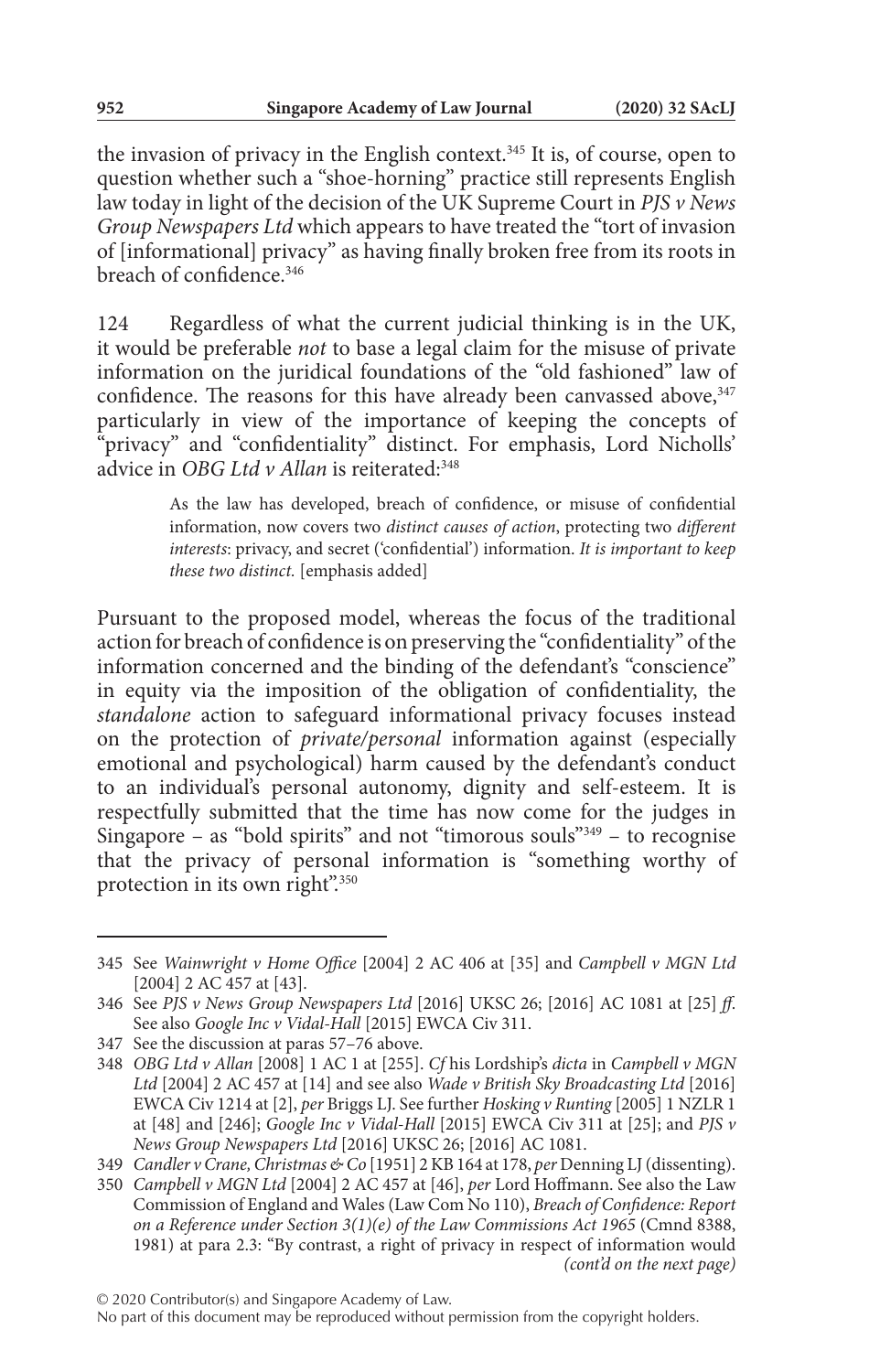the invasion of privacy in the English context.[345] It is, of course, open to question whether such a "shoe-horning" practice still represents English law today in light of the decision of the UK Supreme Court in *PJS v News Group Newspapers Ltd* which appears to have treated the "tort of invasion of [informational] privacy" as having finally broken free from its roots in breach of confidence.[346]

124 Regardless of what the current judicial thinking is in the UK, it would be preferable *not* to base a legal claim for the misuse of private information on the juridical foundations of the "old fashioned" law of confidence. The reasons for this have already been canvassed above,[347] particularly in view of the importance of keeping the concepts of "privacy" and "confidentiality" distinct. For emphasis, Lord Nicholls' advice in *OBG Ltd v Allan* is reiterated:[348]

> As the law has developed, breach of confidence, or misuse of confidential information, now covers two *distinct causes of action*, protecting two *different interests*: privacy, and secret ('confidential') information. *It is important to keep these two distinct.* [emphasis added]

Pursuant to the proposed model, whereas the focus of the traditional action for breach of confidence is on preserving the "confidentiality" of the information concerned and the binding of the defendant's "conscience" in equity via the imposition of the obligation of confidentiality, the *standalone* action to safeguard informational privacy focuses instead on the protection of *private/personal* information against (especially emotional and psychological) harm caused by the defendant's conduct to an individual's personal autonomy, dignity and self-esteem. It is respectfully submitted that the time has now come for the judges in Singapore – as "bold spirits" and not "timorous souls"[349] – to recognise that the privacy of personal information is "something worthy of protection in its own right".[350]

---

345 See *Wainwright v Home Office* [2004] 2 AC 406 at [35] and *Campbell v MGN Ltd* [2004] 2 AC 457 at [43].

346 See *PJS v News Group Newspapers Ltd* [2016] UKSC 26; [2016] AC 1081 at [25] *ff*. See also *Google Inc v Vidal-Hall* [2015] EWCA Civ 311.

347 See the discussion at paras 57–76 above.

348 *OBG Ltd v Allan* [2008] 1 AC 1 at [255]. *Cf* his Lordship's *dicta* in *Campbell v MGN Ltd* [2004] 2 AC 457 at [14] and see also *Wade v British Sky Broadcasting Ltd* [2016] EWCA Civ 1214 at [2], *per* Briggs LJ. See further *Hosking v Runting* [2005] 1 NZLR 1 at [48] and [246]; *Google Inc v Vidal-Hall* [2015] EWCA Civ 311 at [25]; and *PJS v News Group Newspapers Ltd* [2016] UKSC 26; [2016] AC 1081.

349 *Candler v Crane, Christmas & Co* [1951] 2 KB 164 at 178, *per* Denning LJ (dissenting).

350 *Campbell v MGN Ltd* [2004] 2 AC 457 at [46], *per* Lord Hoffmann. See also the Law Commission of England and Wales (Law Com No 110), *Breach of Confidence: Report on a Reference under Section 3(1)(e) of the Law Commissions Act 1965* (Cmnd 8388, 1981) at para 2.3: "By contrast, a right of privacy in respect of information would *(cont'd on the next page)*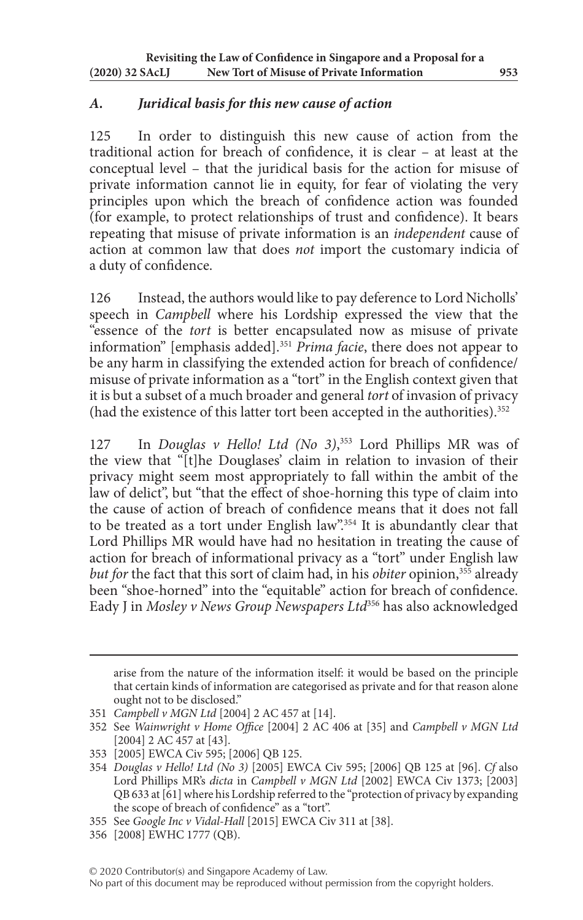### *A. Juridical basis for this new cause of action*

125 In order to distinguish this new cause of action from the traditional action for breach of confidence, it is clear – at least at the conceptual level – that the juridical basis for the action for misuse of private information cannot lie in equity, for fear of violating the very principles upon which the breach of confidence action was founded (for example, to protect relationships of trust and confidence). It bears repeating that misuse of private information is an *independent* cause of action at common law that does *not* import the customary indicia of a duty of confidence.

126 Instead, the authors would like to pay deference to Lord Nicholls' speech in *Campbell* where his Lordship expressed the view that the "essence of the *tort* is better encapsulated now as misuse of private information" [emphasis added].[351] *Prima facie*, there does not appear to be any harm in classifying the extended action for breach of confidence/misuse of private information as a "tort" in the English context given that it is but a subset of a much broader and general *tort* of invasion of privacy (had the existence of this latter tort been accepted in the authorities).[352]

127 In *Douglas v Hello! Ltd (No 3)*,[353] Lord Phillips MR was of the view that "[t]he Douglases' claim in relation to invasion of their privacy might seem most appropriately to fall within the ambit of the law of delict", but "that the effect of shoe-horning this type of claim into the cause of action of breach of confidence means that it does not fall to be treated as a tort under English law".[354] It is abundantly clear that Lord Phillips MR would have had no hesitation in treating the cause of action for breach of informational privacy as a "tort" under English law *but for* the fact that this sort of claim had, in his *obiter* opinion,[355] already been "shoe-horned" into the "equitable" action for breach of confidence. Eady J in *Mosley v News Group Newspapers Ltd*[356] has also acknowledged

arise from the nature of the information itself: it would be based on the principle that certain kinds of information are categorised as private and for that reason alone ought not to be disclosed."

351 *Campbell v MGN Ltd* [2004] 2 AC 457 at [14].

352 See *Wainwright v Home Office* [2004] 2 AC 406 at [35] and *Campbell v MGN Ltd* [2004] 2 AC 457 at [43].

353 [2005] EWCA Civ 595; [2006] QB 125.

354 *Douglas v Hello! Ltd (No 3)* [2005] EWCA Civ 595; [2006] QB 125 at [96]. *Cf* also Lord Phillips MR's *dicta* in *Campbell v MGN Ltd* [2002] EWCA Civ 1373; [2003] QB 633 at [61] where his Lordship referred to the "protection of privacy by expanding the scope of breach of confidence" as a "tort".

355 See *Google Inc v Vidal-Hall* [2015] EWCA Civ 311 at [38].

356 [2008] EWHC 1777 (QB).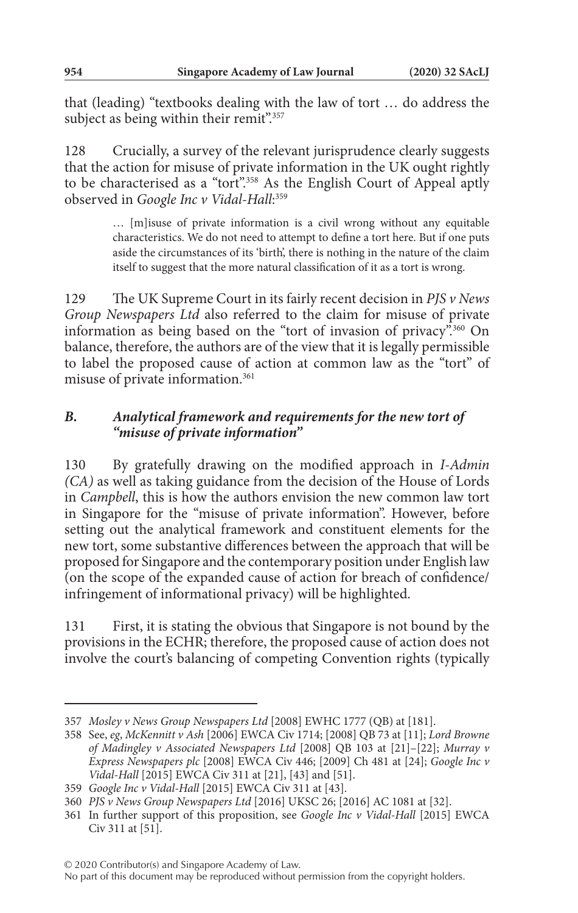that (leading) "textbooks dealing with the law of tort … do address the subject as being within their remit".[357]

128 Crucially, a survey of the relevant jurisprudence clearly suggests that the action for misuse of private information in the UK ought rightly to be characterised as a "tort".[358] As the English Court of Appeal aptly observed in *Google Inc v Vidal-Hall*:[359]

> … [m]isuse of private information is a civil wrong without any equitable characteristics. We do not need to attempt to define a tort here. But if one puts aside the circumstances of its 'birth', there is nothing in the nature of the claim itself to suggest that the more natural classification of it as a tort is wrong.

129 The UK Supreme Court in its fairly recent decision in *PJS v News Group Newspapers Ltd* also referred to the claim for misuse of private information as being based on the "tort of invasion of privacy".[360] On balance, therefore, the authors are of the view that it is legally permissible to label the proposed cause of action at common law as the "tort" of misuse of private information.[361]

### *B. Analytical framework and requirements for the new tort of "misuse of private information"*

130 By gratefully drawing on the modified approach in *I-Admin (CA)* as well as taking guidance from the decision of the House of Lords in *Campbell*, this is how the authors envision the new common law tort in Singapore for the "misuse of private information". However, before setting out the analytical framework and constituent elements for the new tort, some substantive differences between the approach that will be proposed for Singapore and the contemporary position under English law (on the scope of the expanded cause of action for breach of confidence/infringement of informational privacy) will be highlighted.

131 First, it is stating the obvious that Singapore is not bound by the provisions in the ECHR; therefore, the proposed cause of action does not involve the court's balancing of competing Convention rights (typically

---

357 *Mosley v News Group Newspapers Ltd* [2008] EWHC 1777 (QB) at [181].

358 See, *eg*, *McKennitt v Ash* [2006] EWCA Civ 1714; [2008] QB 73 at [11]; *Lord Browne of Madingley v Associated Newspapers Ltd* [2008] QB 103 at [21]–[22]; *Murray v Express Newspapers plc* [2008] EWCA Civ 446; [2009] Ch 481 at [24]; *Google Inc v Vidal-Hall* [2015] EWCA Civ 311 at [21], [43] and [51].

359 *Google Inc v Vidal-Hall* [2015] EWCA Civ 311 at [43].

360 *PJS v News Group Newspapers Ltd* [2016] UKSC 26; [2016] AC 1081 at [32].

361 In further support of this proposition, see *Google Inc v Vidal-Hall* [2015] EWCA Civ 311 at [51].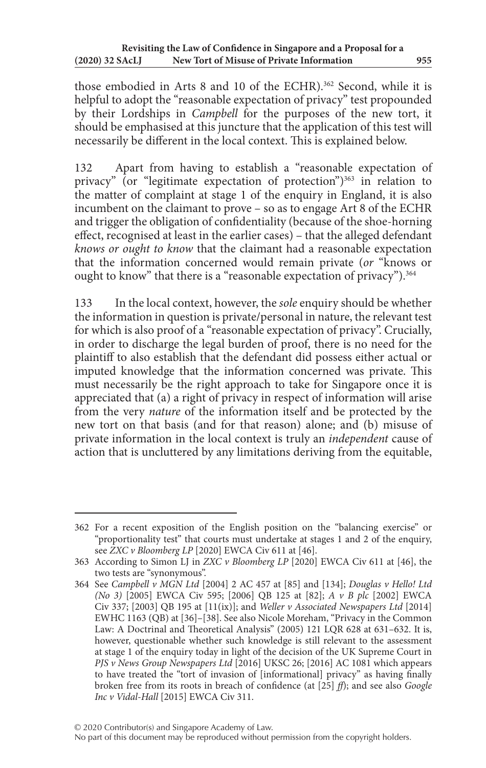those embodied in Arts 8 and 10 of the ECHR).[362] Second, while it is helpful to adopt the "reasonable expectation of privacy" test propounded by their Lordships in *Campbell* for the purposes of the new tort, it should be emphasised at this juncture that the application of this test will necessarily be different in the local context. This is explained below.

132 Apart from having to establish a "reasonable expectation of privacy" (or "legitimate expectation of protection")[363] in relation to the matter of complaint at stage 1 of the enquiry in England, it is also incumbent on the claimant to prove – so as to engage Art 8 of the ECHR and trigger the obligation of confidentiality (because of the shoe-horning effect, recognised at least in the earlier cases) – that the alleged defendant *knows or ought to know* that the claimant had a reasonable expectation that the information concerned would remain private (*or* "knows or ought to know" that there is a "reasonable expectation of privacy").[364]

133 In the local context, however, the *sole* enquiry should be whether the information in question is private/personal in nature, the relevant test for which is also proof of a "reasonable expectation of privacy". Crucially, in order to discharge the legal burden of proof, there is no need for the plaintiff to also establish that the defendant did possess either actual or imputed knowledge that the information concerned was private. This must necessarily be the right approach to take for Singapore once it is appreciated that (a) a right of privacy in respect of information will arise from the very *nature* of the information itself and be protected by the new tort on that basis (and for that reason) alone; and (b) misuse of private information in the local context is truly an *independent* cause of action that is uncluttered by any limitations deriving from the equitable,

---

362 For a recent exposition of the English position on the "balancing exercise" or "proportionality test" that courts must undertake at stages 1 and 2 of the enquiry, see *ZXC v Bloomberg LP* [2020] EWCA Civ 611 at [46].

363 According to Simon LJ in *ZXC v Bloomberg LP* [2020] EWCA Civ 611 at [46], the two tests are "synonymous".

364 See *Campbell v MGN Ltd* [2004] 2 AC 457 at [85] and [134]; *Douglas v Hello! Ltd (No 3)* [2005] EWCA Civ 595; [2006] QB 125 at [82]; *A v B plc* [2002] EWCA Civ 337; [2003] QB 195 at [11(ix)]; and *Weller v Associated Newspapers Ltd* [2014] EWHC 1163 (QB) at [36]–[38]. See also Nicole Moreham, "Privacy in the Common Law: A Doctrinal and Theoretical Analysis" (2005) 121 LQR 628 at 631–632. It is, however, questionable whether such knowledge is still relevant to the assessment at stage 1 of the enquiry today in light of the decision of the UK Supreme Court in *PJS v News Group Newspapers Ltd* [2016] UKSC 26; [2016] AC 1081 which appears to have treated the "tort of invasion of [informational] privacy" as having finally broken free from its roots in breach of confidence (at [25] *ff*); and see also *Google Inc v Vidal-Hall* [2015] EWCA Civ 311.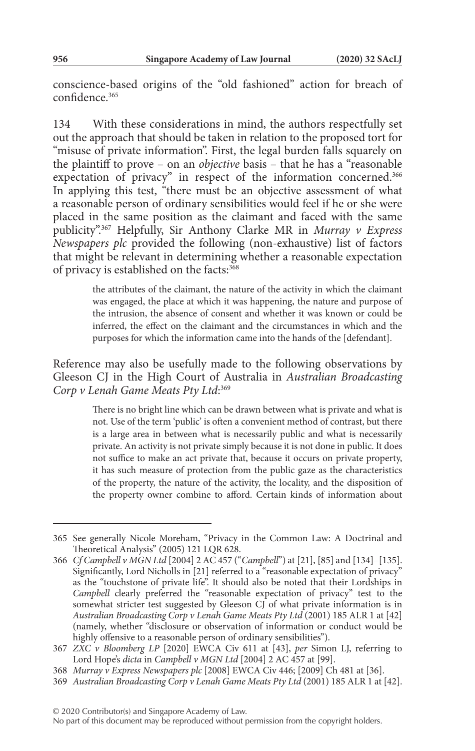conscience-based origins of the "old fashioned" action for breach of confidence.[365]

134 With these considerations in mind, the authors respectfully set out the approach that should be taken in relation to the proposed tort for "misuse of private information". First, the legal burden falls squarely on the plaintiff to prove – on an *objective* basis – that he has a "reasonable expectation of privacy" in respect of the information concerned.[366] In applying this test, "there must be an objective assessment of what a reasonable person of ordinary sensibilities would feel if he or she were placed in the same position as the claimant and faced with the same publicity".[367] Helpfully, Sir Anthony Clarke MR in *Murray v Express Newspapers plc* provided the following (non-exhaustive) list of factors that might be relevant in determining whether a reasonable expectation of privacy is established on the facts:[368]

> the attributes of the claimant, the nature of the activity in which the claimant was engaged, the place at which it was happening, the nature and purpose of the intrusion, the absence of consent and whether it was known or could be inferred, the effect on the claimant and the circumstances in which and the purposes for which the information came into the hands of the [defendant].

Reference may also be usefully made to the following observations by Gleeson CJ in the High Court of Australia in *Australian Broadcasting Corp v Lenah Game Meats Pty Ltd*:[369]

> There is no bright line which can be drawn between what is private and what is not. Use of the term 'public' is often a convenient method of contrast, but there is a large area in between what is necessarily public and what is necessarily private. An activity is not private simply because it is not done in public. It does not suffice to make an act private that, because it occurs on private property, it has such measure of protection from the public gaze as the characteristics of the property, the nature of the activity, the locality, and the disposition of the property owner combine to afford. Certain kinds of information about

---

365 See generally Nicole Moreham, "Privacy in the Common Law: A Doctrinal and Theoretical Analysis" (2005) 121 LQR 628.

366 *Cf Campbell v MGN Ltd* [2004] 2 AC 457 ("*Campbell*") at [21], [85] and [134]–[135]. Significantly, Lord Nicholls in [21] referred to a "reasonable expectation of privacy" as the "touchstone of private life". It should also be noted that their Lordships in *Campbell* clearly preferred the "reasonable expectation of privacy" test to the somewhat stricter test suggested by Gleeson CJ of what private information is in *Australian Broadcasting Corp v Lenah Game Meats Pty Ltd* (2001) 185 ALR 1 at [42] (namely, whether "disclosure or observation of information or conduct would be highly offensive to a reasonable person of ordinary sensibilities").

367 *ZXC v Bloomberg LP* [2020] EWCA Civ 611 at [43], *per* Simon LJ, referring to Lord Hope's *dicta* in *Campbell v MGN Ltd* [2004] 2 AC 457 at [99].

368 *Murray v Express Newspapers plc* [2008] EWCA Civ 446; [2009] Ch 481 at [36].

369 *Australian Broadcasting Corp v Lenah Game Meats Pty Ltd* (2001) 185 ALR 1 at [42].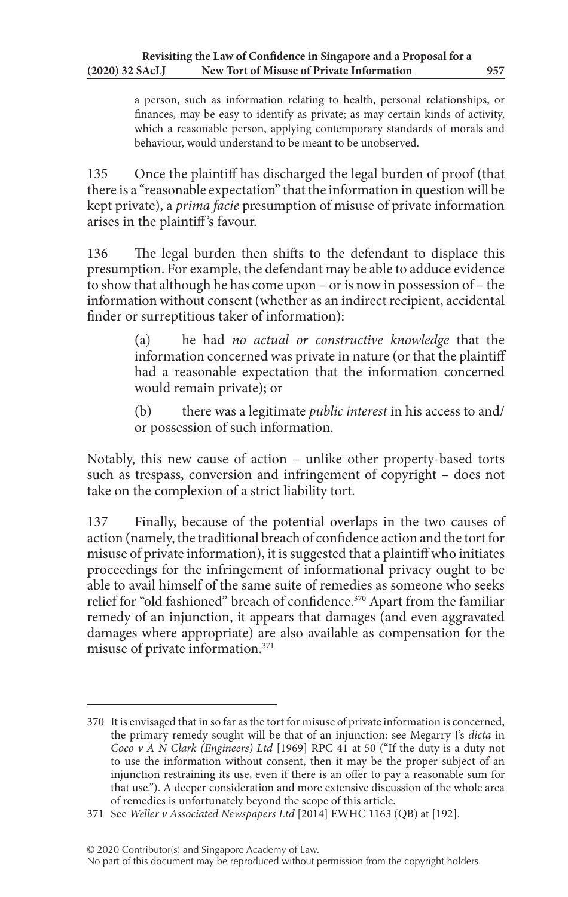> a person, such as information relating to health, personal relationships, or finances, may be easy to identify as private; as may certain kinds of activity, which a reasonable person, applying contemporary standards of morals and behaviour, would understand to be meant to be unobserved.

135 Once the plaintiff has discharged the legal burden of proof (that there is a "reasonable expectation" that the information in question will be kept private), a *prima facie* presumption of misuse of private information arises in the plaintiff's favour.

136 The legal burden then shifts to the defendant to displace this presumption. For example, the defendant may be able to adduce evidence to show that although he has come upon – or is now in possession of – the information without consent (whether as an indirect recipient, accidental finder or surreptitious taker of information):

> (a) he had *no actual or constructive knowledge* that the information concerned was private in nature (or that the plaintiff had a reasonable expectation that the information concerned would remain private); or
>
> (b) there was a legitimate *public interest* in his access to and/or possession of such information.

Notably, this new cause of action – unlike other property-based torts such as trespass, conversion and infringement of copyright – does not take on the complexion of a strict liability tort.

137 Finally, because of the potential overlaps in the two causes of action (namely, the traditional breach of confidence action and the tort for misuse of private information), it is suggested that a plaintiff who initiates proceedings for the infringement of informational privacy ought to be able to avail himself of the same suite of remedies as someone who seeks relief for "old fashioned" breach of confidence.[370] Apart from the familiar remedy of an injunction, it appears that damages (and even aggravated damages where appropriate) are also available as compensation for the misuse of private information.[371]

---

370 It is envisaged that in so far as the tort for misuse of private information is concerned, the primary remedy sought will be that of an injunction: see Megarry J's *dicta* in *Coco v A N Clark (Engineers) Ltd* [1969] RPC 41 at 50 ("If the duty is a duty not to use the information without consent, then it may be the proper subject of an injunction restraining its use, even if there is an offer to pay a reasonable sum for that use."). A deeper consideration and more extensive discussion of the whole area of remedies is unfortunately beyond the scope of this article.

371 See *Weller v Associated Newspapers Ltd* [2014] EWHC 1163 (QB) at [192].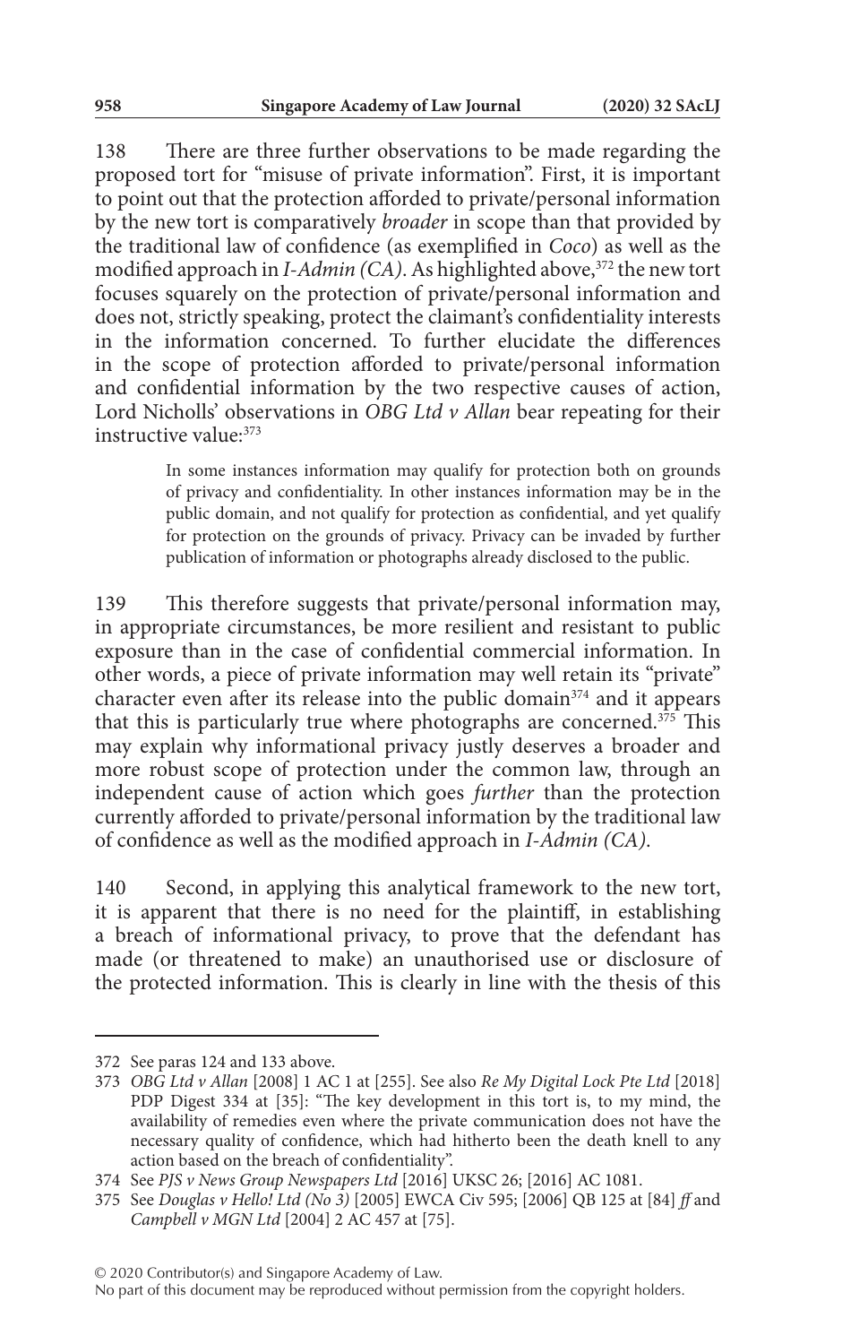138 There are three further observations to be made regarding the proposed tort for "misuse of private information". First, it is important to point out that the protection afforded to private/personal information by the new tort is comparatively *broader* in scope than that provided by the traditional law of confidence (as exemplified in *Coco*) as well as the modified approach in *I-Admin (CA)*. As highlighted above,[372] the new tort focuses squarely on the protection of private/personal information and does not, strictly speaking, protect the claimant's confidentiality interests in the information concerned. To further elucidate the differences in the scope of protection afforded to private/personal information and confidential information by the two respective causes of action, Lord Nicholls' observations in *OBG Ltd v Allan* bear repeating for their instructive value:[373]

> In some instances information may qualify for protection both on grounds of privacy and confidentiality. In other instances information may be in the public domain, and not qualify for protection as confidential, and yet qualify for protection on the grounds of privacy. Privacy can be invaded by further publication of information or photographs already disclosed to the public.

139 This therefore suggests that private/personal information may, in appropriate circumstances, be more resilient and resistant to public exposure than in the case of confidential commercial information. In other words, a piece of private information may well retain its "private" character even after its release into the public domain[374] and it appears that this is particularly true where photographs are concerned.[375] This may explain why informational privacy justly deserves a broader and more robust scope of protection under the common law, through an independent cause of action which goes *further* than the protection currently afforded to private/personal information by the traditional law of confidence as well as the modified approach in *I-Admin (CA)*.

140 Second, in applying this analytical framework to the new tort, it is apparent that there is no need for the plaintiff, in establishing a breach of informational privacy, to prove that the defendant has made (or threatened to make) an unauthorised use or disclosure of the protected information. This is clearly in line with the thesis of this

---

372 See paras 124 and 133 above.

373 *OBG Ltd v Allan* [2008] 1 AC 1 at [255]. See also *Re My Digital Lock Pte Ltd* [2018] PDP Digest 334 at [35]: "The key development in this tort is, to my mind, the availability of remedies even where the private communication does not have the necessary quality of confidence, which had hitherto been the death knell to any action based on the breach of confidentiality".

374 See *PJS v News Group Newspapers Ltd* [2016] UKSC 26; [2016] AC 1081.

375 See *Douglas v Hello! Ltd (No 3)* [2005] EWCA Civ 595; [2006] QB 125 at [84] *ff* and *Campbell v MGN Ltd* [2004] 2 AC 457 at [75].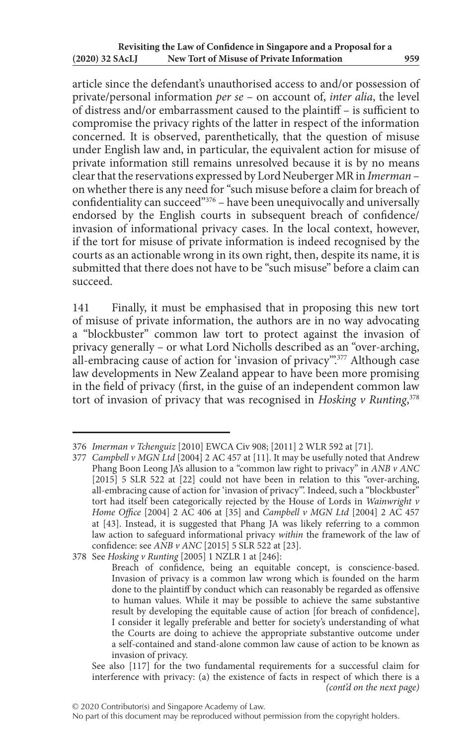article since the defendant's unauthorised access to and/or possession of private/personal information *per se* – on account of, *inter alia*, the level of distress and/or embarrassment caused to the plaintiff – is sufficient to compromise the privacy rights of the latter in respect of the information concerned. It is observed, parenthetically, that the question of misuse under English law and, in particular, the equivalent action for misuse of private information still remains unresolved because it is by no means clear that the reservations expressed by Lord Neuberger MR in *Imerman* – on whether there is any need for "such misuse before a claim for breach of confidentiality can succeed"[376] – have been unequivocally and universally endorsed by the English courts in subsequent breach of confidence/invasion of informational privacy cases. In the local context, however, if the tort for misuse of private information is indeed recognised by the courts as an actionable wrong in its own right, then, despite its name, it is submitted that there does not have to be "such misuse" before a claim can succeed.

141 Finally, it must be emphasised that in proposing this new tort of misuse of private information, the authors are in no way advocating a "blockbuster" common law tort to protect against the invasion of privacy generally – or what Lord Nicholls described as an "over-arching, all-embracing cause of action for 'invasion of privacy'".[377] Although case law developments in New Zealand appear to have been more promising in the field of privacy (first, in the guise of an independent common law tort of invasion of privacy that was recognised in *Hosking v Runting*,[378]

---

376 *Imerman v Tchenguiz* [2010] EWCA Civ 908; [2011] 2 WLR 592 at [71].

377 *Campbell v MGN Ltd* [2004] 2 AC 457 at [11]. It may be usefully noted that Andrew Phang Boon Leong JA's allusion to a "common law right to privacy" in *ANB v ANC* [2015] 5 SLR 522 at [22] could not have been in relation to this "over-arching, all-embracing cause of action for 'invasion of privacy'". Indeed, such a "blockbuster" tort had itself been categorically rejected by the House of Lords in *Wainwright v Home Office* [2004] 2 AC 406 at [35] and *Campbell v MGN Ltd* [2004] 2 AC 457 at [43]. Instead, it is suggested that Phang JA was likely referring to a common law action to safeguard informational privacy *within* the framework of the law of confidence: see *ANB v ANC* [2015] 5 SLR 522 at [23].

378 See *Hosking v Runting* [2005] 1 NZLR 1 at [246]:

> Breach of confidence, being an equitable concept, is conscience-based. Invasion of privacy is a common law wrong which is founded on the harm done to the plaintiff by conduct which can reasonably be regarded as offensive to human values. While it may be possible to achieve the same substantive result by developing the equitable cause of action [for breach of confidence], I consider it legally preferable and better for society's understanding of what the Courts are doing to achieve the appropriate substantive outcome under a self-contained and stand-alone common law cause of action to be known as invasion of privacy.

See also [117] for the two fundamental requirements for a successful claim for interference with privacy: (a) the existence of facts in respect of which there is a *(cont'd on the next page)*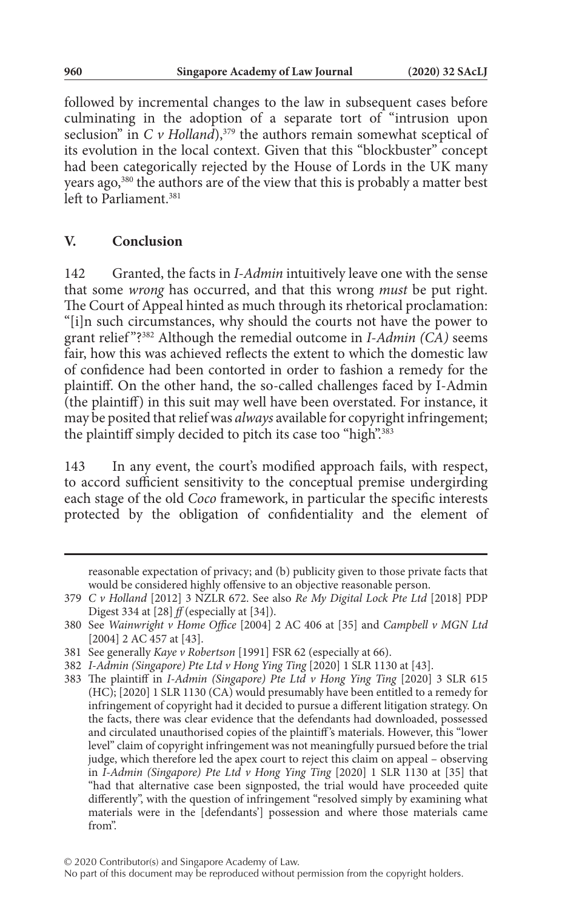followed by incremental changes to the law in subsequent cases before culminating in the adoption of a separate tort of "intrusion upon seclusion" in *C v Holland*),[379] the authors remain somewhat sceptical of its evolution in the local context. Given that this "blockbuster" concept had been categorically rejected by the House of Lords in the UK many years ago,[380] the authors are of the view that this is probably a matter best left to Parliament.[381]

## V. Conclusion

142 Granted, the facts in *I-Admin* intuitively leave one with the sense that some *wrong* has occurred, and that this wrong *must* be put right. The Court of Appeal hinted as much through its rhetorical proclamation: "[i]n such circumstances, why should the courts not have the power to grant relief"?[382] Although the remedial outcome in *I-Admin (CA)* seems fair, how this was achieved reflects the extent to which the domestic law of confidence had been contorted in order to fashion a remedy for the plaintiff. On the other hand, the so-called challenges faced by I-Admin (the plaintiff) in this suit may well have been overstated. For instance, it may be posited that relief was *always* available for copyright infringement; the plaintiff simply decided to pitch its case too "high".[383]

143 In any event, the court's modified approach fails, with respect, to accord sufficient sensitivity to the conceptual premise undergirding each stage of the old *Coco* framework, in particular the specific interests protected by the obligation of confidentiality and the element of

---

reasonable expectation of privacy; and (b) publicity given to those private facts that would be considered highly offensive to an objective reasonable person.

379 *C v Holland* [2012] 3 NZLR 672. See also *Re My Digital Lock Pte Ltd* [2018] PDP Digest 334 at [28] *ff* (especially at [34]).

380 See *Wainwright v Home Office* [2004] 2 AC 406 at [35] and *Campbell v MGN Ltd* [2004] 2 AC 457 at [43].

381 See generally *Kaye v Robertson* [1991] FSR 62 (especially at 66).

382 *I-Admin (Singapore) Pte Ltd v Hong Ying Ting* [2020] 1 SLR 1130 at [43].

383 The plaintiff in *I-Admin (Singapore) Pte Ltd v Hong Ying Ting* [2020] 3 SLR 615 (HC); [2020] 1 SLR 1130 (CA) would presumably have been entitled to a remedy for infringement of copyright had it decided to pursue a different litigation strategy. On the facts, there was clear evidence that the defendants had downloaded, possessed and circulated unauthorised copies of the plaintiff's materials. However, this "lower level" claim of copyright infringement was not meaningfully pursued before the trial judge, which therefore led the apex court to reject this claim on appeal – observing in *I-Admin (Singapore) Pte Ltd v Hong Ying Ting* [2020] 1 SLR 1130 at [35] that "had that alternative case been signposted, the trial would have proceeded quite differently", with the question of infringement "resolved simply by examining what materials were in the [defendants'] possession and where those materials came from".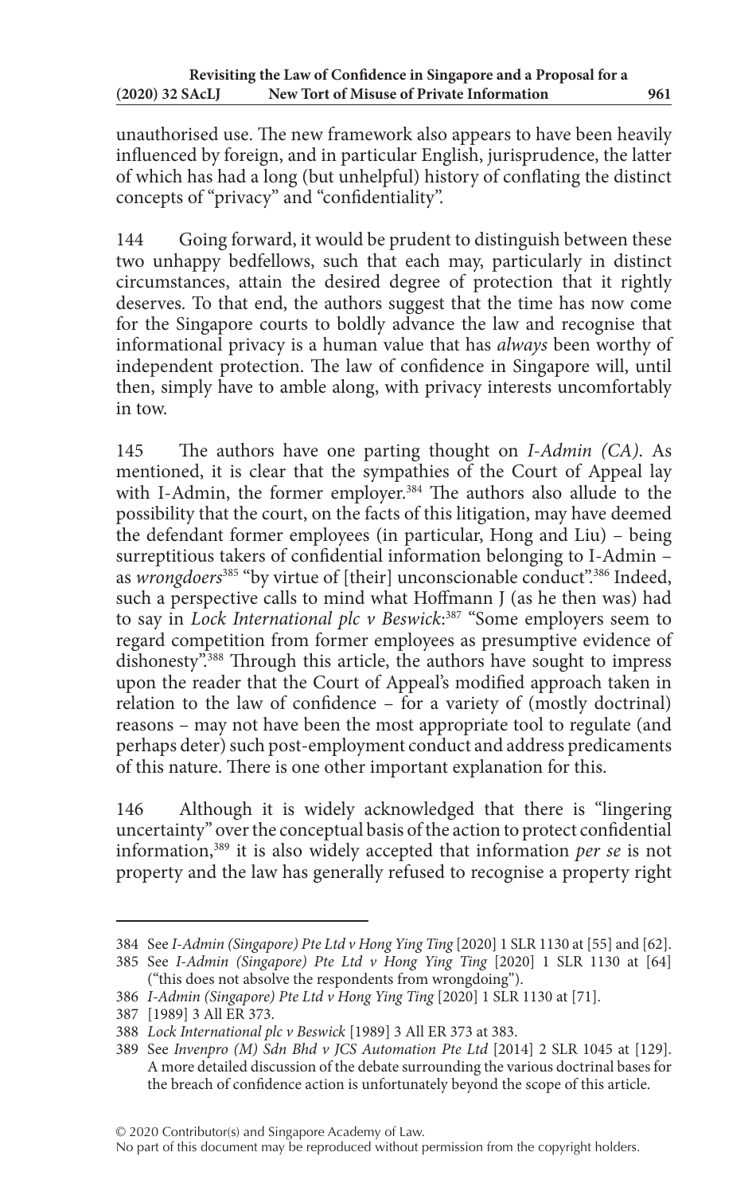unauthorised use. The new framework also appears to have been heavily influenced by foreign, and in particular English, jurisprudence, the latter of which has had a long (but unhelpful) history of conflating the distinct concepts of "privacy" and "confidentiality".

144 Going forward, it would be prudent to distinguish between these two unhappy bedfellows, such that each may, particularly in distinct circumstances, attain the desired degree of protection that it rightly deserves. To that end, the authors suggest that the time has now come for the Singapore courts to boldly advance the law and recognise that informational privacy is a human value that has *always* been worthy of independent protection. The law of confidence in Singapore will, until then, simply have to amble along, with privacy interests uncomfortably in tow.

145 The authors have one parting thought on *I-Admin (CA)*. As mentioned, it is clear that the sympathies of the Court of Appeal lay with I-Admin, the former employer.[384] The authors also allude to the possibility that the court, on the facts of this litigation, may have deemed the defendant former employees (in particular, Hong and Liu) – being surreptitious takers of confidential information belonging to I-Admin – as *wrongdoers*[385] "by virtue of [their] unconscionable conduct".[386] Indeed, such a perspective calls to mind what Hoffmann J (as he then was) had to say in *Lock International plc v Beswick*:[387] "Some employers seem to regard competition from former employees as presumptive evidence of dishonesty".[388] Through this article, the authors have sought to impress upon the reader that the Court of Appeal's modified approach taken in relation to the law of confidence – for a variety of (mostly doctrinal) reasons – may not have been the most appropriate tool to regulate (and perhaps deter) such post-employment conduct and address predicaments of this nature. There is one other important explanation for this.

146 Although it is widely acknowledged that there is "lingering uncertainty" over the conceptual basis of the action to protect confidential information,[389] it is also widely accepted that information *per se* is not property and the law has generally refused to recognise a property right

---

384 See *I-Admin (Singapore) Pte Ltd v Hong Ying Ting* [2020] 1 SLR 1130 at [55] and [62].

385 See *I-Admin (Singapore) Pte Ltd v Hong Ying Ting* [2020] 1 SLR 1130 at [64] ("this does not absolve the respondents from wrongdoing").

386 *I-Admin (Singapore) Pte Ltd v Hong Ying Ting* [2020] 1 SLR 1130 at [71].

387 [1989] 3 All ER 373.

388 *Lock International plc v Beswick* [1989] 3 All ER 373 at 383.

389 See *Invenpro (M) Sdn Bhd v JCS Automation Pte Ltd* [2014] 2 SLR 1045 at [129]. A more detailed discussion of the debate surrounding the various doctrinal bases for the breach of confidence action is unfortunately beyond the scope of this article.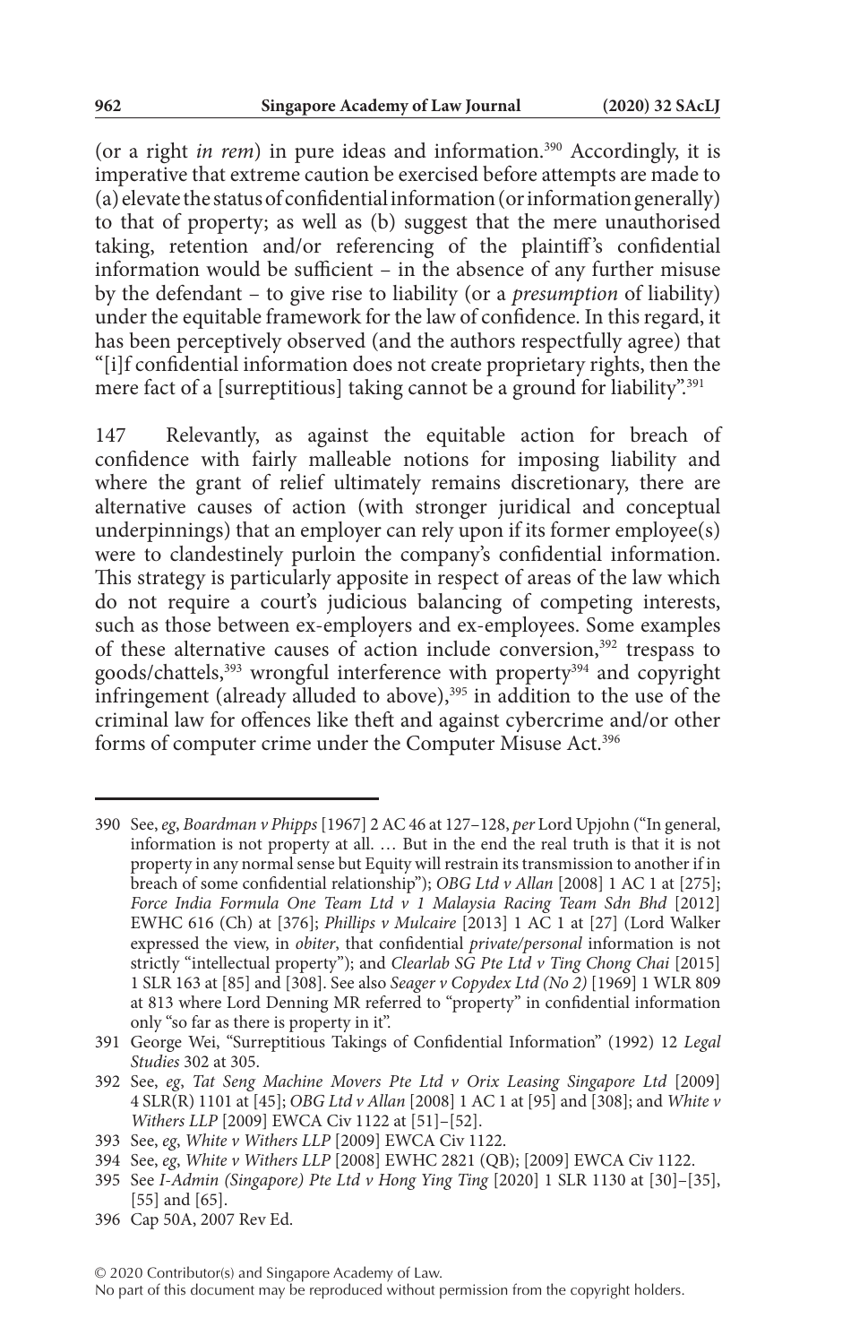(or a right *in rem*) in pure ideas and information.[390] Accordingly, it is imperative that extreme caution be exercised before attempts are made to (a) elevate the status of confidential information (or information generally) to that of property; as well as (b) suggest that the mere unauthorised taking, retention and/or referencing of the plaintiff's confidential information would be sufficient – in the absence of any further misuse by the defendant – to give rise to liability (or a *presumption* of liability) under the equitable framework for the law of confidence. In this regard, it has been perceptively observed (and the authors respectfully agree) that "[i]f confidential information does not create proprietary rights, then the mere fact of a [surreptitious] taking cannot be a ground for liability".[391]

147 Relevantly, as against the equitable action for breach of confidence with fairly malleable notions for imposing liability and where the grant of relief ultimately remains discretionary, there are alternative causes of action (with stronger juridical and conceptual underpinnings) that an employer can rely upon if its former employee(s) were to clandestinely purloin the company's confidential information. This strategy is particularly apposite in respect of areas of the law which do not require a court's judicious balancing of competing interests, such as those between ex-employers and ex-employees. Some examples of these alternative causes of action include conversion,[392] trespass to goods/chattels,[393] wrongful interference with property[394] and copyright infringement (already alluded to above),[395] in addition to the use of the criminal law for offences like theft and against cybercrime and/or other forms of computer crime under the Computer Misuse Act.[396]

---

390 See, *eg*, *Boardman v Phipps* [1967] 2 AC 46 at 127–128, *per* Lord Upjohn ("In general, information is not property at all. … But in the end the real truth is that it is not property in any normal sense but Equity will restrain its transmission to another if in breach of some confidential relationship"); *OBG Ltd v Allan* [2008] 1 AC 1 at [275]; *Force India Formula One Team Ltd v 1 Malaysia Racing Team Sdn Bhd* [2012] EWHC 616 (Ch) at [376]; *Phillips v Mulcaire* [2013] 1 AC 1 at [27] (Lord Walker expressed the view, in *obiter*, that confidential *private/personal* information is not strictly "intellectual property"); and *Clearlab SG Pte Ltd v Ting Chong Chai* [2015] 1 SLR 163 at [85] and [308]. See also *Seager v Copydex Ltd (No 2)* [1969] 1 WLR 809 at 813 where Lord Denning MR referred to "property" in confidential information only "so far as there is property in it".

391 George Wei, "Surreptitious Takings of Confidential Information" (1992) 12 *Legal Studies* 302 at 305.

392 See, *eg*, *Tat Seng Machine Movers Pte Ltd v Orix Leasing Singapore Ltd* [2009] 4 SLR(R) 1101 at [45]; *OBG Ltd v Allan* [2008] 1 AC 1 at [95] and [308]; and *White v Withers LLP* [2009] EWCA Civ 1122 at [51]–[52].

393 See, *eg*, *White v Withers LLP* [2009] EWCA Civ 1122.

394 See, *eg*, *White v Withers LLP* [2008] EWHC 2821 (QB); [2009] EWCA Civ 1122.

395 See *I-Admin (Singapore) Pte Ltd v Hong Ying Ting* [2020] 1 SLR 1130 at [30]–[35], [55] and [65].

396 Cap 50A, 2007 Rev Ed.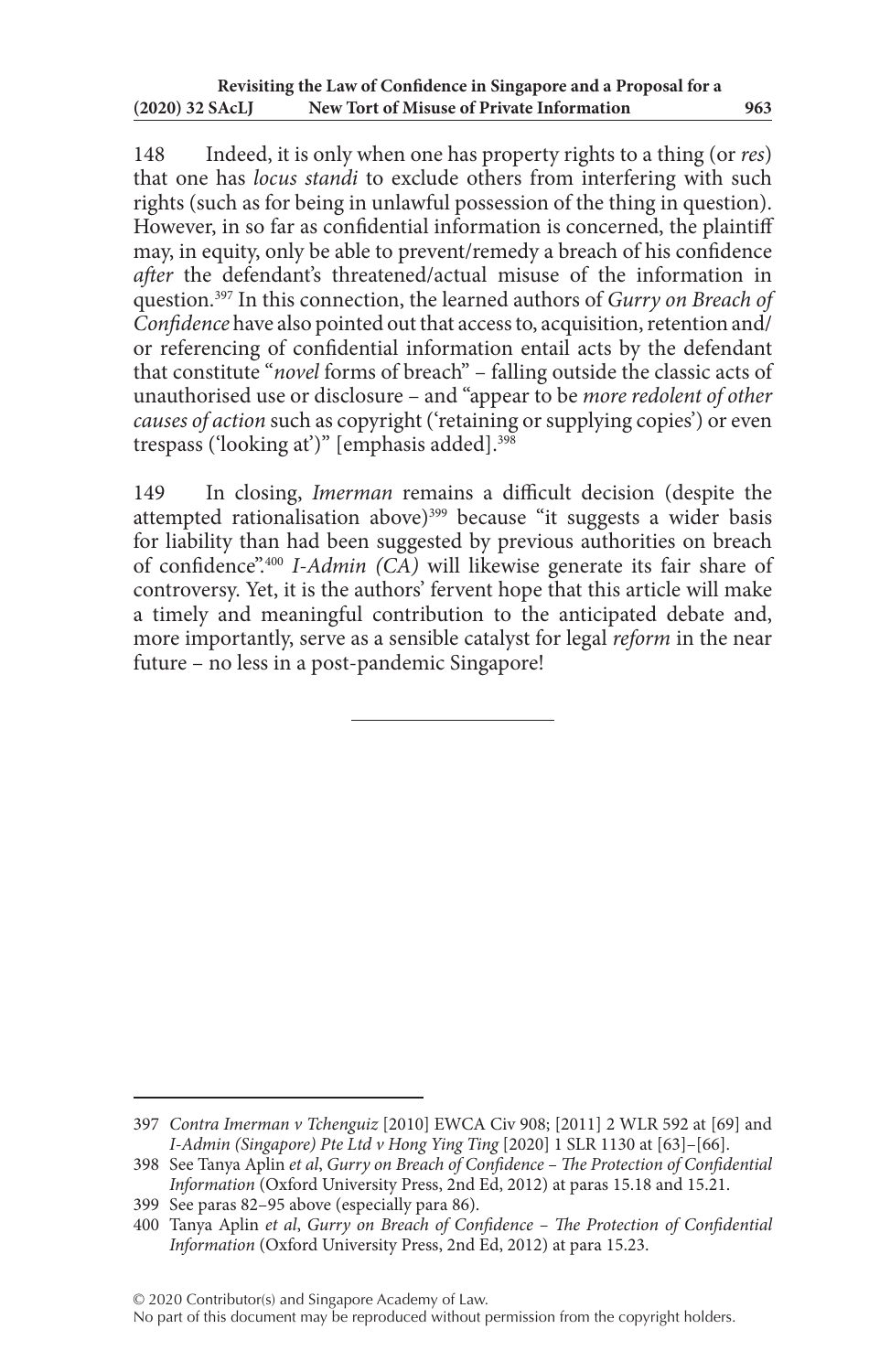148 Indeed, it is only when one has property rights to a thing (or *res*) that one has *locus standi* to exclude others from interfering with such rights (such as for being in unlawful possession of the thing in question). However, in so far as confidential information is concerned, the plaintiff may, in equity, only be able to prevent/remedy a breach of his confidence *after* the defendant's threatened/actual misuse of the information in question.[397] In this connection, the learned authors of *Gurry on Breach of Confidence* have also pointed out that access to, acquisition, retention and/or referencing of confidential information entail acts by the defendant that constitute "*novel* forms of breach" – falling outside the classic acts of unauthorised use or disclosure – and "appear to be *more redolent of other causes of action* such as copyright ('retaining or supplying copies') or even trespass ('looking at')" [emphasis added].[398]

149 In closing, *Imerman* remains a difficult decision (despite the attempted rationalisation above)[399] because "it suggests a wider basis for liability than had been suggested by previous authorities on breach of confidence".[400] *I-Admin (CA)* will likewise generate its fair share of controversy. Yet, it is the authors' fervent hope that this article will make a timely and meaningful contribution to the anticipated debate and, more importantly, serve as a sensible catalyst for legal *reform* in the near future – no less in a post-pandemic Singapore!

---

397 *Contra Imerman v Tchenguiz* [2010] EWCA Civ 908; [2011] 2 WLR 592 at [69] and *I-Admin (Singapore) Pte Ltd v Hong Ying Ting* [2020] 1 SLR 1130 at [63]–[66].

398 See Tanya Aplin *et al*, *Gurry on Breach of Confidence – The Protection of Confidential Information* (Oxford University Press, 2nd Ed, 2012) at paras 15.18 and 15.21.

399 See paras 82–95 above (especially para 86).

400 Tanya Aplin *et al*, *Gurry on Breach of Confidence – The Protection of Confidential Information* (Oxford University Press, 2nd Ed, 2012) at para 15.23.

© 2020 Contributor(s) and Singapore Academy of Law.
No part of this document may be reproduced without permission from the copyright holders.